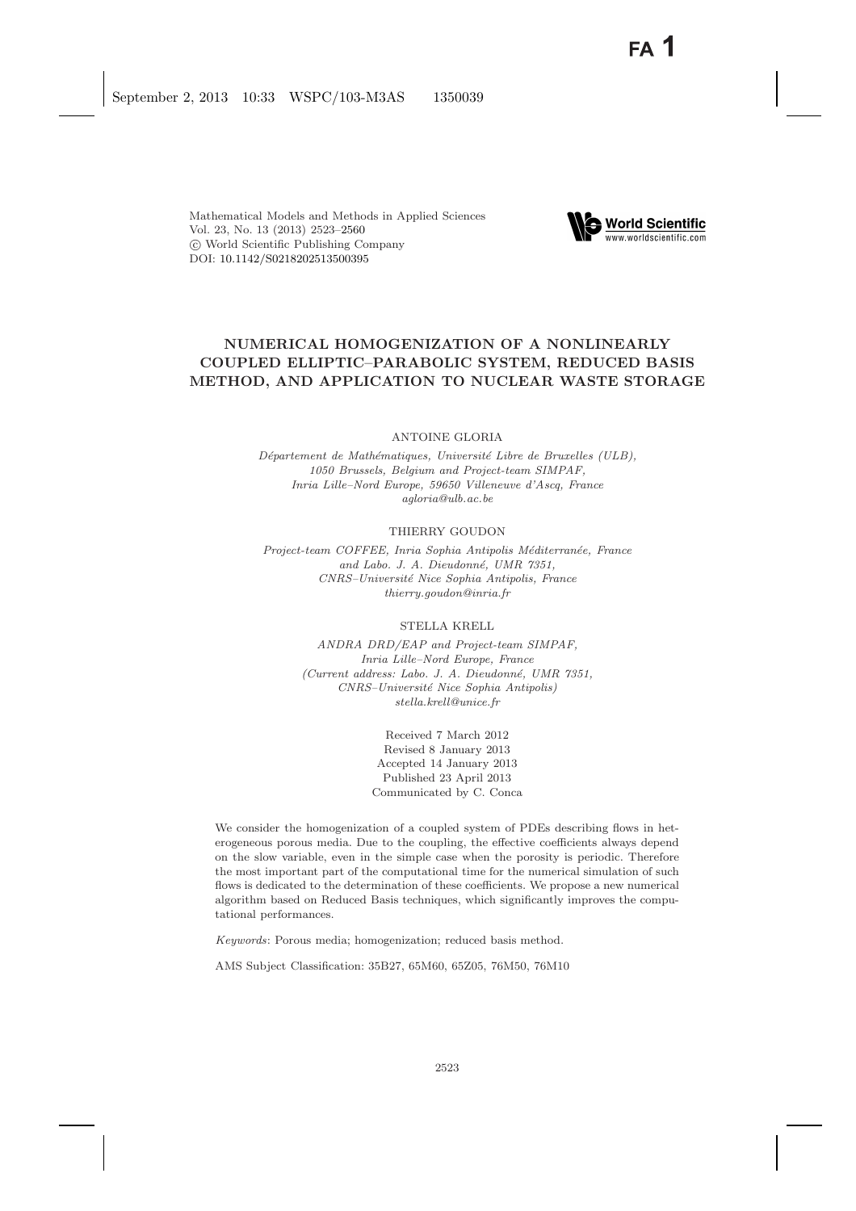Mathematical Models and Methods in Applied Sciences
Vol. 23, No. 13 (2013) 2523–2560
© World Scientific Publishing Company
DOI: 10.1142/S0218202513500395

# NUMERICAL HOMOGENIZATION OF A NONLINEARLY COUPLED ELLIPTIC–PARABOLIC SYSTEM, REDUCED BASIS METHOD, AND APPLICATION TO NUCLEAR WASTE STORAGE

ANTOINE GLORIA

*Département de Mathématiques, Université Libre de Bruxelles (ULB), 1050 Brussels, Belgium and Project-team SIMPAF, Inria Lille–Nord Europe, 59650 Villeneuve d'Ascq, France*
*agloria@ulb.ac.be*

THIERRY GOUDON

*Project-team COFFEE, Inria Sophia Antipolis Méditerranée, France and Labo. J. A. Dieudonné, UMR 7351, CNRS–Université Nice Sophia Antipolis, France*
*thierry.goudon@inria.fr*

STELLA KRELL

*ANDRA DRD/EAP and Project-team SIMPAF, Inria Lille–Nord Europe, France (Current address: Labo. J. A. Dieudonné, UMR 7351, CNRS–Université Nice Sophia Antipolis)*
*stella.krell@unice.fr*

Received 7 March 2012
Revised 8 January 2013
Accepted 14 January 2013
Published 23 April 2013
Communicated by C. Conca

We consider the homogenization of a coupled system of PDEs describing flows in heterogeneous porous media. Due to the coupling, the effective coefficients always depend on the slow variable, even in the simple case when the porosity is periodic. Therefore the most important part of the computational time for the numerical simulation of such flows is dedicated to the determination of these coefficients. We propose a new numerical algorithm based on Reduced Basis techniques, which significantly improves the computational performances.

*Keywords*: Porous media; homogenization; reduced basis method.

AMS Subject Classification: 35B27, 65M60, 65Z05, 76M50, 76M10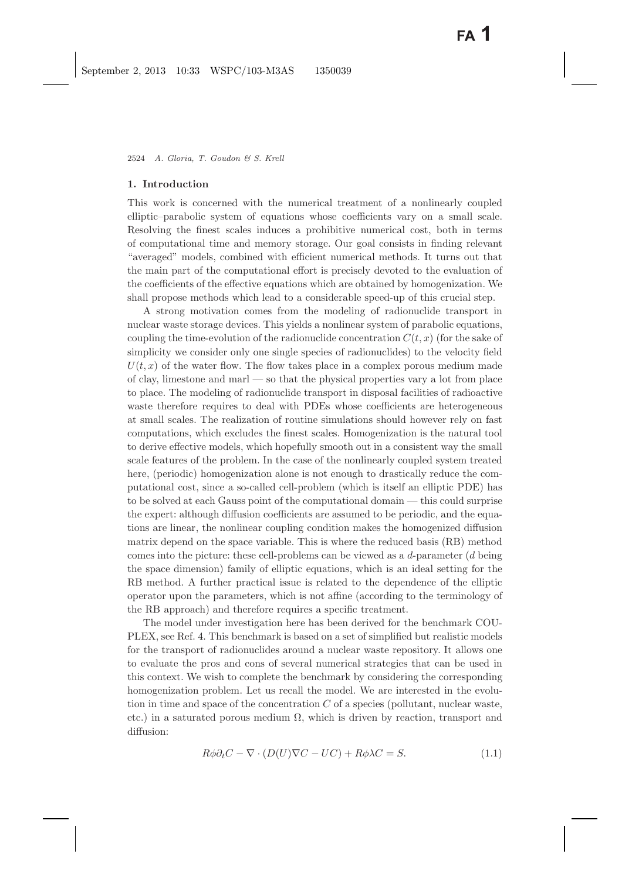## 1. Introduction

This work is concerned with the numerical treatment of a nonlinearly coupled elliptic–parabolic system of equations whose coefficients vary on a small scale. Resolving the finest scales induces a prohibitive numerical cost, both in terms of computational time and memory storage. Our goal consists in finding relevant "averaged" models, combined with efficient numerical methods. It turns out that the main part of the computational effort is precisely devoted to the evaluation of the coefficients of the effective equations which are obtained by homogenization. We shall propose methods which lead to a considerable speed-up of this crucial step.

A strong motivation comes from the modeling of radionuclide transport in nuclear waste storage devices. This yields a nonlinear system of parabolic equations, coupling the time-evolution of the radionuclide concentration $C(t, x)$ (for the sake of simplicity we consider only one single species of radionuclides) to the velocity field $U(t, x)$ of the water flow. The flow takes place in a complex porous medium made of clay, limestone and marl — so that the physical properties vary a lot from place to place. The modeling of radionuclide transport in disposal facilities of radioactive waste therefore requires to deal with PDEs whose coefficients are heterogeneous at small scales. The realization of routine simulations should however rely on fast computations, which excludes the finest scales. Homogenization is the natural tool to derive effective models, which hopefully smooth out in a consistent way the small scale features of the problem. In the case of the nonlinearly coupled system treated here, (periodic) homogenization alone is not enough to drastically reduce the computational cost, since a so-called cell-problem (which is itself an elliptic PDE) has to be solved at each Gauss point of the computational domain — this could surprise the expert: although diffusion coefficients are assumed to be periodic, and the equations are linear, the nonlinear coupling condition makes the homogenized diffusion matrix depend on the space variable. This is where the reduced basis (RB) method comes into the picture: these cell-problems can be viewed as a $d$-parameter ($d$ being the space dimension) family of elliptic equations, which is an ideal setting for the RB method. A further practical issue is related to the dependence of the elliptic operator upon the parameters, which is not affine (according to the terminology of the RB approach) and therefore requires a specific treatment.

The model under investigation here has been derived for the benchmark COUPLEX, see Ref. 4. This benchmark is based on a set of simplified but realistic models for the transport of radionuclides around a nuclear waste repository. It allows one to evaluate the pros and cons of several numerical strategies that can be used in this context. We wish to complete the benchmark by considering the corresponding homogenization problem. Let us recall the model. We are interested in the evolution in time and space of the concentration $C$ of a species (pollutant, nuclear waste, etc.) in a saturated porous medium $\Omega$, which is driven by reaction, transport and diffusion:

$$R\phi\partial_t C - \nabla \cdot (D(U)\nabla C - UC) + R\phi\lambda C = S. \tag{1.1}$$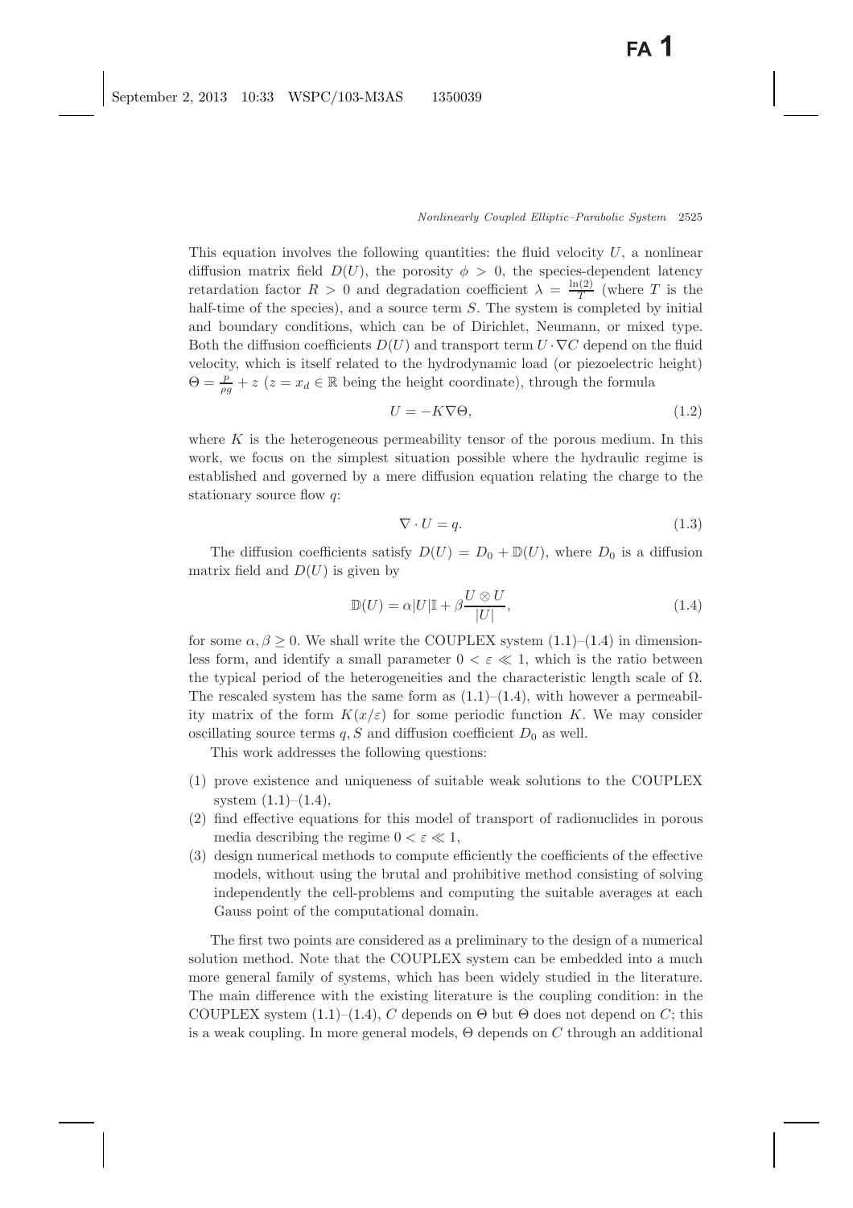This equation involves the following quantities: the fluid velocity $U$, a nonlinear diffusion matrix field $D(U)$, the porosity $\phi > 0$, the species-dependent latency retardation factor $R > 0$ and degradation coefficient $\lambda = \frac{\ln(2)}{T}$ (where $T$ is the half-time of the species), and a source term $S$. The system is completed by initial and boundary conditions, which can be of Dirichlet, Neumann, or mixed type. Both the diffusion coefficients $D(U)$ and transport term $U \cdot \nabla C$ depend on the fluid velocity, which is itself related to the hydrodynamic load (or piezoelectric height) $\Theta = \frac{p}{\rho g} + z$ ($z = x_d \in \mathbb{R}$ being the height coordinate), through the formula

$$U = -K\nabla\Theta, \tag{1.2}$$

where $K$ is the heterogeneous permeability tensor of the porous medium. In this work, we focus on the simplest situation possible where the hydraulic regime is established and governed by a mere diffusion equation relating the charge to the stationary source flow $q$:

$$\nabla \cdot U = q. \tag{1.3}$$

The diffusion coefficients satisfy $D(U) = D_0 + \mathbb{D}(U)$, where $D_0$ is a diffusion matrix field and $D(U)$ is given by

$$\mathbb{D}(U) = \alpha|U|\mathbb{I} + \beta\frac{U \otimes U}{|U|}, \tag{1.4}$$

for some $\alpha, \beta \geq 0$. We shall write the COUPLEX system (1.1)–(1.4) in dimensionless form, and identify a small parameter $0 < \varepsilon \ll 1$, which is the ratio between the typical period of the heterogeneities and the characteristic length scale of $\Omega$. The rescaled system has the same form as (1.1)–(1.4), with however a permeability matrix of the form $K(x/\varepsilon)$ for some periodic function $K$. We may consider oscillating source terms $q, S$ and diffusion coefficient $D_0$ as well.

This work addresses the following questions:

(1) prove existence and uniqueness of suitable weak solutions to the COUPLEX system (1.1)–(1.4),
(2) find effective equations for this model of transport of radionuclides in porous media describing the regime $0 < \varepsilon \ll 1$,
(3) design numerical methods to compute efficiently the coefficients of the effective models, without using the brutal and prohibitive method consisting of solving independently the cell-problems and computing the suitable averages at each Gauss point of the computational domain.

The first two points are considered as a preliminary to the design of a numerical solution method. Note that the COUPLEX system can be embedded into a much more general family of systems, which has been widely studied in the literature. The main difference with the existing literature is the coupling condition: in the COUPLEX system (1.1)–(1.4), $C$ depends on $\Theta$ but $\Theta$ does not depend on $C$; this is a weak coupling. In more general models, $\Theta$ depends on $C$ through an additional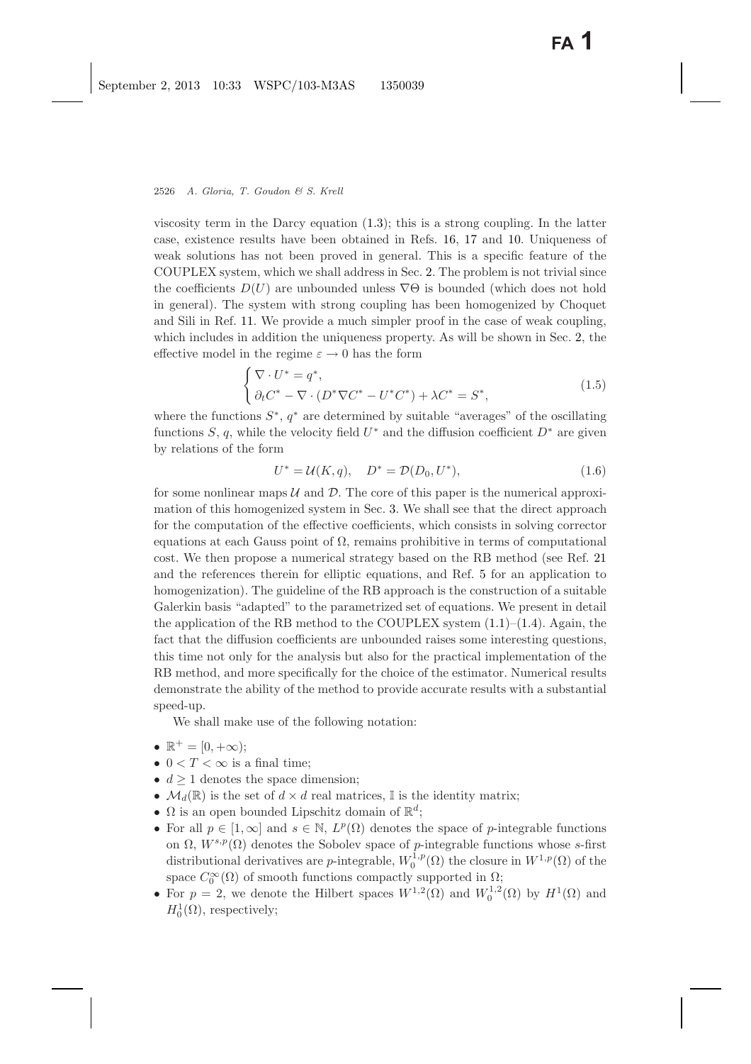viscosity term in the Darcy equation (1.3); this is a strong coupling. In the latter case, existence results have been obtained in Refs. 16, 17 and 10. Uniqueness of weak solutions has not been proved in general. This is a specific feature of the COUPLEX system, which we shall address in Sec. 2. The problem is not trivial since the coefficients $D(U)$ are unbounded unless $\nabla\Theta$ is bounded (which does not hold in general). The system with strong coupling has been homogenized by Choquet and Sili in Ref. 11. We provide a much simpler proof in the case of weak coupling, which includes in addition the uniqueness property. As will be shown in Sec. 2, the effective model in the regime $\varepsilon \to 0$ has the form

$$\begin{cases} \nabla \cdot U^* = q^*, \\ \partial_t C^* - \nabla \cdot (D^* \nabla C^* - U^* C^*) + \lambda C^* = S^*, \end{cases} \tag{1.5}$$

where the functions $S^*$, $q^*$ are determined by suitable "averages" of the oscillating functions $S$, $q$, while the velocity field $U^*$ and the diffusion coefficient $D^*$ are given by relations of the form

$$U^* = \mathcal{U}(K, q), \quad D^* = \mathcal{D}(D_0, U^*), \tag{1.6}$$

for some nonlinear maps $\mathcal{U}$ and $\mathcal{D}$. The core of this paper is the numerical approximation of this homogenized system in Sec. 3. We shall see that the direct approach for the computation of the effective coefficients, which consists in solving corrector equations at each Gauss point of $\Omega$, remains prohibitive in terms of computational cost. We then propose a numerical strategy based on the RB method (see Ref. 21 and the references therein for elliptic equations, and Ref. 5 for an application to homogenization). The guideline of the RB approach is the construction of a suitable Galerkin basis "adapted" to the parametrized set of equations. We present in detail the application of the RB method to the COUPLEX system (1.1)–(1.4). Again, the fact that the diffusion coefficients are unbounded raises some interesting questions, this time not only for the analysis but also for the practical implementation of the RB method, and more specifically for the choice of the estimator. Numerical results demonstrate the ability of the method to provide accurate results with a substantial speed-up.

We shall make use of the following notation:

- $\mathbb{R}^+ = [0, +\infty)$;
- $0 < T < \infty$ is a final time;
- $d \geq 1$ denotes the space dimension;
- $\mathcal{M}_d(\mathbb{R})$ is the set of $d \times d$ real matrices, $\mathbb{I}$ is the identity matrix;
- $\Omega$ is an open bounded Lipschitz domain of $\mathbb{R}^d$;
- For all $p \in [1, \infty]$ and $s \in \mathbb{N}$, $L^p(\Omega)$ denotes the space of $p$-integrable functions on $\Omega$, $W^{s,p}(\Omega)$ denotes the Sobolev space of $p$-integrable functions whose $s$-first distributional derivatives are $p$-integrable, $W_0^{1,p}(\Omega)$ the closure in $W^{1,p}(\Omega)$ of the space $C_0^\infty(\Omega)$ of smooth functions compactly supported in $\Omega$;
- For $p = 2$, we denote the Hilbert spaces $W^{1,2}(\Omega)$ and $W_0^{1,2}(\Omega)$ by $H^1(\Omega)$ and $H_0^1(\Omega)$, respectively;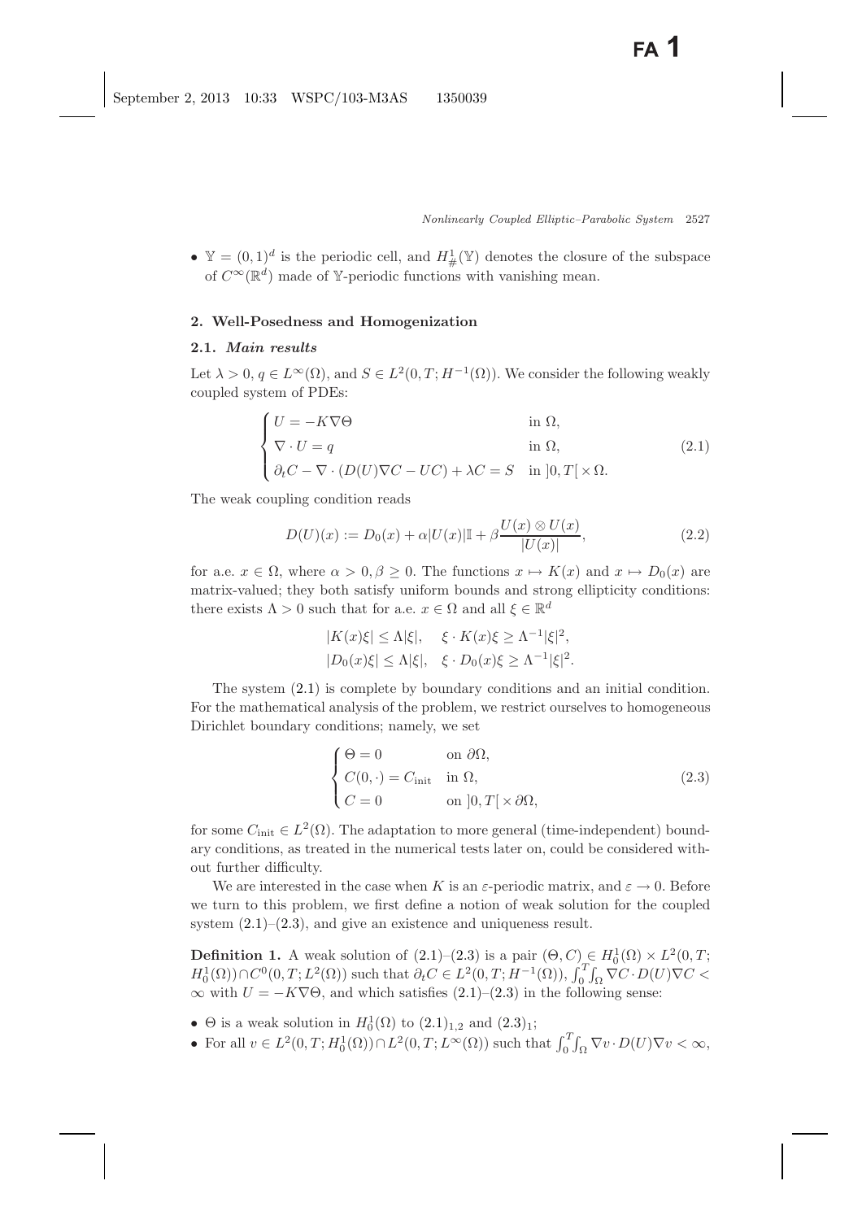- $\mathbb{Y} = (0,1)^d$ is the periodic cell, and $H^1_\#(\mathbb{Y})$ denotes the closure of the subspace of $C^\infty(\mathbb{R}^d)$ made of $\mathbb{Y}$-periodic functions with vanishing mean.

## 2. Well-Posedness and Homogenization

### 2.1. *Main results*

Let $\lambda > 0$, $q \in L^\infty(\Omega)$, and $S \in L^2(0,T;H^{-1}(\Omega))$. We consider the following weakly coupled system of PDEs:

$$
\begin{cases}
U = -K\nabla\Theta & \text{in } \Omega, \\
\nabla \cdot U = q & \text{in } \Omega, \\
\partial_t C - \nabla \cdot (D(U)\nabla C - UC) + \lambda C = S & \text{in } ]0,T[\times\Omega.
\end{cases}
\tag{2.1}
$$

The weak coupling condition reads

$$
D(U)(x) := D_0(x) + \alpha|U(x)|\mathbb{I} + \beta\frac{U(x)\otimes U(x)}{|U(x)|},
\tag{2.2}
$$

for a.e. $x \in \Omega$, where $\alpha > 0, \beta \geq 0$. The functions $x \mapsto K(x)$ and $x \mapsto D_0(x)$ are matrix-valued; they both satisfy uniform bounds and strong ellipticity conditions: there exists $\Lambda > 0$ such that for a.e. $x \in \Omega$ and all $\xi \in \mathbb{R}^d$

$$
|K(x)\xi| \leq \Lambda|\xi|, \quad \xi\cdot K(x)\xi \geq \Lambda^{-1}|\xi|^2,
$$
$$
|D_0(x)\xi| \leq \Lambda|\xi|, \quad \xi\cdot D_0(x)\xi \geq \Lambda^{-1}|\xi|^2.
$$

The system (2.1) is complete by boundary conditions and an initial condition. For the mathematical analysis of the problem, we restrict ourselves to homogeneous Dirichlet boundary conditions; namely, we set

$$
\begin{cases}
\Theta = 0 & \text{on } \partial\Omega, \\
C(0,\cdot) = C_{\text{init}} & \text{in } \Omega, \\
C = 0 & \text{on } ]0,T[\times\partial\Omega,
\end{cases}
\tag{2.3}
$$

for some $C_{\text{init}} \in L^2(\Omega)$. The adaptation to more general (time-independent) boundary conditions, as treated in the numerical tests later on, could be considered without further difficulty.

We are interested in the case when $K$ is an $\varepsilon$-periodic matrix, and $\varepsilon \to 0$. Before we turn to this problem, we first define a notion of weak solution for the coupled system (2.1)–(2.3), and give an existence and uniqueness result.

**Definition 1.** A weak solution of (2.1)–(2.3) is a pair $(\Theta, C) \in H^1_0(\Omega) \times L^2(0,T;H^1_0(\Omega))\cap C^0(0,T;L^2(\Omega))$ such that $\partial_t C \in L^2(0,T;H^{-1}(\Omega))$, $\int_0^T\!\int_\Omega \nabla C\cdot D(U)\nabla C < \infty$ with $U = -K\nabla\Theta$, and which satisfies (2.1)–(2.3) in the following sense:

- $\Theta$ is a weak solution in $H^1_0(\Omega)$ to $(2.1)_{1,2}$ and $(2.3)_1$;
- For all $v \in L^2(0,T;H^1_0(\Omega))\cap L^2(0,T;L^\infty(\Omega))$ such that $\int_0^T\!\int_\Omega \nabla v\cdot D(U)\nabla v < \infty$,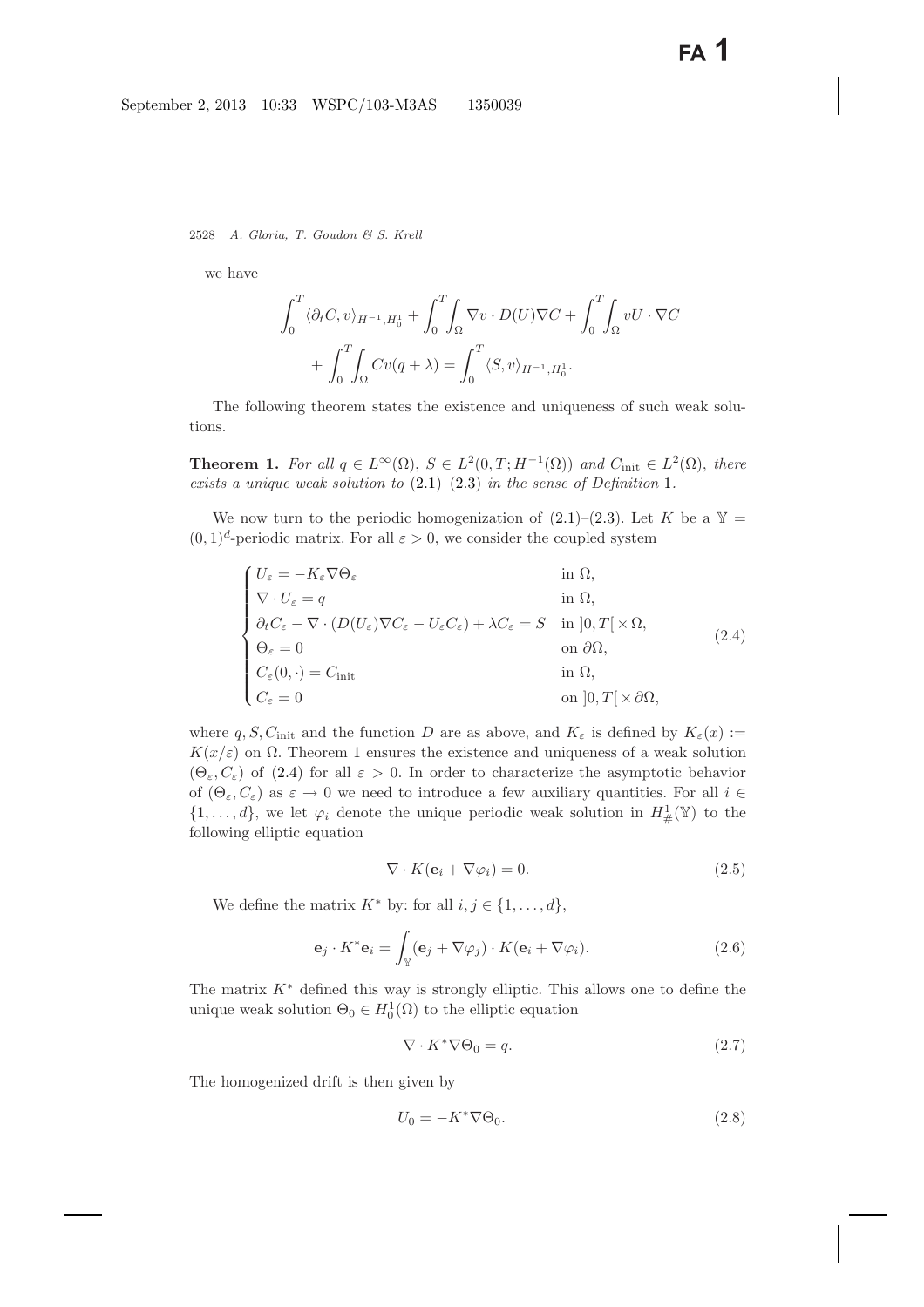we have

$$\int_0^T \langle \partial_t C, v\rangle_{H^{-1},H_0^1} + \int_0^T\int_\Omega \nabla v\cdot D(U)\nabla C + \int_0^T\int_\Omega vU\cdot\nabla C$$
$$+\int_0^T\int_\Omega Cv(q+\lambda) = \int_0^T \langle S, v\rangle_{H^{-1},H_0^1}.$$

The following theorem states the existence and uniqueness of such weak solutions.

**Theorem 1.** *For all $q\in L^\infty(\Omega)$, $S\in L^2(0,T;H^{-1}(\Omega))$ and $C_{\rm init}\in L^2(\Omega)$, there exists a unique weak solution to* (2.1)–(2.3) *in the sense of Definition* 1.

We now turn to the periodic homogenization of (2.1)–(2.3). Let $K$ be a $\mathbb{Y}=(0,1)^d$-periodic matrix. For all $\varepsilon>0$, we consider the coupled system

$$\begin{cases} U_\varepsilon = -K_\varepsilon\nabla\Theta_\varepsilon & \text{in } \Omega,\\ \nabla\cdot U_\varepsilon = q & \text{in } \Omega,\\ \partial_t C_\varepsilon - \nabla\cdot(D(U_\varepsilon)\nabla C_\varepsilon - U_\varepsilon C_\varepsilon) + \lambda C_\varepsilon = S & \text{in } ]0,T[\times\Omega,\\ \Theta_\varepsilon = 0 & \text{on } \partial\Omega,\\ C_\varepsilon(0,\cdot) = C_{\rm init} & \text{in } \Omega,\\ C_\varepsilon = 0 & \text{on } ]0,T[\times\partial\Omega, \end{cases} \tag{2.4}$$

where $q, S, C_{\rm init}$ and the function $D$ are as above, and $K_\varepsilon$ is defined by $K_\varepsilon(x) := K(x/\varepsilon)$ on $\Omega$. Theorem 1 ensures the existence and uniqueness of a weak solution $(\Theta_\varepsilon, C_\varepsilon)$ of (2.4) for all $\varepsilon>0$. In order to characterize the asymptotic behavior of $(\Theta_\varepsilon, C_\varepsilon)$ as $\varepsilon\to 0$ we need to introduce a few auxiliary quantities. For all $i\in\{1,\dots,d\}$, we let $\varphi_i$ denote the unique periodic weak solution in $H^1_\#(\mathbb{Y})$ to the following elliptic equation

$$-\nabla\cdot K(\mathbf{e}_i+\nabla\varphi_i) = 0. \tag{2.5}$$

We define the matrix $K^*$ by: for all $i,j\in\{1,\dots,d\}$,

$$\mathbf{e}_j\cdot K^*\mathbf{e}_i = \int_{\mathbb{Y}}(\mathbf{e}_j+\nabla\varphi_j)\cdot K(\mathbf{e}_i+\nabla\varphi_i). \tag{2.6}$$

The matrix $K^*$ defined this way is strongly elliptic. This allows one to define the unique weak solution $\Theta_0\in H^1_0(\Omega)$ to the elliptic equation

$$-\nabla\cdot K^*\nabla\Theta_0 = q. \tag{2.7}$$

The homogenized drift is then given by

$$U_0 = -K^*\nabla\Theta_0. \tag{2.8}$$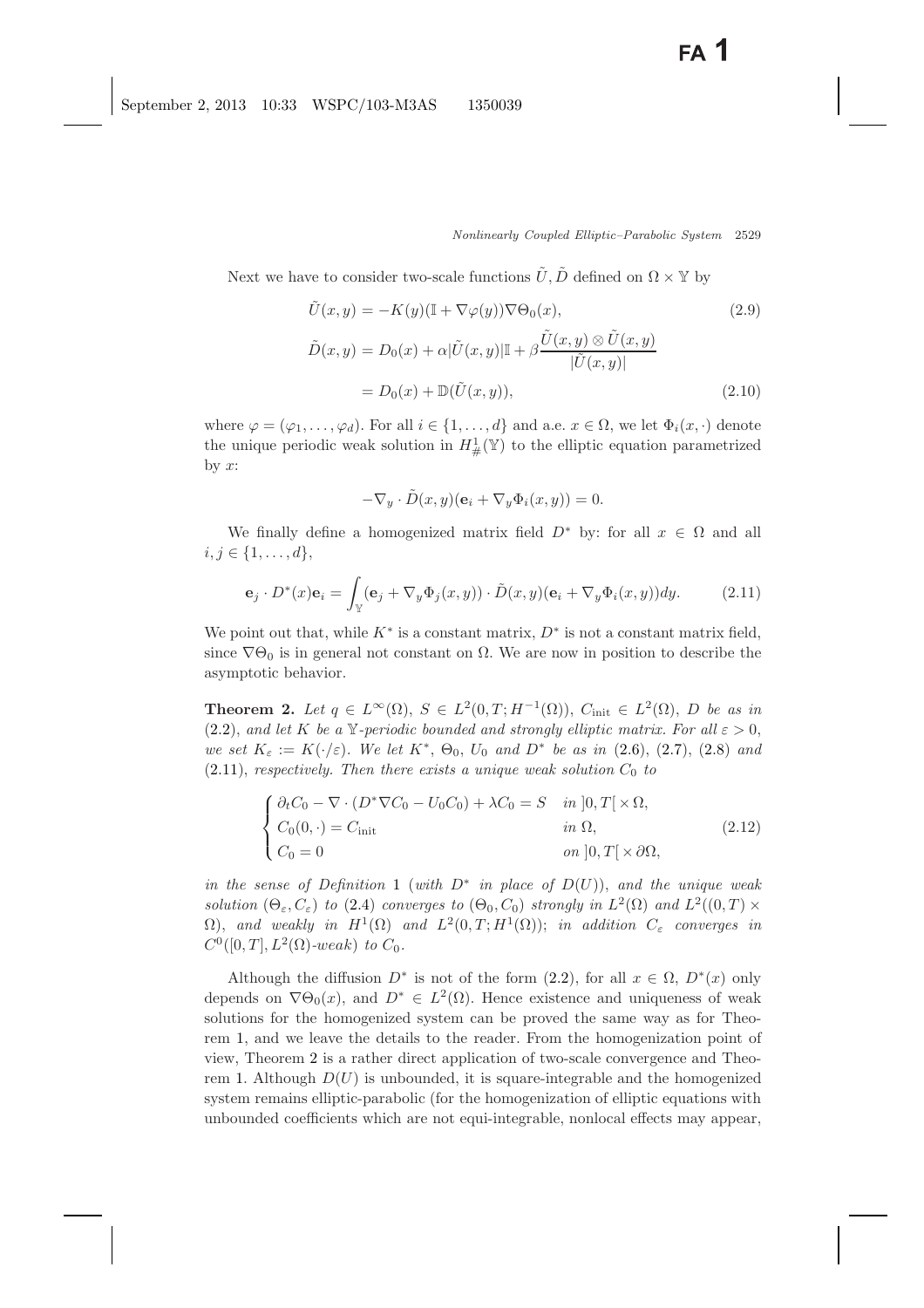Next we have to consider two-scale functions $\tilde{U}, \tilde{D}$ defined on $\Omega \times \mathbb{Y}$ by

$$\tilde{U}(x,y) = -K(y)(\mathbb{I} + \nabla\varphi(y))\nabla\Theta_0(x), \tag{2.9}$$

$$\begin{aligned}\tilde{D}(x,y) &= D_0(x) + \alpha|\tilde{U}(x,y)|\mathbb{I} + \beta\frac{\tilde{U}(x,y)\otimes\tilde{U}(x,y)}{|\tilde{U}(x,y)|} \\ &= D_0(x) + \mathbb{D}(\tilde{U}(x,y)),\end{aligned} \tag{2.10}$$

where $\varphi = (\varphi_1, \ldots, \varphi_d)$. For all $i \in \{1, \ldots, d\}$ and a.e. $x \in \Omega$, we let $\Phi_i(x,\cdot)$ denote the unique periodic weak solution in $H^1_\#(\mathbb{Y})$ to the elliptic equation parametrized by $x$:

$$-\nabla_y \cdot \tilde{D}(x,y)(\mathbf{e}_i + \nabla_y\Phi_i(x,y)) = 0.$$

We finally define a homogenized matrix field $D^*$ by: for all $x \in \Omega$ and all $i,j \in \{1,\ldots,d\}$,

$$\mathbf{e}_j \cdot D^*(x)\mathbf{e}_i = \int_{\mathbb{Y}} (\mathbf{e}_j + \nabla_y\Phi_j(x,y)) \cdot \tilde{D}(x,y)(\mathbf{e}_i + \nabla_y\Phi_i(x,y))dy. \tag{2.11}$$

We point out that, while $K^*$ is a constant matrix, $D^*$ is not a constant matrix field, since $\nabla\Theta_0$ is in general not constant on $\Omega$. We are now in position to describe the asymptotic behavior.

**Theorem 2.** *Let $q \in L^\infty(\Omega)$, $S \in L^2(0,T;H^{-1}(\Omega))$, $C_{\text{init}} \in L^2(\Omega)$, $D$ be as in* (2.2)*, and let $K$ be a $\mathbb{Y}$-periodic bounded and strongly elliptic matrix. For all $\varepsilon > 0$, we set $K_\varepsilon := K(\cdot/\varepsilon)$. We let $K^*$, $\Theta_0$, $U_0$ and $D^*$ be as in* (2.6), (2.7), (2.8) *and* (2.11)*, respectively. Then there exists a unique weak solution $C_0$ to*

$$\begin{cases} \partial_t C_0 - \nabla\cdot(D^*\nabla C_0 - U_0 C_0) + \lambda C_0 = S & \text{in } ]0,T[\times\Omega, \\ C_0(0,\cdot) = C_{\text{init}} & \text{in } \Omega, \\ C_0 = 0 & \text{on } ]0,T[\times\partial\Omega, \end{cases} \tag{2.12}$$

*in the sense of Definition* 1 (*with $D^*$ in place of $D(U)$*), *and the unique weak solution $(\Theta_\varepsilon, C_\varepsilon)$ to* (2.4) *converges to $(\Theta_0, C_0)$ strongly in $L^2(\Omega)$ and $L^2((0,T)\times\Omega)$, and weakly in $H^1(\Omega)$ and $L^2(0,T;H^1(\Omega))$; in addition $C_\varepsilon$ converges in $C^0([0,T], L^2(\Omega)\text{-weak})$ to $C_0$.*

Although the diffusion $D^*$ is not of the form (2.2), for all $x \in \Omega$, $D^*(x)$ only depends on $\nabla\Theta_0(x)$, and $D^* \in L^2(\Omega)$. Hence existence and uniqueness of weak solutions for the homogenized system can be proved the same way as for Theorem 1, and we leave the details to the reader. From the homogenization point of view, Theorem 2 is a rather direct application of two-scale convergence and Theorem 1. Although $D(U)$ is unbounded, it is square-integrable and the homogenized system remains elliptic-parabolic (for the homogenization of elliptic equations with unbounded coefficients which are not equi-integrable, nonlocal effects may appear,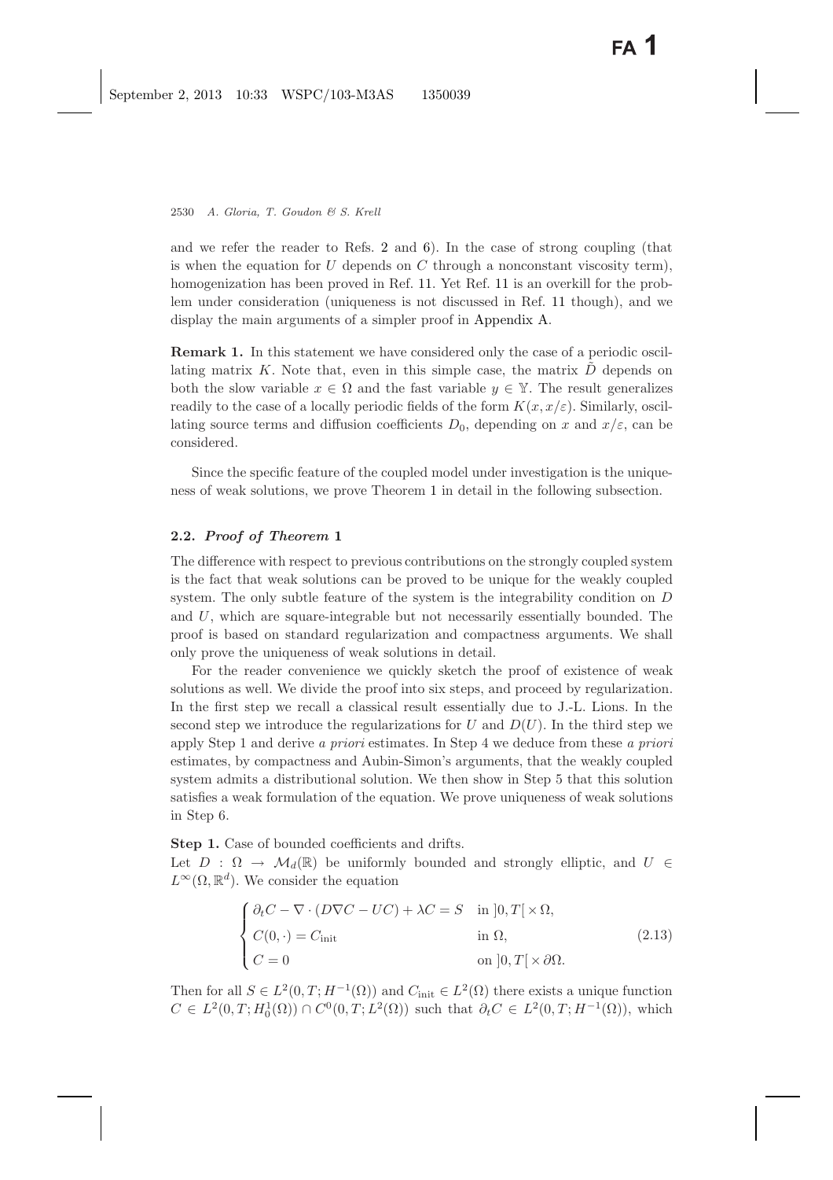and we refer the reader to Refs. 2 and 6). In the case of strong coupling (that is when the equation for $U$ depends on $C$ through a nonconstant viscosity term), homogenization has been proved in Ref. 11. Yet Ref. 11 is an overkill for the problem under consideration (uniqueness is not discussed in Ref. 11 though), and we display the main arguments of a simpler proof in Appendix A.

**Remark 1.** In this statement we have considered only the case of a periodic oscillating matrix $K$. Note that, even in this simple case, the matrix $\tilde{D}$ depends on both the slow variable $x \in \Omega$ and the fast variable $y \in \mathbb{Y}$. The result generalizes readily to the case of a locally periodic fields of the form $K(x, x/\varepsilon)$. Similarly, oscillating source terms and diffusion coefficients $D_0$, depending on $x$ and $x/\varepsilon$, can be considered.

Since the specific feature of the coupled model under investigation is the uniqueness of weak solutions, we prove Theorem 1 in detail in the following subsection.

### 2.2. *Proof of Theorem* 1

The difference with respect to previous contributions on the strongly coupled system is the fact that weak solutions can be proved to be unique for the weakly coupled system. The only subtle feature of the system is the integrability condition on $D$ and $U$, which are square-integrable but not necessarily essentially bounded. The proof is based on standard regularization and compactness arguments. We shall only prove the uniqueness of weak solutions in detail.

For the reader convenience we quickly sketch the proof of existence of weak solutions as well. We divide the proof into six steps, and proceed by regularization. In the first step we recall a classical result essentially due to J.-L. Lions. In the second step we introduce the regularizations for $U$ and $D(U)$. In the third step we apply Step 1 and derive *a priori* estimates. In Step 4 we deduce from these *a priori* estimates, by compactness and Aubin-Simon's arguments, that the weakly coupled system admits a distributional solution. We then show in Step 5 that this solution satisfies a weak formulation of the equation. We prove uniqueness of weak solutions in Step 6.

**Step 1.** Case of bounded coefficients and drifts.
Let $D : \Omega \to \mathcal{M}_d(\mathbb{R})$ be uniformly bounded and strongly elliptic, and $U \in L^\infty(\Omega, \mathbb{R}^d)$. We consider the equation

$$\begin{cases} \partial_t C - \nabla \cdot (D\nabla C - UC) + \lambda C = S & \text{in } ]0,T[ \times \Omega, \\ C(0,\cdot) = C_{\text{init}} & \text{in } \Omega, \\ C = 0 & \text{on } ]0,T[ \times \partial\Omega. \end{cases} \tag{2.13}$$

Then for all $S \in L^2(0,T; H^{-1}(\Omega))$ and $C_{\text{init}} \in L^2(\Omega)$ there exists a unique function $C \in L^2(0,T; H_0^1(\Omega)) \cap C^0(0,T; L^2(\Omega))$ such that $\partial_t C \in L^2(0,T; H^{-1}(\Omega))$, which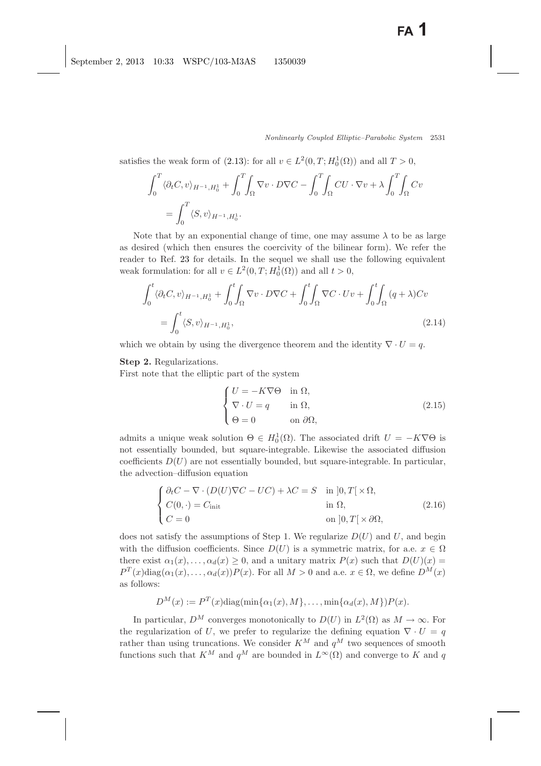satisfies the weak form of (2.13): for all $v \in L^2(0,T;H_0^1(\Omega))$ and all $T > 0$,

$$\int_0^T \langle \partial_t C, v\rangle_{H^{-1},H_0^1} + \int_0^T\int_\Omega \nabla v \cdot D\nabla C - \int_0^T\int_\Omega CU \cdot \nabla v + \lambda \int_0^T\int_\Omega Cv$$
$$= \int_0^T \langle S, v\rangle_{H^{-1},H_0^1}.$$

Note that by an exponential change of time, one may assume $\lambda$ to be as large as desired (which then ensures the coercivity of the bilinear form). We refer the reader to Ref. 23 for details. In the sequel we shall use the following equivalent weak formulation: for all $v \in L^2(0,T;H_0^1(\Omega))$ and all $t > 0$,

$$\int_0^t \langle \partial_t C, v\rangle_{H^{-1},H_0^1} + \int_0^t\int_\Omega \nabla v \cdot D\nabla C + \int_0^t\int_\Omega \nabla C \cdot Uv + \int_0^t\int_\Omega (q+\lambda)Cv$$
$$= \int_0^t \langle S, v\rangle_{H^{-1},H_0^1}, \tag{2.14}$$

which we obtain by using the divergence theorem and the identity $\nabla \cdot U = q$.

**Step 2.** Regularizations.

First note that the elliptic part of the system

$$\begin{cases} U = -K\nabla\Theta & \text{in } \Omega, \\ \nabla \cdot U = q & \text{in } \Omega, \\ \Theta = 0 & \text{on } \partial\Omega, \end{cases} \tag{2.15}$$

admits a unique weak solution $\Theta \in H_0^1(\Omega)$. The associated drift $U = -K\nabla\Theta$ is not essentially bounded, but square-integrable. Likewise the associated diffusion coefficients $D(U)$ are not essentially bounded, but square-integrable. In particular, the advection–diffusion equation

$$\begin{cases} \partial_t C - \nabla \cdot (D(U)\nabla C - UC) + \lambda C = S & \text{in } ]0,T[\times\Omega, \\ C(0,\cdot) = C_{\text{init}} & \text{in } \Omega, \\ C = 0 & \text{on } ]0,T[\times\partial\Omega, \end{cases} \tag{2.16}$$

does not satisfy the assumptions of Step 1. We regularize $D(U)$ and $U$, and begin with the diffusion coefficients. Since $D(U)$ is a symmetric matrix, for a.e. $x \in \Omega$ there exist $\alpha_1(x), \ldots, \alpha_d(x) \geq 0$, and a unitary matrix $P(x)$ such that $D(U)(x) = P^T(x)\text{diag}(\alpha_1(x), \ldots, \alpha_d(x))P(x)$. For all $M > 0$ and a.e. $x \in \Omega$, we define $D^M(x)$ as follows:

$$D^M(x) := P^T(x)\text{diag}(\min\{\alpha_1(x), M\}, \ldots, \min\{\alpha_d(x), M\})P(x).$$

In particular, $D^M$ converges monotonically to $D(U)$ in $L^2(\Omega)$ as $M \to \infty$. For the regularization of $U$, we prefer to regularize the defining equation $\nabla \cdot U = q$ rather than using truncations. We consider $K^M$ and $q^M$ two sequences of smooth functions such that $K^M$ and $q^M$ are bounded in $L^\infty(\Omega)$ and converge to $K$ and $q$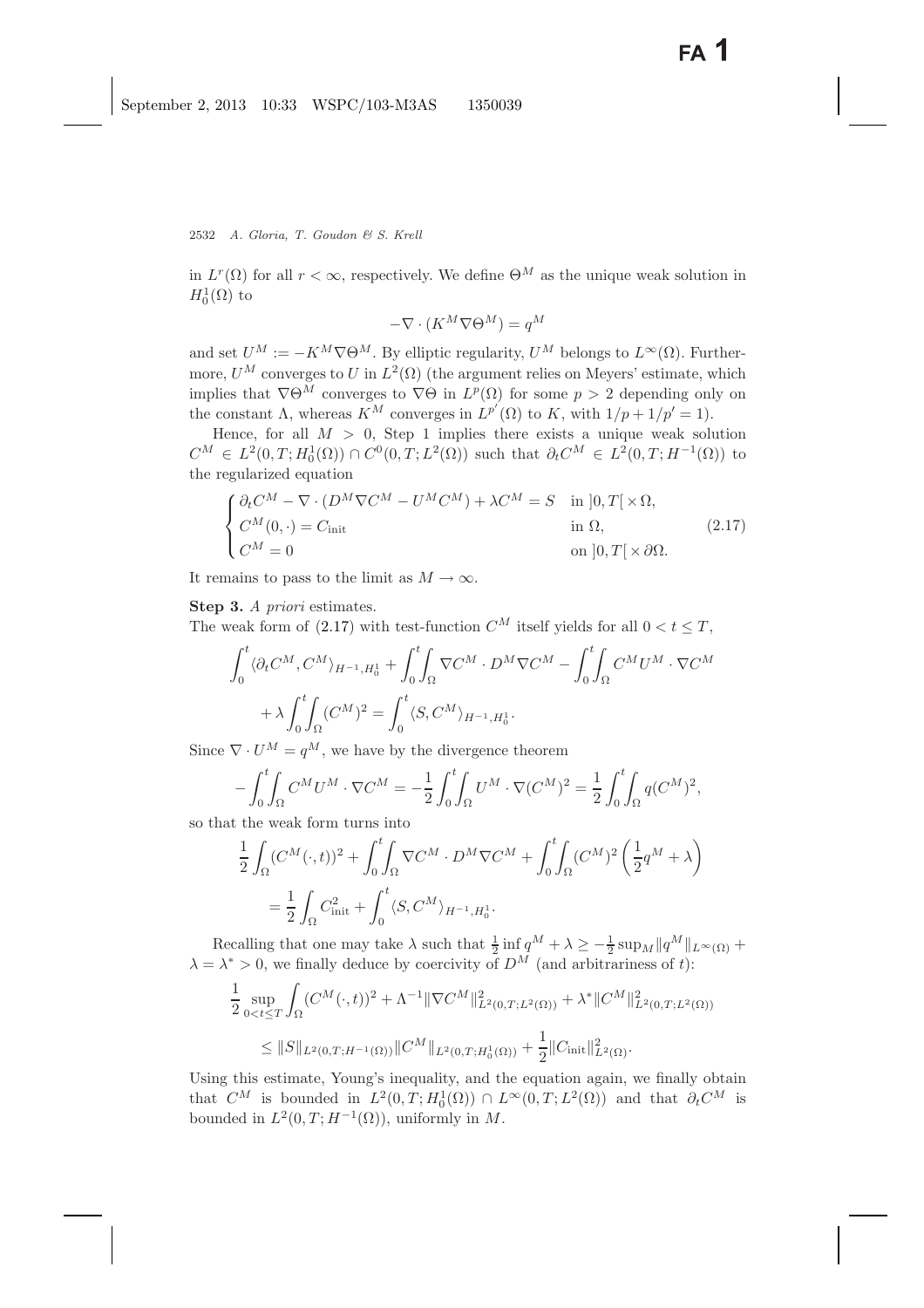in $L^r(\Omega)$ for all $r < \infty$, respectively. We define $\Theta^M$ as the unique weak solution in $H_0^1(\Omega)$ to

$$-\nabla \cdot (K^M \nabla \Theta^M) = q^M$$

and set $U^M := -K^M \nabla \Theta^M$. By elliptic regularity, $U^M$ belongs to $L^\infty(\Omega)$. Furthermore, $U^M$ converges to $U$ in $L^2(\Omega)$ (the argument relies on Meyers' estimate, which implies that $\nabla \Theta^M$ converges to $\nabla \Theta$ in $L^p(\Omega)$ for some $p > 2$ depending only on the constant $\Lambda$, whereas $K^M$ converges in $L^{p'}(\Omega)$ to $K$, with $1/p + 1/p' = 1$).

Hence, for all $M > 0$, Step 1 implies there exists a unique weak solution $C^M \in L^2(0,T; H_0^1(\Omega)) \cap C^0(0,T; L^2(\Omega))$ such that $\partial_t C^M \in L^2(0,T; H^{-1}(\Omega))$ to the regularized equation

$$\begin{cases} \partial_t C^M - \nabla \cdot (D^M \nabla C^M - U^M C^M) + \lambda C^M = S & \text{in } ]0,T[ \times \Omega, \\ C^M(0,\cdot) = C_{\text{init}} & \text{in } \Omega, \\ C^M = 0 & \text{on } ]0,T[ \times \partial\Omega. \end{cases} \tag{2.17}$$

It remains to pass to the limit as $M \to \infty$.

**Step 3.** *A priori* estimates.

The weak form of (2.17) with test-function $C^M$ itself yields for all $0 < t \leq T$,

$$\int_0^t \langle \partial_t C^M, C^M \rangle_{H^{-1}, H_0^1} + \int_0^t \int_\Omega \nabla C^M \cdot D^M \nabla C^M - \int_0^t \int_\Omega C^M U^M \cdot \nabla C^M$$
$$+ \lambda \int_0^t \int_\Omega (C^M)^2 = \int_0^t \langle S, C^M \rangle_{H^{-1}, H_0^1}.$$

Since $\nabla \cdot U^M = q^M$, we have by the divergence theorem

$$-\int_0^t \int_\Omega C^M U^M \cdot \nabla C^M = -\frac{1}{2} \int_0^t \int_\Omega U^M \cdot \nabla (C^M)^2 = \frac{1}{2} \int_0^t \int_\Omega q (C^M)^2,$$

so that the weak form turns into

$$\frac{1}{2} \int_\Omega (C^M(\cdot,t))^2 + \int_0^t \int_\Omega \nabla C^M \cdot D^M \nabla C^M + \int_0^t \int_\Omega (C^M)^2 \left( \frac{1}{2} q^M + \lambda \right)$$
$$= \frac{1}{2} \int_\Omega C_{\text{init}}^2 + \int_0^t \langle S, C^M \rangle_{H^{-1}, H_0^1}.$$

Recalling that one may take $\lambda$ such that $\frac{1}{2} \inf q^M + \lambda \geq -\frac{1}{2} \sup_M \|q^M\|_{L^\infty(\Omega)} + \lambda = \lambda^* > 0$, we finally deduce by coercivity of $D^M$ (and arbitrariness of $t$):

$$\frac{1}{2} \sup_{0<t\leq T} \int_\Omega (C^M(\cdot,t))^2 + \Lambda^{-1} \|\nabla C^M\|^2_{L^2(0,T;L^2(\Omega))} + \lambda^* \|C^M\|^2_{L^2(0,T;L^2(\Omega))}$$
$$\leq \|S\|_{L^2(0,T;H^{-1}(\Omega))} \|C^M\|_{L^2(0,T;H_0^1(\Omega))} + \frac{1}{2} \|C_{\text{init}}\|^2_{L^2(\Omega)}.$$

Using this estimate, Young's inequality, and the equation again, we finally obtain that $C^M$ is bounded in $L^2(0,T; H_0^1(\Omega)) \cap L^\infty(0,T; L^2(\Omega))$ and that $\partial_t C^M$ is bounded in $L^2(0,T; H^{-1}(\Omega))$, uniformly in $M$.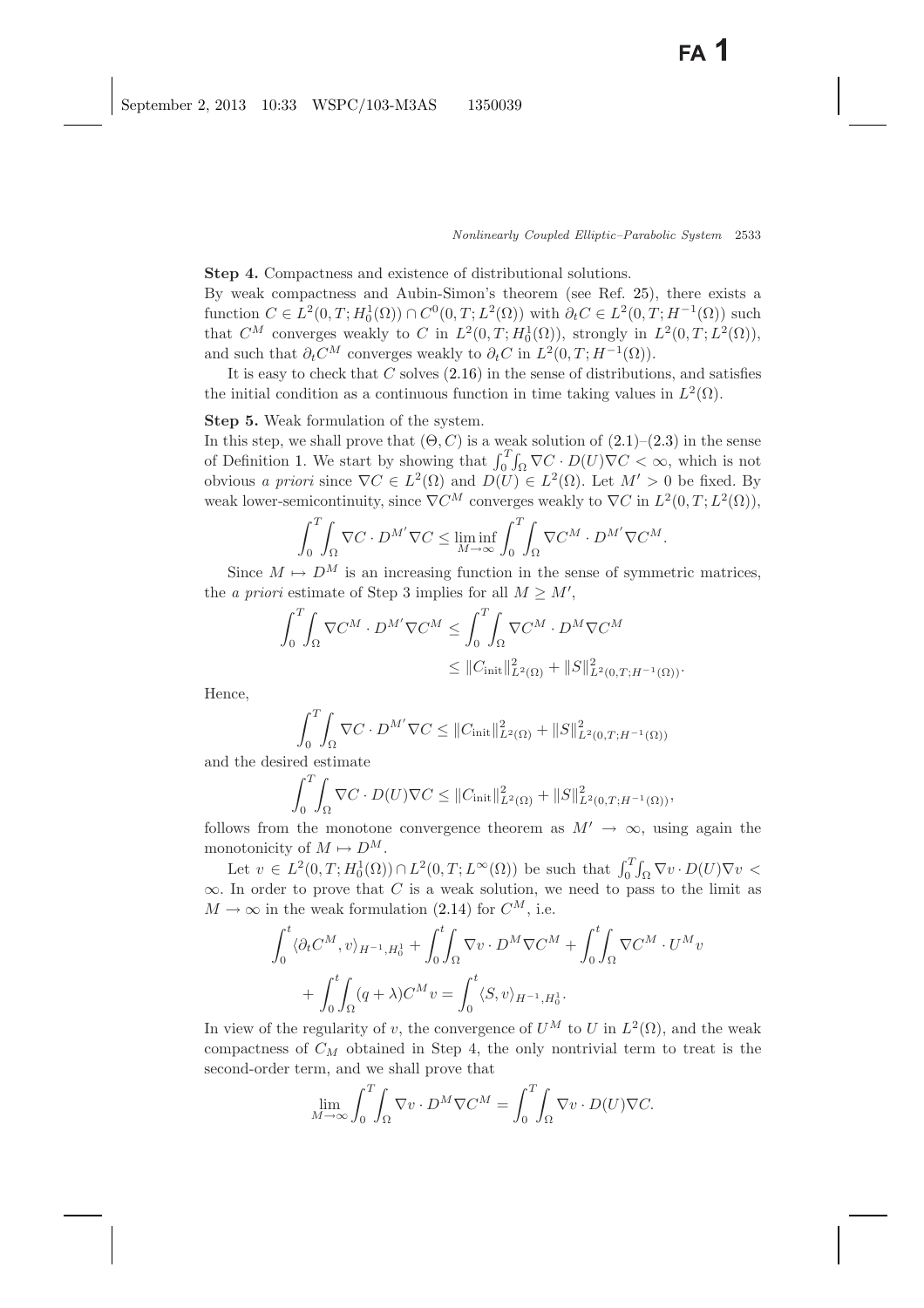**Step 4.** Compactness and existence of distributional solutions.

By weak compactness and Aubin-Simon's theorem (see Ref. 25), there exists a function $C \in L^2(0,T;H_0^1(\Omega)) \cap C^0(0,T;L^2(\Omega))$ with $\partial_t C \in L^2(0,T;H^{-1}(\Omega))$ such that $C^M$ converges weakly to $C$ in $L^2(0,T;H_0^1(\Omega))$, strongly in $L^2(0,T;L^2(\Omega))$, and such that $\partial_t C^M$ converges weakly to $\partial_t C$ in $L^2(0,T;H^{-1}(\Omega))$.

It is easy to check that $C$ solves (2.16) in the sense of distributions, and satisfies the initial condition as a continuous function in time taking values in $L^2(\Omega)$.

**Step 5.** Weak formulation of the system.

In this step, we shall prove that $(\Theta, C)$ is a weak solution of (2.1)–(2.3) in the sense of Definition 1. We start by showing that $\int_0^T\int_\Omega \nabla C \cdot D(U)\nabla C < \infty$, which is not obvious *a priori* since $\nabla C \in L^2(\Omega)$ and $D(U) \in L^2(\Omega)$. Let $M' > 0$ be fixed. By weak lower-semicontinuity, since $\nabla C^M$ converges weakly to $\nabla C$ in $L^2(0,T;L^2(\Omega))$,

$$\int_0^T\int_\Omega \nabla C \cdot D^{M'}\nabla C \le \liminf_{M\to\infty} \int_0^T\int_\Omega \nabla C^M \cdot D^{M'}\nabla C^M.$$

Since $M \mapsto D^M$ is an increasing function in the sense of symmetric matrices, the *a priori* estimate of Step 3 implies for all $M \ge M'$,

$$\begin{aligned}\int_0^T\int_\Omega \nabla C^M \cdot D^{M'}\nabla C^M &\le \int_0^T\int_\Omega \nabla C^M \cdot D^M\nabla C^M \\ &\le \|C_{\text{init}}\|^2_{L^2(\Omega)} + \|S\|^2_{L^2(0,T;H^{-1}(\Omega))}.\end{aligned}$$

Hence,

$$\int_0^T\int_\Omega \nabla C \cdot D^{M'}\nabla C \le \|C_{\text{init}}\|^2_{L^2(\Omega)} + \|S\|^2_{L^2(0,T;H^{-1}(\Omega))}$$

and the desired estimate

$$\int_0^T\int_\Omega \nabla C \cdot D(U)\nabla C \le \|C_{\text{init}}\|^2_{L^2(\Omega)} + \|S\|^2_{L^2(0,T;H^{-1}(\Omega))},$$

follows from the monotone convergence theorem as $M' \to \infty$, using again the monotonicity of $M \mapsto D^M$.

Let $v \in L^2(0,T;H_0^1(\Omega)) \cap L^2(0,T;L^\infty(\Omega))$ be such that $\int_0^T\int_\Omega \nabla v \cdot D(U)\nabla v < \infty$. In order to prove that $C$ is a weak solution, we need to pass to the limit as $M \to \infty$ in the weak formulation (2.14) for $C^M$, i.e.

$$\begin{aligned}\int_0^t \langle \partial_t C^M, v\rangle_{H^{-1},H_0^1} &+ \int_0^t\int_\Omega \nabla v \cdot D^M\nabla C^M + \int_0^t\int_\Omega \nabla C^M \cdot U^M v \\ &+ \int_0^t\int_\Omega (q+\lambda)C^M v = \int_0^t \langle S, v\rangle_{H^{-1},H_0^1}.\end{aligned}$$

In view of the regularity of $v$, the convergence of $U^M$ to $U$ in $L^2(\Omega)$, and the weak compactness of $C_M$ obtained in Step 4, the only nontrivial term to treat is the second-order term, and we shall prove that

$$\lim_{M\to\infty} \int_0^T\int_\Omega \nabla v \cdot D^M\nabla C^M = \int_0^T\int_\Omega \nabla v \cdot D(U)\nabla C.$$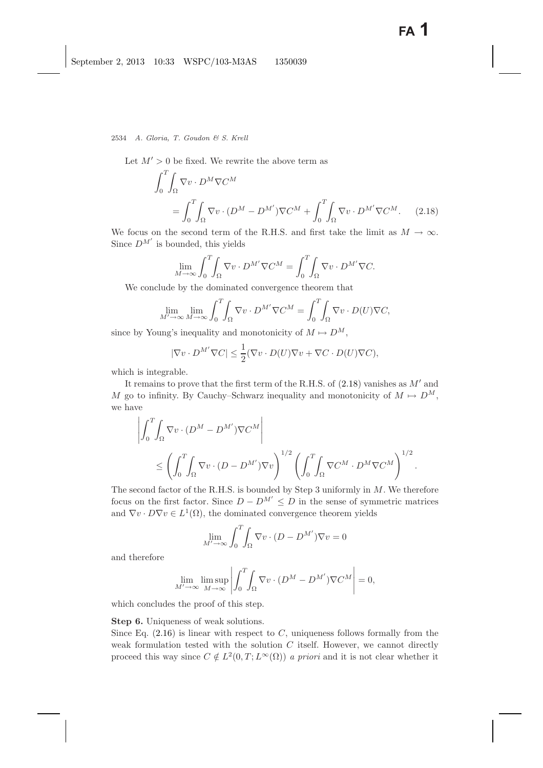Let $M' > 0$ be fixed. We rewrite the above term as

$$\int_0^T\int_\Omega \nabla v \cdot D^M \nabla C^M = \int_0^T\int_\Omega \nabla v \cdot (D^M - D^{M'})\nabla C^M + \int_0^T\int_\Omega \nabla v \cdot D^{M'}\nabla C^M. \tag{2.18}$$

We focus on the second term of the R.H.S. and first take the limit as $M \to \infty$. Since $D^{M'}$ is bounded, this yields

$$\lim_{M\to\infty}\int_0^T\int_\Omega \nabla v \cdot D^{M'}\nabla C^M = \int_0^T\int_\Omega \nabla v \cdot D^{M'}\nabla C.$$

We conclude by the dominated convergence theorem that

$$\lim_{M'\to\infty}\lim_{M\to\infty}\int_0^T\int_\Omega \nabla v \cdot D^{M'}\nabla C^M = \int_0^T\int_\Omega \nabla v \cdot D(U)\nabla C,$$

since by Young's inequality and monotonicity of $M \mapsto D^M$,

$$|\nabla v \cdot D^{M'}\nabla C| \le \frac{1}{2}(\nabla v \cdot D(U)\nabla v + \nabla C \cdot D(U)\nabla C),$$

which is integrable.

It remains to prove that the first term of the R.H.S. of (2.18) vanishes as $M'$ and $M$ go to infinity. By Cauchy–Schwarz inequality and monotonicity of $M \mapsto D^M$, we have

$$\left|\int_0^T\int_\Omega \nabla v \cdot (D^M - D^{M'})\nabla C^M\right| \le \left(\int_0^T\int_\Omega \nabla v \cdot (D - D^{M'})\nabla v\right)^{1/2}\left(\int_0^T\int_\Omega \nabla C^M \cdot D^M \nabla C^M\right)^{1/2}.$$

The second factor of the R.H.S. is bounded by Step 3 uniformly in $M$. We therefore focus on the first factor. Since $D - D^{M'} \le D$ in the sense of symmetric matrices and $\nabla v \cdot D\nabla v \in L^1(\Omega)$, the dominated convergence theorem yields

$$\lim_{M'\to\infty}\int_0^T\int_\Omega \nabla v \cdot (D - D^{M'})\nabla v = 0$$

and therefore

$$\lim_{M'\to\infty}\limsup_{M\to\infty}\left|\int_0^T\int_\Omega \nabla v \cdot (D^M - D^{M'})\nabla C^M\right| = 0,$$

which concludes the proof of this step.

**Step 6.** Uniqueness of weak solutions.

Since Eq. (2.16) is linear with respect to $C$, uniqueness follows formally from the weak formulation tested with the solution $C$ itself. However, we cannot directly proceed this way since $C \notin L^2(0,T;L^\infty(\Omega))$ *a priori* and it is not clear whether it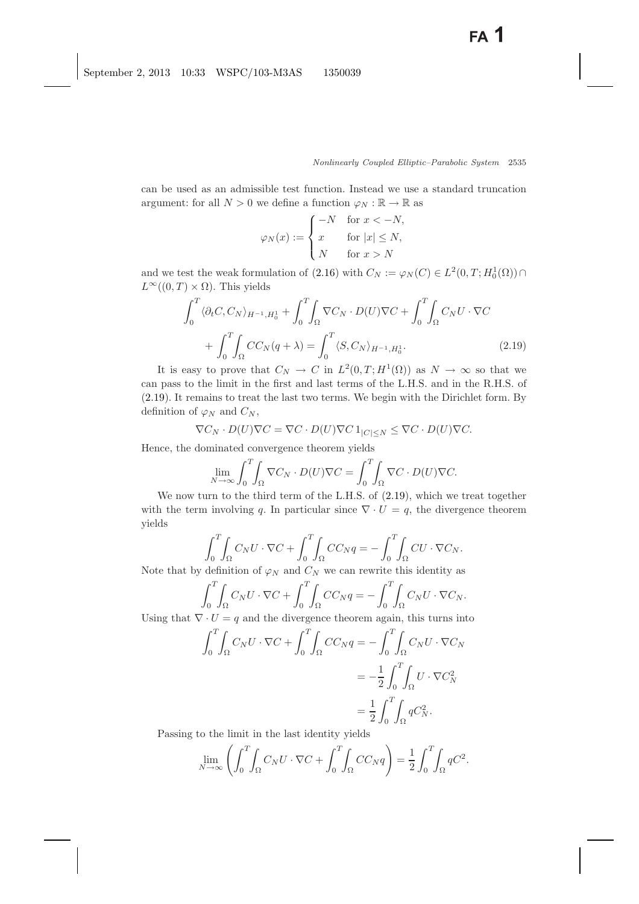can be used as an admissible test function. Instead we use a standard truncation argument: for all $N > 0$ we define a function $\varphi_N : \mathbb{R} \to \mathbb{R}$ as

$$\varphi_N(x) := \begin{cases} -N & \text{for } x < -N, \\ x & \text{for } |x| \le N, \\ N & \text{for } x > N \end{cases}$$

and we test the weak formulation of (2.16) with $C_N := \varphi_N(C) \in L^2(0,T; H_0^1(\Omega)) \cap L^\infty((0,T) \times \Omega)$. This yields

$$\int_0^T \langle \partial_t C, C_N \rangle_{H^{-1},H_0^1} + \int_0^T \int_\Omega \nabla C_N \cdot D(U)\nabla C + \int_0^T \int_\Omega C_N U \cdot \nabla C + \int_0^T \int_\Omega C C_N (q + \lambda) = \int_0^T \langle S, C_N \rangle_{H^{-1},H_0^1}. \tag{2.19}$$

It is easy to prove that $C_N \to C$ in $L^2(0,T; H^1(\Omega))$ as $N \to \infty$ so that we can pass to the limit in the first and last terms of the L.H.S. and in the R.H.S. of (2.19). It remains to treat the last two terms. We begin with the Dirichlet form. By definition of $\varphi_N$ and $C_N$,

$$\nabla C_N \cdot D(U)\nabla C = \nabla C \cdot D(U)\nabla C \, 1_{|C| \le N} \le \nabla C \cdot D(U)\nabla C.$$

Hence, the dominated convergence theorem yields

$$\lim_{N\to\infty} \int_0^T \int_\Omega \nabla C_N \cdot D(U)\nabla C = \int_0^T \int_\Omega \nabla C \cdot D(U)\nabla C.$$

We now turn to the third term of the L.H.S. of (2.19), which we treat together with the term involving $q$. In particular since $\nabla \cdot U = q$, the divergence theorem yields

$$\int_0^T \int_\Omega C_N U \cdot \nabla C + \int_0^T \int_\Omega C C_N q = -\int_0^T \int_\Omega C U \cdot \nabla C_N.$$

Note that by definition of $\varphi_N$ and $C_N$ we can rewrite this identity as

$$\int_0^T \int_\Omega C_N U \cdot \nabla C + \int_0^T \int_\Omega C C_N q = -\int_0^T \int_\Omega C_N U \cdot \nabla C_N.$$

Using that $\nabla \cdot U = q$ and the divergence theorem again, this turns into

$$\begin{aligned} \int_0^T \int_\Omega C_N U \cdot \nabla C + \int_0^T \int_\Omega C C_N q &= -\int_0^T \int_\Omega C_N U \cdot \nabla C_N \\ &= -\frac{1}{2} \int_0^T \int_\Omega U \cdot \nabla C_N^2 \\ &= \frac{1}{2} \int_0^T \int_\Omega q C_N^2. \end{aligned}$$

Passing to the limit in the last identity yields

$$\lim_{N\to\infty} \left( \int_0^T \int_\Omega C_N U \cdot \nabla C + \int_0^T \int_\Omega C C_N q \right) = \frac{1}{2} \int_0^T \int_\Omega q C^2.$$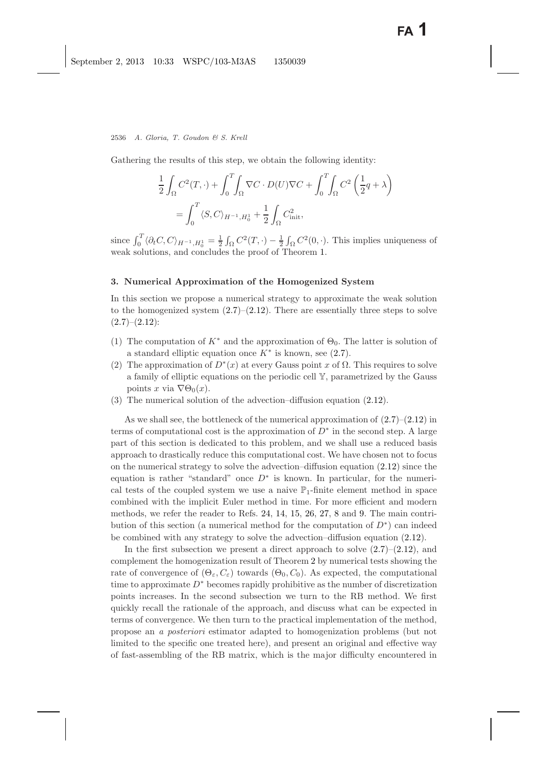Gathering the results of this step, we obtain the following identity:

$$
\frac{1}{2}\int_\Omega C^2(T,\cdot) + \int_0^T\int_\Omega \nabla C \cdot D(U)\nabla C + \int_0^T\int_\Omega C^2\left(\frac{1}{2}q + \lambda\right)
$$
$$
= \int_0^T \langle S, C\rangle_{H^{-1},H_0^1} + \frac{1}{2}\int_\Omega C_{\text{init}}^2,
$$

since $\int_0^T \langle \partial_t C, C\rangle_{H^{-1},H_0^1} = \frac{1}{2}\int_\Omega C^2(T,\cdot) - \frac{1}{2}\int_\Omega C^2(0,\cdot)$. This implies uniqueness of weak solutions, and concludes the proof of Theorem 1.

## 3. Numerical Approximation of the Homogenized System

In this section we propose a numerical strategy to approximate the weak solution to the homogenized system (2.7)–(2.12). There are essentially three steps to solve (2.7)–(2.12):

(1) The computation of $K^*$ and the approximation of $\Theta_0$. The latter is solution of a standard elliptic equation once $K^*$ is known, see (2.7).
(2) The approximation of $D^*(x)$ at every Gauss point $x$ of $\Omega$. This requires to solve a family of elliptic equations on the periodic cell $\mathbb{Y}$, parametrized by the Gauss points $x$ via $\nabla\Theta_0(x)$.
(3) The numerical solution of the advection–diffusion equation (2.12).

As we shall see, the bottleneck of the numerical approximation of (2.7)–(2.12) in terms of computational cost is the approximation of $D^*$ in the second step. A large part of this section is dedicated to this problem, and we shall use a reduced basis approach to drastically reduce this computational cost. We have chosen not to focus on the numerical strategy to solve the advection–diffusion equation (2.12) since the equation is rather "standard" once $D^*$ is known. In particular, for the numerical tests of the coupled system we use a naive $\mathbb{P}_1$-finite element method in space combined with the implicit Euler method in time. For more efficient and modern methods, we refer the reader to Refs. 24, 14, 15, 26, 27, 8 and 9. The main contribution of this section (a numerical method for the computation of $D^*$) can indeed be combined with any strategy to solve the advection–diffusion equation (2.12).

In the first subsection we present a direct approach to solve (2.7)–(2.12), and complement the homogenization result of Theorem 2 by numerical tests showing the rate of convergence of $(\Theta_\varepsilon, C_\varepsilon)$ towards $(\Theta_0, C_0)$. As expected, the computational time to approximate $D^*$ becomes rapidly prohibitive as the number of discretization points increases. In the second subsection we turn to the RB method. We first quickly recall the rationale of the approach, and discuss what can be expected in terms of convergence. We then turn to the practical implementation of the method, propose an *a posteriori* estimator adapted to homogenization problems (but not limited to the specific one treated here), and present an original and effective way of fast-assembling of the RB matrix, which is the major difficulty encountered in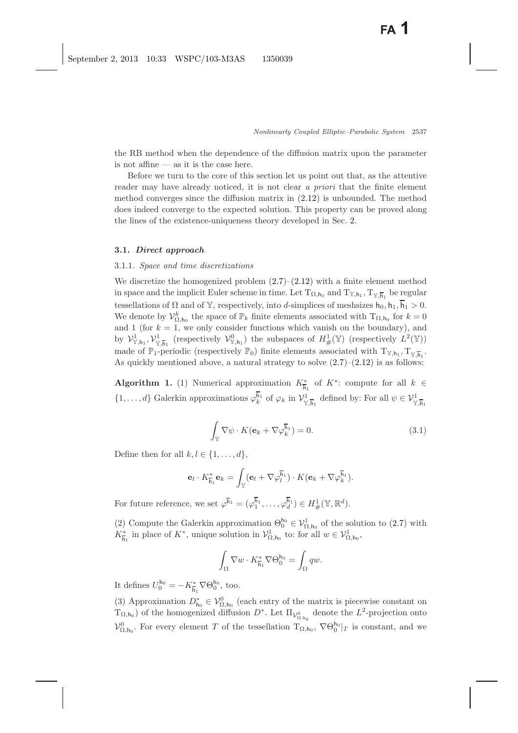the RB method when the dependence of the diffusion matrix upon the parameter is not affine — as it is the case here.

Before we turn to the core of this section let us point out that, as the attentive reader may have already noticed, it is not clear *a priori* that the finite element method converges since the diffusion matrix in (2.12) is unbounded. The method does indeed converge to the expected solution. This property can be proved along the lines of the existence-uniqueness theory developed in Sec. 2.

### 3.1. *Direct approach*

#### 3.1.1. *Space and time discretizations*

We discretize the homogenized problem (2.7)–(2.12) with a finite element method in space and the implicit Euler scheme in time. Let $\mathrm{T}_{\Omega,\mathsf{h}_0}$ and $\mathrm{T}_{\mathbb{Y},\mathsf{h}_1}, \mathrm{T}_{\mathbb{Y},\overline{\mathsf{h}}_1}$ be regular tessellations of $\Omega$ and of $\mathbb{Y}$, respectively, into $d$-simplices of meshsizes $\mathsf{h}_0, \mathsf{h}_1, \overline{\mathsf{h}}_1 > 0$. We denote by $\mathcal{V}^k_{\Omega,\mathsf{h}_0}$ the space of $\mathbb{P}_k$ finite elements associated with $\mathrm{T}_{\Omega,\mathsf{h}_0}$ for $k = 0$ and 1 (for $k = 1$, we only consider functions which vanish on the boundary), and by $\mathcal{V}^1_{\mathbb{Y},\mathsf{h}_1}, \mathcal{V}^1_{\mathbb{Y},\overline{\mathsf{h}}_1}$ (respectively $\mathcal{V}^0_{\mathbb{Y},\mathsf{h}_1}$) the subspaces of $H^1_\#(\mathbb{Y})$ (respectively $L^2(\mathbb{Y})$) made of $\mathbb{P}_1$-periodic (respectively $\mathbb{P}_0$) finite elements associated with $\mathrm{T}_{\mathbb{Y},\mathsf{h}_1}, \mathrm{T}_{\mathbb{Y},\overline{\mathsf{h}}_1}$. As quickly mentioned above, a natural strategy to solve (2.7)–(2.12) is as follows:

**Algorithm 1.** (1) Numerical approximation $K^*_{\overline{\mathsf{h}}_1}$ of $K^*$: compute for all $k \in \{1, \ldots, d\}$ Galerkin approximations $\varphi^{\overline{\mathsf{h}}_1}_k$ of $\varphi_k$ in $\mathcal{V}^1_{\mathbb{Y},\overline{\mathsf{h}}_1}$ defined by: For all $\psi \in \mathcal{V}^1_{\mathbb{Y},\overline{\mathsf{h}}_1}$

$$\int_{\mathbb{Y}} \nabla\psi \cdot K(\mathbf{e}_k + \nabla\varphi^{\overline{\mathsf{h}}_1}_k) = 0. \tag{3.1}$$

Define then for all $k, l \in \{1, \ldots, d\}$,

$$\mathbf{e}_l \cdot K^*_{\overline{\mathsf{h}}_1}\mathbf{e}_k = \int_{\mathbb{Y}} (\mathbf{e}_l + \nabla\varphi^{\overline{\mathsf{h}}_1}_l) \cdot K(\mathbf{e}_k + \nabla\varphi^{\overline{\mathsf{h}}_1}_k).$$

For future reference, we set $\varphi^{\overline{\mathsf{h}}_1} = (\varphi^{\overline{\mathsf{h}}_1}_1, \ldots, \varphi^{\overline{\mathsf{h}}_1}_d) \in H^1_\#(\mathbb{Y}, \mathbb{R}^d)$.

(2) Compute the Galerkin approximation $\Theta^{\mathsf{h}_0}_0 \in \mathcal{V}^1_{\Omega,\mathsf{h}_0}$ of the solution to (2.7) with $K^*_{\overline{\mathsf{h}}_1}$ in place of $K^*$, unique solution in $\mathcal{V}^1_{\Omega,\mathsf{h}_0}$ to: for all $w \in \mathcal{V}^1_{\Omega,\mathsf{h}_0}$,

$$\int_\Omega \nabla w \cdot K^*_{\overline{\mathsf{h}}_1} \nabla\Theta^{\mathsf{h}_0}_0 = \int_\Omega qw.$$

It defines $U^{\mathsf{h}_0}_0 = -K^*_{\overline{\mathsf{h}}_1} \nabla\Theta^{\mathsf{h}_0}_0$, too.

(3) Approximation $D^*_{\mathsf{h}_0} \in \mathcal{V}^0_{\Omega,\mathsf{h}_0}$ (each entry of the matrix is piecewise constant on $\mathrm{T}_{\Omega,\mathsf{h}_0}$) of the homogenized diffusion $D^*$. Let $\Pi_{\mathcal{V}^0_{\Omega,\mathsf{h}_0}}$ denote the $L^2$-projection onto $\mathcal{V}^0_{\Omega,\mathsf{h}_0}$. For every element $T$ of the tessellation $\mathrm{T}_{\Omega,\mathsf{h}_0}$, $\nabla\Theta^{\mathsf{h}_0}_0|_T$ is constant, and we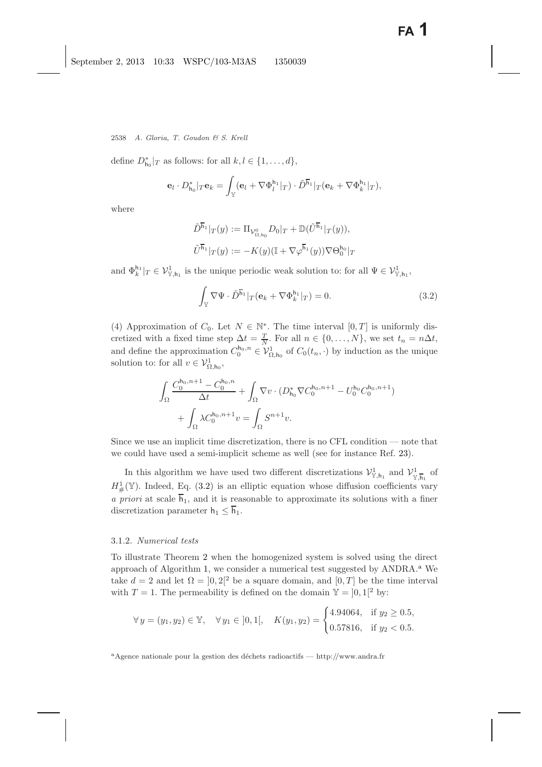define $D^*_{\mathsf{h}_0}|_T$ as follows: for all $k, l \in \{1, \ldots, d\}$,

$$\mathbf{e}_l \cdot D^*_{\mathsf{h}_0}|_T \mathbf{e}_k = \int_{\mathbb{Y}} (\mathbf{e}_l + \nabla \Phi^{\mathsf{h}_1}_l|_T) \cdot \tilde{D}^{\overline{\mathsf{h}}_1}|_T (\mathbf{e}_k + \nabla \Phi^{\mathsf{h}_1}_k|_T),$$

where

$$\tilde{D}^{\overline{\mathsf{h}}_1}|_T(y) := \Pi_{\mathcal{V}^0_{\Omega,\mathsf{h}_0}} D_0|_T + \mathbb{D}(\tilde{U}^{\overline{\mathsf{h}}_1}|_T(y)),$$

$$\tilde{U}^{\overline{\mathsf{h}}_1}|_T(y) := -K(y)(\mathbb{I} + \nabla \varphi^{\overline{\mathsf{h}}_1}(y)) \nabla \Theta^{\mathsf{h}_0}_0|_T$$

and $\Phi^{\mathsf{h}_1}_k|_T \in \mathcal{V}^1_{\mathbb{Y},\mathsf{h}_1}$ is the unique periodic weak solution to: for all $\Psi \in \mathcal{V}^1_{\mathbb{Y},\mathsf{h}_1}$,

$$\int_{\mathbb{Y}} \nabla \Psi \cdot \tilde{D}^{\overline{\mathsf{h}}_1}|_T (\mathbf{e}_k + \nabla \Phi^{\mathsf{h}_1}_k|_T) = 0. \tag{3.2}$$

(4) Approximation of $C_0$. Let $N \in \mathbb{N}^*$. The time interval $[0, T]$ is uniformly discretized with a fixed time step $\Delta t = \frac{T}{N}$. For all $n \in \{0, \ldots, N\}$, we set $t_n = n\Delta t$, and define the approximation $C^{\mathsf{h}_0,n}_0 \in \mathcal{V}^1_{\Omega,\mathsf{h}_0}$ of $C_0(t_n, \cdot)$ by induction as the unique solution to: for all $v \in \mathcal{V}^1_{\Omega,\mathsf{h}_0}$,

$$\int_\Omega \frac{C^{\mathsf{h}_0,n+1}_0 - C^{\mathsf{h}_0,n}_0}{\Delta t} + \int_\Omega \nabla v \cdot (D^*_{\mathsf{h}_0} \nabla C^{\mathsf{h}_0,n+1}_0 - U^{\mathsf{h}_0}_0 C^{\mathsf{h}_0,n+1}_0) + \int_\Omega \lambda C^{\mathsf{h}_0,n+1}_0 v = \int_\Omega S^{n+1} v.$$

Since we use an implicit time discretization, there is no CFL condition — note that we could have used a semi-implicit scheme as well (see for instance Ref. 23).

In this algorithm we have used two different discretizations $\mathcal{V}^1_{\mathbb{Y},\mathsf{h}_1}$ and $\mathcal{V}^1_{\mathbb{Y},\overline{\mathsf{h}}_1}$ of $H^1_{\#}(\mathbb{Y})$. Indeed, Eq. (3.2) is an elliptic equation whose diffusion coefficients vary *a priori* at scale $\overline{\mathsf{h}}_1$, and it is reasonable to approximate its solutions with a finer discretization parameter $\mathsf{h}_1 \leq \overline{\mathsf{h}}_1$.

### 3.1.2. *Numerical tests*

To illustrate Theorem 2 when the homogenized system is solved using the direct approach of Algorithm 1, we consider a numerical test suggested by ANDRA.[a] We take $d = 2$ and let $\Omega = ]0, 2[^2$ be a square domain, and $[0, T]$ be the time interval with $T = 1$. The permeability is defined on the domain $\mathbb{Y} = ]0, 1[^2$ by:

$$\forall\, y = (y_1, y_2) \in \mathbb{Y}, \quad \forall\, y_1 \in ]0, 1[, \quad K(y_1, y_2) = \begin{cases} 4.94064, & \text{if } y_2 \geq 0.5, \\ 0.57816, & \text{if } y_2 < 0.5. \end{cases}$$

[a] Agence nationale pour la gestion des déchets radioactifs — http://www.andra.fr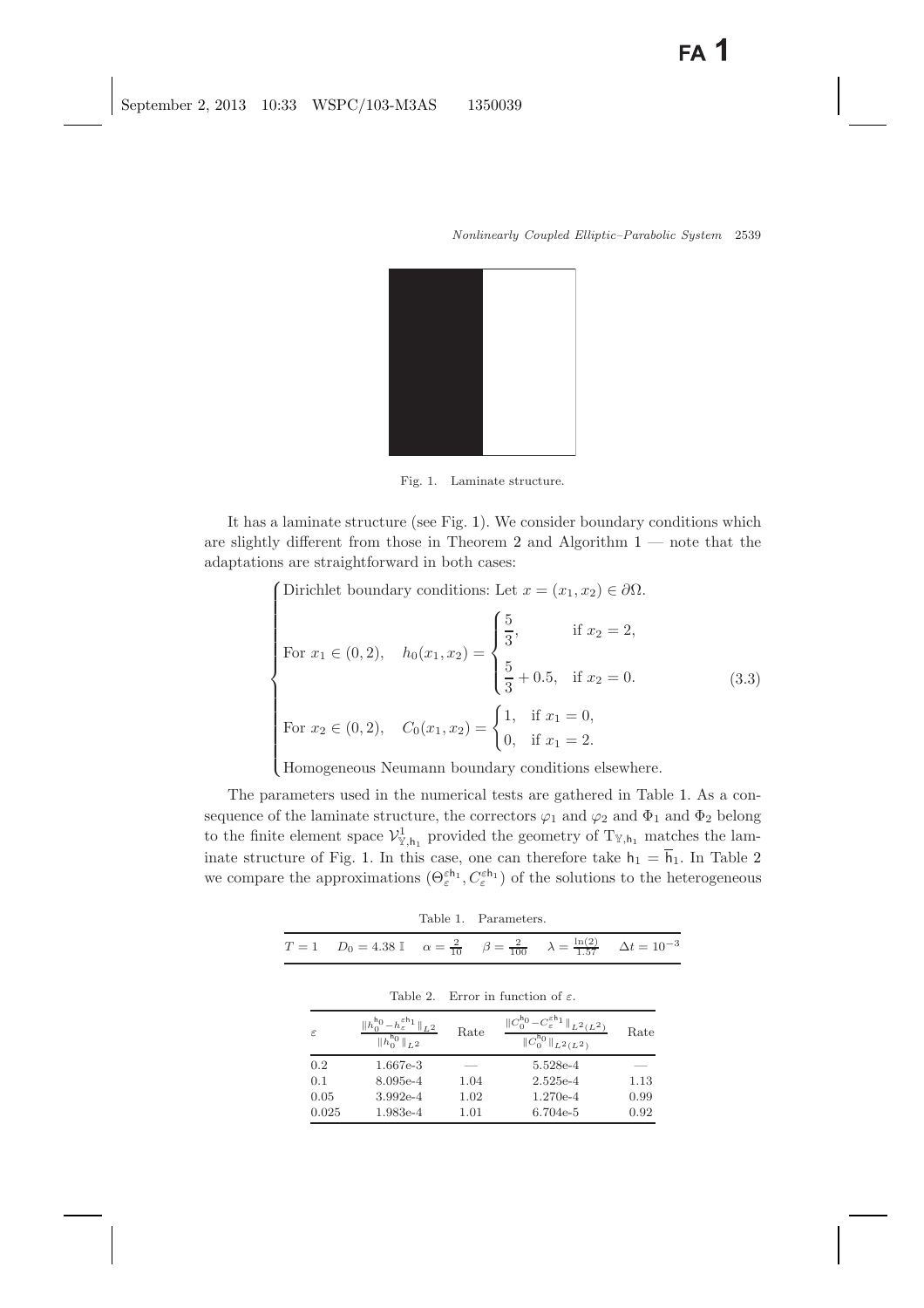Fig. 1. Laminate structure.

It has a laminate structure (see Fig. 1). We consider boundary conditions which are slightly different from those in Theorem 2 and Algorithm 1 — note that the adaptations are straightforward in both cases:

$$
\begin{cases}
\text{Dirichlet boundary conditions: Let } x = (x_1, x_2) \in \partial\Omega. \\[2mm]
\text{For } x_1 \in (0,2), \quad h_0(x_1, x_2) = \begin{cases} \dfrac{5}{3}, & \text{if } x_2 = 2, \\[2mm] \dfrac{5}{3} + 0.5, & \text{if } x_2 = 0. \end{cases} \\[2mm]
\text{For } x_2 \in (0,2), \quad C_0(x_1, x_2) = \begin{cases} 1, & \text{if } x_1 = 0, \\ 0, & \text{if } x_1 = 2. \end{cases} \\[2mm]
\text{Homogeneous Neumann boundary conditions elsewhere.}
\end{cases}
\tag{3.3}
$$

The parameters used in the numerical tests are gathered in Table 1. As a consequence of the laminate structure, the correctors $\varphi_1$ and $\varphi_2$ and $\Phi_1$ and $\Phi_2$ belong to the finite element space $\mathcal{V}^1_{\mathbb{Y},\mathsf{h}_1}$ provided the geometry of $\mathrm{T}_{\mathbb{Y},\mathsf{h}_1}$ matches the laminate structure of Fig. 1. In this case, one can therefore take $\mathsf{h}_1 = \overline{\mathsf{h}}_1$. In Table 2 we compare the approximations $(\Theta_\varepsilon^{\varepsilon\mathsf{h}_1}, C_\varepsilon^{\varepsilon\mathsf{h}_1})$ of the solutions to the heterogeneous

Table 1. Parameters.

| $T = 1$ | $D_0 = 4.38\ \mathbb{I}$ | $\alpha = \frac{2}{10}$ | $\beta = \frac{2}{100}$ | $\lambda = \frac{\ln(2)}{1.57}$ | $\Delta t = 10^{-3}$ |
|---|---|---|---|---|---|

Table 2. Error in function of $\varepsilon$.

| $\varepsilon$ | $\frac{\Vert h_0^{\mathsf{h}_0} - h_\varepsilon^{\varepsilon\mathsf{h}_1}\Vert_{L^2}}{\Vert h_0^{\mathsf{h}_0}\Vert_{L^2}}$ | Rate | $\frac{\Vert C_0^{\mathsf{h}_0} - C_\varepsilon^{\varepsilon\mathsf{h}_1}\Vert_{L^2(L^2)}}{\Vert C_0^{\mathsf{h}_0}\Vert_{L^2(L^2)}}$ | Rate |
|---|---|---|---|---|
| 0.2 | 1.667e-3 | — | 5.528e-4 | — |
| 0.1 | 8.095e-4 | 1.04 | 2.525e-4 | 1.13 |
| 0.05 | 3.992e-4 | 1.02 | 1.270e-4 | 0.99 |
| 0.025 | 1.983e-4 | 1.01 | 6.704e-5 | 0.92 |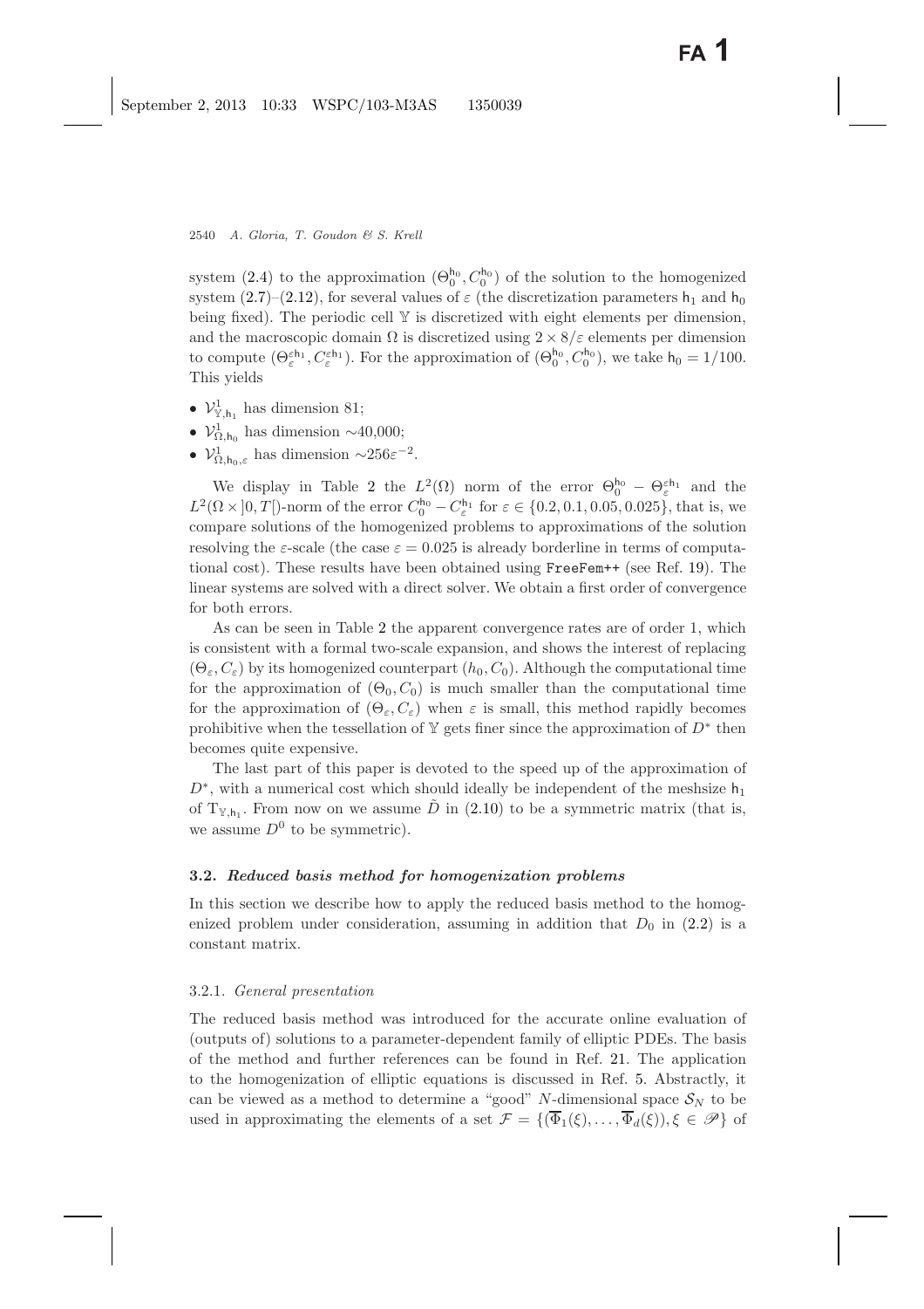system (2.4) to the approximation $(\Theta_0^{\mathsf{h}_0}, C_0^{\mathsf{h}_0})$ of the solution to the homogenized system (2.7)–(2.12), for several values of $\varepsilon$ (the discretization parameters $\mathsf{h}_1$ and $\mathsf{h}_0$ being fixed). The periodic cell $\mathbb{Y}$ is discretized with eight elements per dimension, and the macroscopic domain $\Omega$ is discretized using $2 \times 8/\varepsilon$ elements per dimension to compute $(\Theta_\varepsilon^{\varepsilon \mathsf{h}_1}, C_\varepsilon^{\varepsilon \mathsf{h}_1})$. For the approximation of $(\Theta_0^{\mathsf{h}_0}, C_0^{\mathsf{h}_0})$, we take $\mathsf{h}_0 = 1/100$. This yields

- $\mathcal{V}^1_{\mathbb{Y},\mathsf{h}_1}$ has dimension 81;
- $\mathcal{V}^1_{\Omega,\mathsf{h}_0}$ has dimension $\sim$40,000;
- $\mathcal{V}^1_{\Omega,\mathsf{h}_0,\varepsilon}$ has dimension $\sim 256\varepsilon^{-2}$.

We display in Table 2 the $L^2(\Omega)$ norm of the error $\Theta_0^{\mathsf{h}_0} - \Theta_\varepsilon^{\varepsilon \mathsf{h}_1}$ and the $L^2(\Omega \times ]0,T[)$-norm of the error $C_0^{\mathsf{h}_0} - C_\varepsilon^{\mathsf{h}_1}$ for $\varepsilon \in \{0.2, 0.1, 0.05, 0.025\}$, that is, we compare solutions of the homogenized problems to approximations of the solution resolving the $\varepsilon$-scale (the case $\varepsilon = 0.025$ is already borderline in terms of computational cost). These results have been obtained using `FreeFem++` (see Ref. 19). The linear systems are solved with a direct solver. We obtain a first order of convergence for both errors.

As can be seen in Table 2 the apparent convergence rates are of order 1, which is consistent with a formal two-scale expansion, and shows the interest of replacing $(\Theta_\varepsilon, C_\varepsilon)$ by its homogenized counterpart $(h_0, C_0)$. Although the computational time for the approximation of $(\Theta_0, C_0)$ is much smaller than the computational time for the approximation of $(\Theta_\varepsilon, C_\varepsilon)$ when $\varepsilon$ is small, this method rapidly becomes prohibitive when the tessellation of $\mathbb{Y}$ gets finer since the approximation of $D^*$ then becomes quite expensive.

The last part of this paper is devoted to the speed up of the approximation of $D^*$, with a numerical cost which should ideally be independent of the meshsize $\mathsf{h}_1$ of $\mathrm{T}_{\mathbb{Y},\mathsf{h}_1}$. From now on we assume $\tilde{D}$ in (2.10) to be a symmetric matrix (that is, we assume $D^0$ to be symmetric).

### 3.2. *Reduced basis method for homogenization problems*

In this section we describe how to apply the reduced basis method to the homogenized problem under consideration, assuming in addition that $D_0$ in (2.2) is a constant matrix.

#### 3.2.1. *General presentation*

The reduced basis method was introduced for the accurate online evaluation of (outputs of) solutions to a parameter-dependent family of elliptic PDEs. The basis of the method and further references can be found in Ref. 21. The application to the homogenization of elliptic equations is discussed in Ref. 5. Abstractly, it can be viewed as a method to determine a "good" $N$-dimensional space $\mathcal{S}_N$ to be used in approximating the elements of a set $\mathcal{F} = \{(\overline{\Phi}_1(\xi), \ldots, \overline{\Phi}_d(\xi)), \xi \in \mathscr{P}\}$ of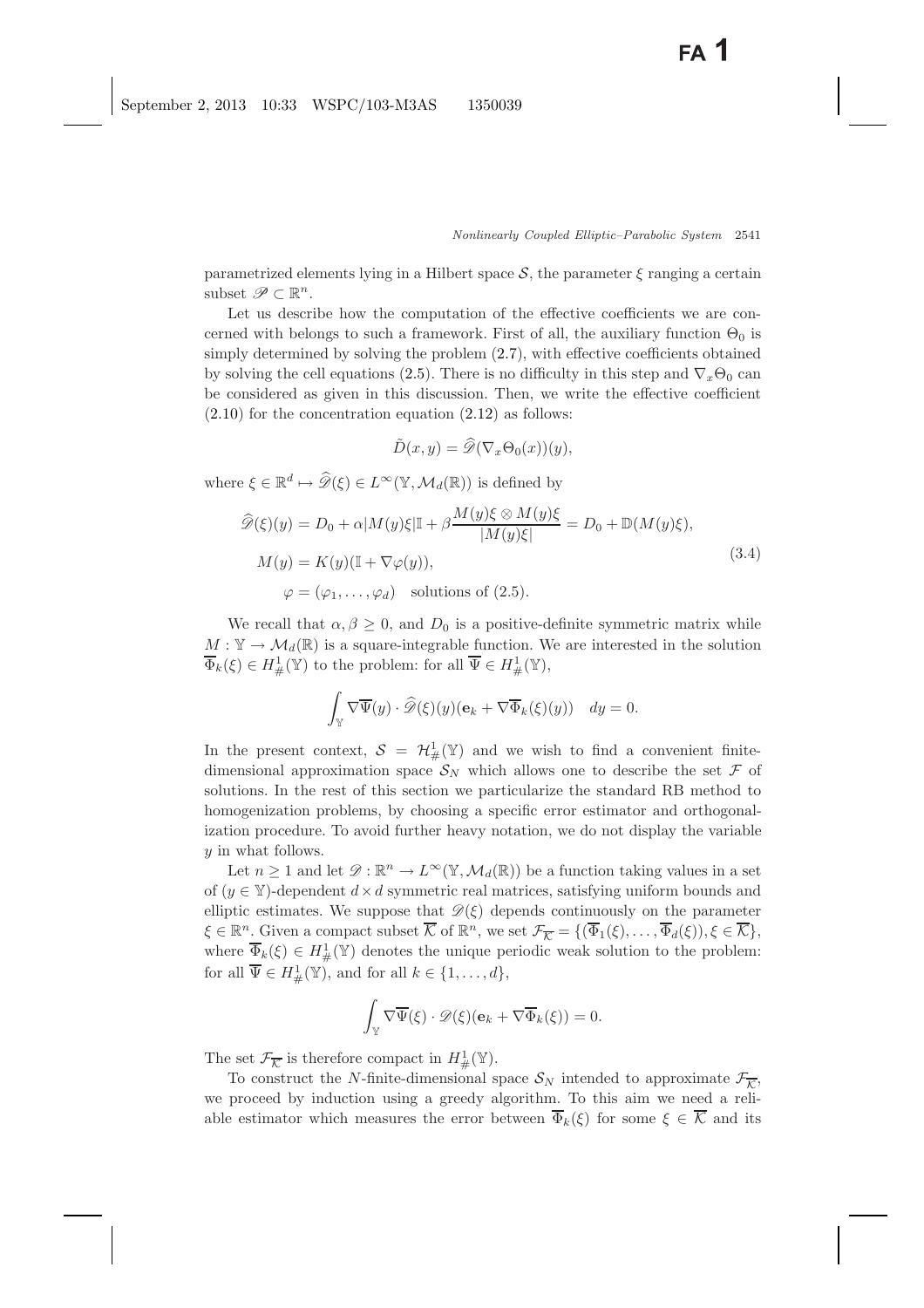parametrized elements lying in a Hilbert space $\mathcal{S}$, the parameter $\xi$ ranging a certain subset $\mathscr{P} \subset \mathbb{R}^n$.

Let us describe how the computation of the effective coefficients we are concerned with belongs to such a framework. First of all, the auxiliary function $\Theta_0$ is simply determined by solving the problem (2.7), with effective coefficients obtained by solving the cell equations (2.5). There is no difficulty in this step and $\nabla_x \Theta_0$ can be considered as given in this discussion. Then, we write the effective coefficient (2.10) for the concentration equation (2.12) as follows:

$$\tilde{D}(x, y) = \widehat{\mathscr{D}}(\nabla_x \Theta_0(x))(y),$$

where $\xi \in \mathbb{R}^d \mapsto \widehat{\mathscr{D}}(\xi) \in L^\infty(\mathbb{Y}, \mathcal{M}_d(\mathbb{R}))$ is defined by

$$
\begin{aligned}
&\widehat{\mathscr{D}}(\xi)(y) = D_0 + \alpha |M(y)\xi| \mathbb{I} + \beta \frac{M(y)\xi \otimes M(y)\xi}{|M(y)\xi|} = D_0 + \mathbb{D}(M(y)\xi), \\
&M(y) = K(y)(\mathbb{I} + \nabla \varphi(y)), \\
&\quad \varphi = (\varphi_1, \ldots, \varphi_d) \quad \text{solutions of (2.5).}
\end{aligned}
\tag{3.4}
$$

We recall that $\alpha, \beta \geq 0$, and $D_0$ is a positive-definite symmetric matrix while $M : \mathbb{Y} \to \mathcal{M}_d(\mathbb{R})$ is a square-integrable function. We are interested in the solution $\overline{\Phi}_k(\xi) \in H^1_\#(\mathbb{Y})$ to the problem: for all $\overline{\Psi} \in H^1_\#(\mathbb{Y})$,

$$\int_{\mathbb{Y}} \nabla \overline{\Psi}(y) \cdot \widehat{\mathscr{D}}(\xi)(y)(\mathbf{e}_k + \nabla \overline{\Phi}_k(\xi)(y)) \quad dy = 0.$$

In the present context, $\mathcal{S} = \mathcal{H}^1_\#(\mathbb{Y})$ and we wish to find a convenient finite-dimensional approximation space $\mathcal{S}_N$ which allows one to describe the set $\mathcal{F}$ of solutions. In the rest of this section we particularize the standard RB method to homogenization problems, by choosing a specific error estimator and orthogonalization procedure. To avoid further heavy notation, we do not display the variable $y$ in what follows.

Let $n \geq 1$ and let $\mathscr{D} : \mathbb{R}^n \to L^\infty(\mathbb{Y}, \mathcal{M}_d(\mathbb{R}))$ be a function taking values in a set of ($y \in \mathbb{Y}$)-dependent $d \times d$ symmetric real matrices, satisfying uniform bounds and elliptic estimates. We suppose that $\mathscr{D}(\xi)$ depends continuously on the parameter $\xi \in \mathbb{R}^n$. Given a compact subset $\overline{\mathcal{K}}$ of $\mathbb{R}^n$, we set $\mathcal{F}_{\overline{\mathcal{K}}} = \{(\overline{\Phi}_1(\xi), \ldots, \overline{\Phi}_d(\xi)), \xi \in \overline{\mathcal{K}}\}$, where $\overline{\Phi}_k(\xi) \in H^1_\#(\mathbb{Y})$ denotes the unique periodic weak solution to the problem: for all $\overline{\Psi} \in H^1_\#(\mathbb{Y})$, and for all $k \in \{1, \ldots, d\}$,

$$\int_{\mathbb{Y}} \nabla \overline{\Psi}(\xi) \cdot \mathscr{D}(\xi)(\mathbf{e}_k + \nabla \overline{\Phi}_k(\xi)) = 0.$$

The set $\mathcal{F}_{\overline{\mathcal{K}}}$ is therefore compact in $H^1_\#(\mathbb{Y})$.

To construct the $N$-finite-dimensional space $\mathcal{S}_N$ intended to approximate $\mathcal{F}_{\overline{\mathcal{K}}}$, we proceed by induction using a greedy algorithm. To this aim we need a reliable estimator which measures the error between $\overline{\Phi}_k(\xi)$ for some $\xi \in \overline{\mathcal{K}}$ and its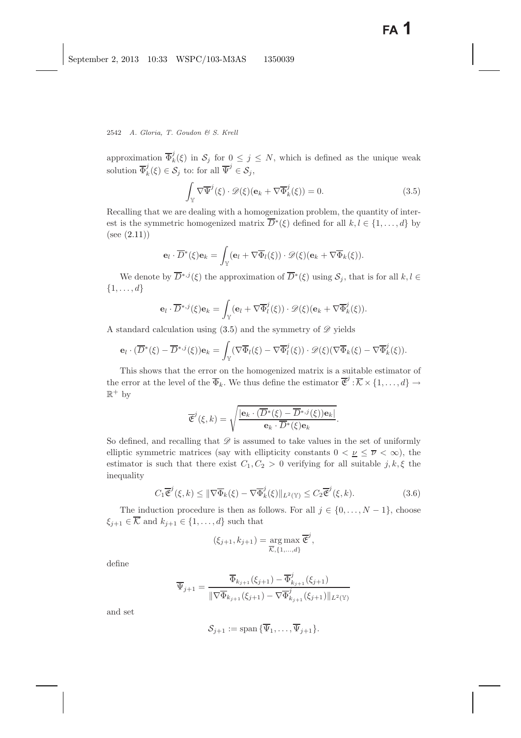approximation $\overline{\Phi}_k^j(\xi)$ in $\mathcal{S}_j$ for $0 \le j \le N$, which is defined as the unique weak solution $\overline{\Phi}_k^j(\xi) \in \mathcal{S}_j$ to: for all $\overline{\Psi}^j \in \mathcal{S}_j$,

$$\int_{\mathbb{Y}} \nabla \overline{\Psi}^j(\xi) \cdot \mathscr{D}(\xi)(\mathbf{e}_k + \nabla \overline{\Phi}_k^j(\xi)) = 0. \tag{3.5}$$

Recalling that we are dealing with a homogenization problem, the quantity of interest is the symmetric homogenized matrix $\overline{D}^*(\xi)$ defined for all $k, l \in \{1, \ldots, d\}$ by (see (2.11))

$$\mathbf{e}_l \cdot \overline{D}^*(\xi)\mathbf{e}_k = \int_{\mathbb{Y}} (\mathbf{e}_l + \nabla \overline{\Phi}_l(\xi)) \cdot \mathscr{D}(\xi)(\mathbf{e}_k + \nabla \overline{\Phi}_k(\xi)).$$

We denote by $\overline{D}^{*,j}(\xi)$ the approximation of $\overline{D}^*(\xi)$ using $\mathcal{S}_j$, that is for all $k, l \in \{1, \ldots, d\}$

$$\mathbf{e}_l \cdot \overline{D}^{*,j}(\xi)\mathbf{e}_k = \int_{\mathbb{Y}} (\mathbf{e}_l + \nabla \overline{\Phi}_l^j(\xi)) \cdot \mathscr{D}(\xi)(\mathbf{e}_k + \nabla \overline{\Phi}_k^j(\xi)).$$

A standard calculation using (3.5) and the symmetry of $\mathscr{D}$ yields

$$\mathbf{e}_l \cdot (\overline{D}^*(\xi) - \overline{D}^{*,j}(\xi))\mathbf{e}_k = \int_{\mathbb{Y}} (\nabla \overline{\Phi}_l(\xi) - \nabla \overline{\Phi}_l^j(\xi)) \cdot \mathscr{D}(\xi)(\nabla \overline{\Phi}_k(\xi) - \nabla \overline{\Phi}_k^j(\xi)).$$

This shows that the error on the homogenized matrix is a suitable estimator of the error at the level of the $\overline{\Phi}_k$. We thus define the estimator $\overline{\mathfrak{E}}^j : \overline{\mathcal{K}} \times \{1, \ldots, d\} \to \mathbb{R}^+$ by

$$\overline{\mathfrak{E}}^j(\xi, k) = \sqrt{\frac{|\mathbf{e}_k \cdot (\overline{D}^*(\xi) - \overline{D}^{*,j}(\xi))\mathbf{e}_k|}{\mathbf{e}_k \cdot \overline{D}^*(\xi)\mathbf{e}_k}}.$$

So defined, and recalling that $\mathscr{D}$ is assumed to take values in the set of uniformly elliptic symmetric matrices (say with ellipticity constants $0 < \underline{\nu} \le \overline{\nu} < \infty$), the estimator is such that there exist $C_1, C_2 > 0$ verifying for all suitable $j, k, \xi$ the inequality

$$C_1 \overline{\mathfrak{E}}^j(\xi, k) \le \|\nabla \overline{\Phi}_k(\xi) - \nabla \overline{\Phi}_k^j(\xi)\|_{L^2(\mathbb{Y})} \le C_2 \overline{\mathfrak{E}}^j(\xi, k). \tag{3.6}$$

The induction procedure is then as follows. For all $j \in \{0, \ldots, N-1\}$, choose $\xi_{j+1} \in \overline{\mathcal{K}}$ and $k_{j+1} \in \{1, \ldots, d\}$ such that

$$(\xi_{j+1}, k_{j+1}) = \underset{\overline{\mathcal{K}}, \{1, \ldots, d\}}{\arg\max}\, \overline{\mathfrak{E}}^j,$$

define

$$\overline{\Psi}_{j+1} = \frac{\overline{\Phi}_{k_{j+1}}(\xi_{j+1}) - \overline{\Phi}_{k_{j+1}}^j(\xi_{j+1})}{\|\nabla \overline{\Phi}_{k_{j+1}}(\xi_{j+1}) - \nabla \overline{\Phi}_{k_{j+1}}^j(\xi_{j+1})\|_{L^2(\mathbb{Y})}}$$

and set

$$\mathcal{S}_{j+1} := \operatorname{span}\{\overline{\Psi}_1, \ldots, \overline{\Psi}_{j+1}\}.$$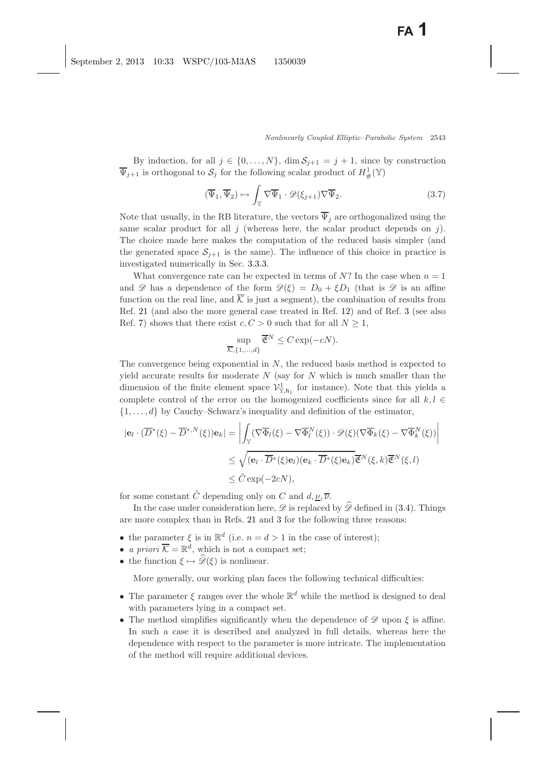By induction, for all $j \in \{0, \ldots, N\}$, $\dim \mathcal{S}_{j+1} = j + 1$, since by construction $\overline{\Psi}_{j+1}$ is orthogonal to $\mathcal{S}_j$ for the following scalar product of $H^1_\#(\mathbb{Y})$

$$(\overline{\Psi}_1, \overline{\Psi}_2) \mapsto \int_{\mathbb{Y}} \nabla\overline{\Psi}_1 \cdot \mathscr{D}(\xi_{j+1})\nabla\overline{\Psi}_2. \tag{3.7}$$

Note that usually, in the RB literature, the vectors $\overline{\Psi}_j$ are orthogonalized using the same scalar product for all $j$ (whereas here, the scalar product depends on $j$). The choice made here makes the computation of the reduced basis simpler (and the generated space $\mathcal{S}_{j+1}$ is the same). The influence of this choice in practice is investigated numerically in Sec. 3.3.3.

What convergence rate can be expected in terms of $N$? In the case when $n = 1$ and $\mathscr{D}$ has a dependence of the form $\mathscr{D}(\xi) = D_0 + \xi D_1$ (that is $\mathscr{D}$ is an affine function on the real line, and $\overline{\mathcal{K}}$ is just a segment), the combination of results from Ref. 21 (and also the more general case treated in Ref. 12) and of Ref. 3 (see also Ref. 7) shows that there exist $c, C > 0$ such that for all $N \geq 1$,

$$\sup_{\overline{\mathcal{K}}, \{1,\ldots,d\}} \overline{\mathfrak{E}}^N \leq C\exp(-cN).$$

The convergence being exponential in $N$, the reduced basis method is expected to yield accurate results for moderate $N$ (say for $N$ which is much smaller than the dimension of the finite element space $\mathcal{V}^1_{\mathbb{Y},\mathsf{h}_1}$ for instance). Note that this yields a complete control of the error on the homogenized coefficients since for all $k, l \in \{1, \ldots, d\}$ by Cauchy–Schwarz's inequality and definition of the estimator,

$$\begin{aligned}
|\mathbf{e}_l \cdot (\overline{D}^*(\xi) - \overline{D}^{*,N}(\xi))\mathbf{e}_k| &= \left| \int_{\mathbb{Y}} (\nabla\overline{\Phi}_l(\xi) - \nabla\overline{\Phi}_l^N(\xi)) \cdot \mathscr{D}(\xi)(\nabla\overline{\Phi}_k(\xi) - \nabla\overline{\Phi}_k^N(\xi)) \right| \\
&\leq \sqrt{(\mathbf{e}_l \cdot \overline{D}^*(\xi)\mathbf{e}_l)(\mathbf{e}_k \cdot \overline{D}^*(\xi)\mathbf{e}_k)\overline{\mathfrak{E}}^N(\xi, k)\overline{\mathfrak{E}}^N(\xi, l)} \\
&\leq \tilde{C}\exp(-2cN),
\end{aligned}$$

for some constant $\tilde{C}$ depending only on $C$ and $d, \underline{\nu}, \overline{\nu}$.

In the case under consideration here, $\mathscr{D}$ is replaced by $\widehat{\mathscr{D}}$ defined in (3.4). Things are more complex than in Refs. 21 and 3 for the following three reasons:

- the parameter $\xi$ is in $\mathbb{R}^d$ (i.e. $n = d > 1$ in the case of interest);
- *a priori* $\overline{\mathcal{K}} = \mathbb{R}^d$, which is not a compact set;
- the function $\xi \mapsto \widehat{\mathscr{D}}(\xi)$ is nonlinear.

More generally, our working plan faces the following technical difficulties:

- The parameter $\xi$ ranges over the whole $\mathbb{R}^d$ while the method is designed to deal with parameters lying in a compact set.
- The method simplifies significantly when the dependence of $\mathscr{D}$ upon $\xi$ is affine. In such a case it is described and analyzed in full details, whereas here the dependence with respect to the parameter is more intricate. The implementation of the method will require additional devices.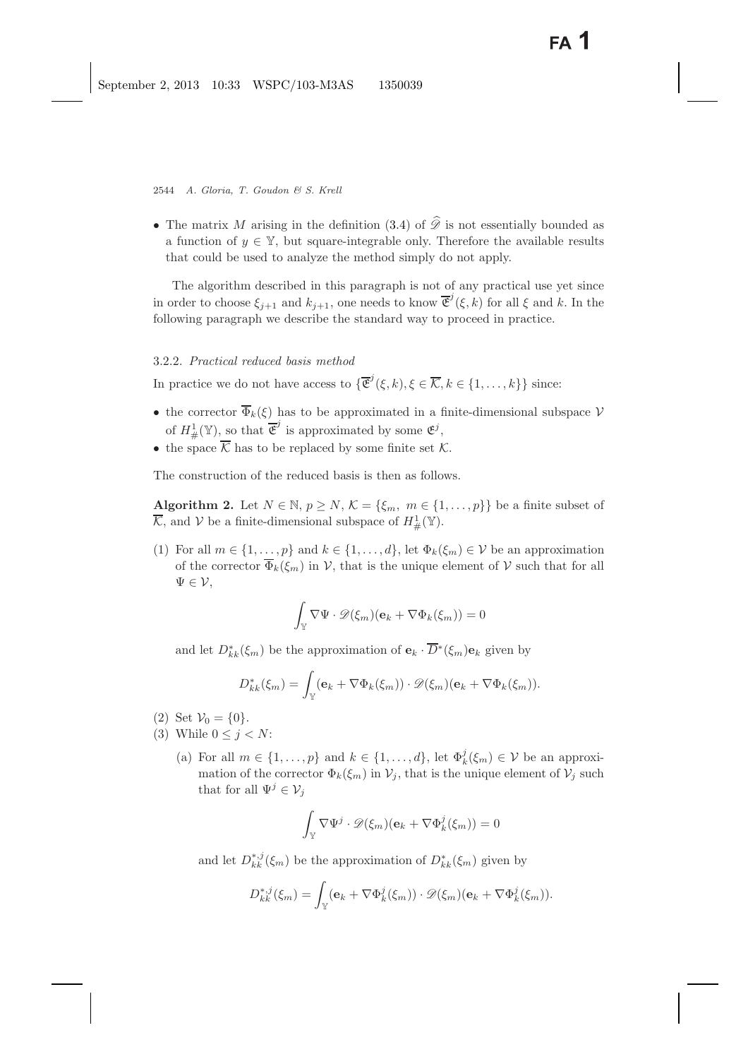- The matrix $M$ arising in the definition (3.4) of $\widehat{\mathscr{D}}$ is not essentially bounded as a function of $y \in \mathbb{Y}$, but square-integrable only. Therefore the available results that could be used to analyze the method simply do not apply.

The algorithm described in this paragraph is not of any practical use yet since in order to choose $\xi_{j+1}$ and $k_{j+1}$, one needs to know $\overline{\mathfrak{E}}^j(\xi, k)$ for all $\xi$ and $k$. In the following paragraph we describe the standard way to proceed in practice.

#### 3.2.2. *Practical reduced basis method*

In practice we do not have access to $\{\overline{\mathfrak{E}}^j(\xi, k), \xi \in \overline{\mathcal{K}}, k \in \{1, \ldots, k\}\}$ since:

- the corrector $\overline{\Phi}_k(\xi)$ has to be approximated in a finite-dimensional subspace $\mathcal{V}$ of $H^1_\#(\mathbb{Y})$, so that $\overline{\mathfrak{E}}^j$ is approximated by some $\mathfrak{E}^j$,
- the space $\overline{\mathcal{K}}$ has to be replaced by some finite set $\mathcal{K}$.

The construction of the reduced basis is then as follows.

**Algorithm 2.** Let $N \in \mathbb{N}$, $p \geq N$, $\mathcal{K} = \{\xi_m,\ m \in \{1, \ldots, p\}\}$ be a finite subset of $\overline{\mathcal{K}}$, and $\mathcal{V}$ be a finite-dimensional subspace of $H^1_\#(\mathbb{Y})$.

(1) For all $m \in \{1, \ldots, p\}$ and $k \in \{1, \ldots, d\}$, let $\Phi_k(\xi_m) \in \mathcal{V}$ be an approximation of the corrector $\overline{\Phi}_k(\xi_m)$ in $\mathcal{V}$, that is the unique element of $\mathcal{V}$ such that for all $\Psi \in \mathcal{V}$,

$$\int_{\mathbb{Y}} \nabla \Psi \cdot \mathscr{D}(\xi_m)(\mathbf{e}_k + \nabla \Phi_k(\xi_m)) = 0$$

and let $D^*_{kk}(\xi_m)$ be the approximation of $\mathbf{e}_k \cdot \overline{D}^*(\xi_m)\mathbf{e}_k$ given by

$$D^*_{kk}(\xi_m) = \int_{\mathbb{Y}} (\mathbf{e}_k + \nabla \Phi_k(\xi_m)) \cdot \mathscr{D}(\xi_m)(\mathbf{e}_k + \nabla \Phi_k(\xi_m)).$$

(2) Set $\mathcal{V}_0 = \{0\}$.

(3) While $0 \leq j < N$:

(a) For all $m \in \{1, \ldots, p\}$ and $k \in \{1, \ldots, d\}$, let $\Phi^j_k(\xi_m) \in \mathcal{V}$ be an approximation of the corrector $\Phi_k(\xi_m)$ in $\mathcal{V}_j$, that is the unique element of $\mathcal{V}_j$ such that for all $\Psi^j \in \mathcal{V}_j$

$$\int_{\mathbb{Y}} \nabla \Psi^j \cdot \mathscr{D}(\xi_m)(\mathbf{e}_k + \nabla \Phi^j_k(\xi_m)) = 0$$

and let $D^{*,j}_{kk}(\xi_m)$ be the approximation of $D^*_{kk}(\xi_m)$ given by

$$D^{*,j}_{kk}(\xi_m) = \int_{\mathbb{Y}} (\mathbf{e}_k + \nabla \Phi^j_k(\xi_m)) \cdot \mathscr{D}(\xi_m)(\mathbf{e}_k + \nabla \Phi^j_k(\xi_m)).$$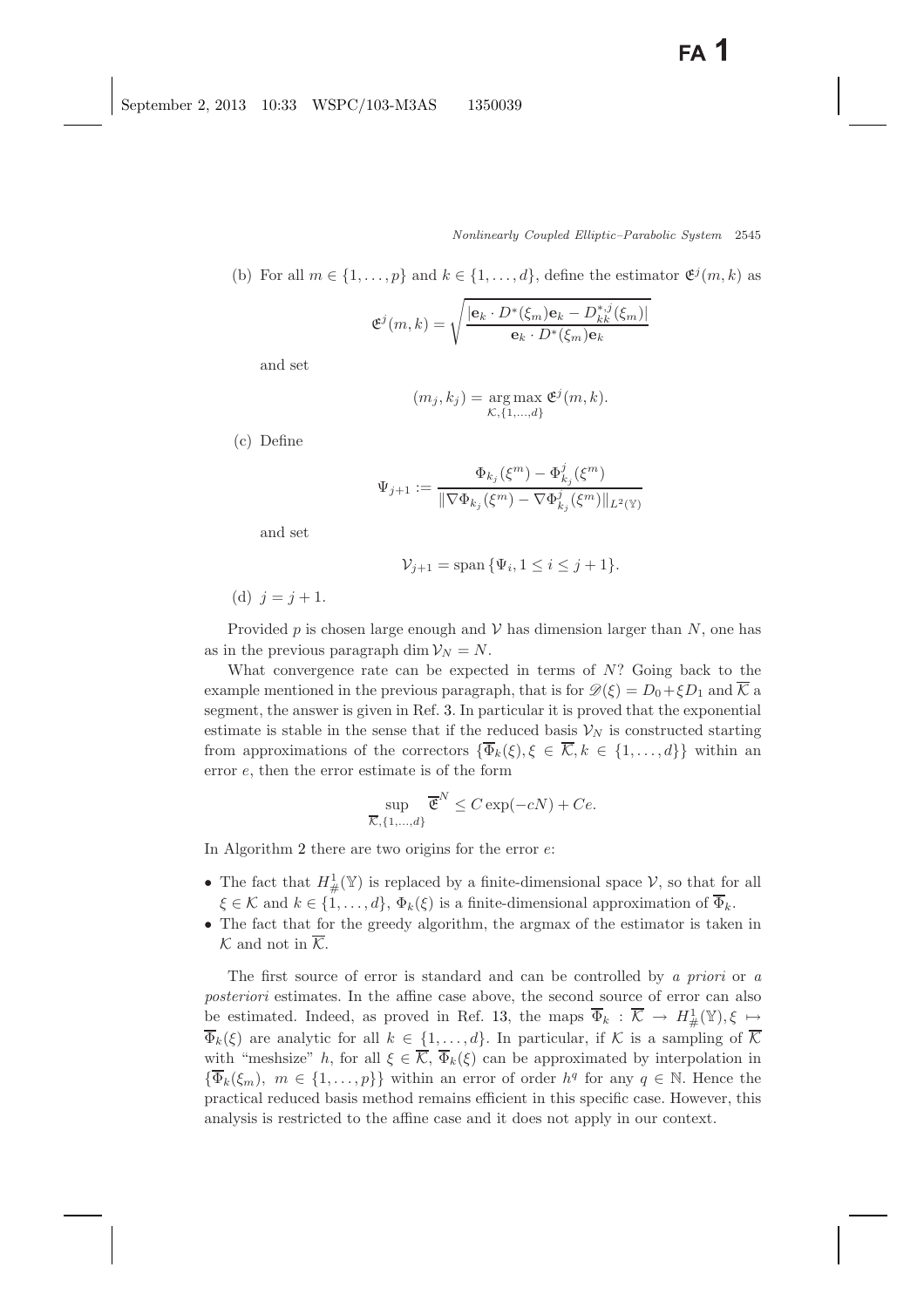(b) For all $m \in \{1, \ldots, p\}$ and $k \in \{1, \ldots, d\}$, define the estimator $\mathfrak{E}^j(m,k)$ as

$$\mathfrak{E}^j(m,k) = \sqrt{\frac{|\mathbf{e}_k \cdot D^*(\xi_m)\mathbf{e}_k - D^{*,j}_{kk}(\xi_m)|}{\mathbf{e}_k \cdot D^*(\xi_m)\mathbf{e}_k}}$$

and set

$$(m_j, k_j) = \underset{\mathcal{K},\{1,\ldots,d\}}{\arg\max}\, \mathfrak{E}^j(m,k).$$

(c) Define

$$\Psi_{j+1} := \frac{\Phi_{k_j}(\xi^m) - \Phi^j_{k_j}(\xi^m)}{\|\nabla \Phi_{k_j}(\xi^m) - \nabla \Phi^j_{k_j}(\xi^m)\|_{L^2(\mathbb{Y})}}$$

and set

$$\mathcal{V}_{j+1} = \operatorname{span}\{\Psi_i, 1 \le i \le j+1\}.$$

(d) $j = j+1$.

Provided $p$ is chosen large enough and $\mathcal{V}$ has dimension larger than $N$, one has as in the previous paragraph $\dim \mathcal{V}_N = N$.

What convergence rate can be expected in terms of $N$? Going back to the example mentioned in the previous paragraph, that is for $\mathscr{D}(\xi) = D_0 + \xi D_1$ and $\overline{\mathcal{K}}$ a segment, the answer is given in Ref. 3. In particular it is proved that the exponential estimate is stable in the sense that if the reduced basis $\mathcal{V}_N$ is constructed starting from approximations of the correctors $\{\overline{\Phi}_k(\xi), \xi \in \overline{\mathcal{K}}, k \in \{1, \ldots, d\}\}$ within an error $e$, then the error estimate is of the form

$$\sup_{\overline{\mathcal{K}},\{1,\ldots,d\}} \overline{\mathfrak{E}}^N \le C\exp(-cN) + Ce.$$

In Algorithm 2 there are two origins for the error $e$:

- The fact that $H^1_\#(\mathbb{Y})$ is replaced by a finite-dimensional space $\mathcal{V}$, so that for all $\xi \in \mathcal{K}$ and $k \in \{1, \ldots, d\}$, $\Phi_k(\xi)$ is a finite-dimensional approximation of $\overline{\Phi}_k$.
- The fact that for the greedy algorithm, the argmax of the estimator is taken in $\mathcal{K}$ and not in $\overline{\mathcal{K}}$.

The first source of error is standard and can be controlled by *a priori* or *a posteriori* estimates. In the affine case above, the second source of error can also be estimated. Indeed, as proved in Ref. 13, the maps $\overline{\Phi}_k : \overline{\mathcal{K}} \to H^1_\#(\mathbb{Y}), \xi \mapsto \overline{\Phi}_k(\xi)$ are analytic for all $k \in \{1, \ldots, d\}$. In particular, if $\mathcal{K}$ is a sampling of $\overline{\mathcal{K}}$ with "meshsize" $h$, for all $\xi \in \overline{\mathcal{K}}$, $\overline{\Phi}_k(\xi)$ can be approximated by interpolation in $\{\overline{\Phi}_k(\xi_m),\ m \in \{1, \ldots, p\}\}$ within an error of order $h^q$ for any $q \in \mathbb{N}$. Hence the practical reduced basis method remains efficient in this specific case. However, this analysis is restricted to the affine case and it does not apply in our context.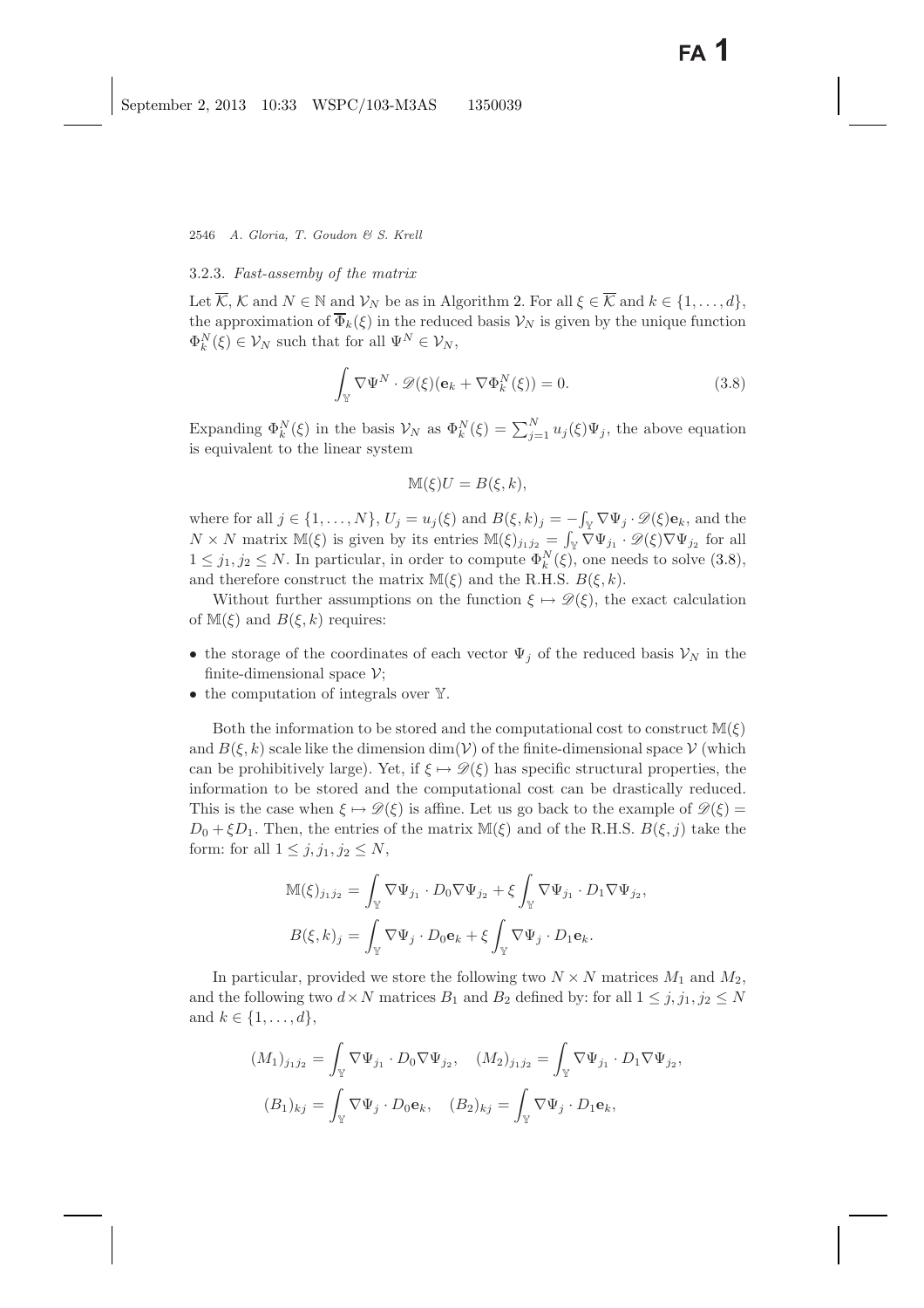### 3.2.3. *Fast-assemby of the matrix*

Let $\overline{\mathcal{K}}$, $\mathcal{K}$ and $N \in \mathbb{N}$ and $\mathcal{V}_N$ be as in Algorithm 2. For all $\xi \in \overline{\mathcal{K}}$ and $k \in \{1, \ldots, d\}$, the approximation of $\overline{\Phi}_k(\xi)$ in the reduced basis $\mathcal{V}_N$ is given by the unique function $\Phi_k^N(\xi) \in \mathcal{V}_N$ such that for all $\Psi^N \in \mathcal{V}_N$,

$$\int_{\mathbb{Y}} \nabla \Psi^N \cdot \mathscr{D}(\xi)(\mathbf{e}_k + \nabla \Phi_k^N(\xi)) = 0. \tag{3.8}$$

Expanding $\Phi_k^N(\xi)$ in the basis $\mathcal{V}_N$ as $\Phi_k^N(\xi) = \sum_{j=1}^N u_j(\xi)\Psi_j$, the above equation is equivalent to the linear system

$$\mathbb{M}(\xi)U = B(\xi, k),$$

where for all $j \in \{1, \ldots, N\}$, $U_j = u_j(\xi)$ and $B(\xi, k)_j = -\int_{\mathbb{Y}} \nabla \Psi_j \cdot \mathscr{D}(\xi)\mathbf{e}_k$, and the $N \times N$ matrix $\mathbb{M}(\xi)$ is given by its entries $\mathbb{M}(\xi)_{j_1 j_2} = \int_{\mathbb{Y}} \nabla \Psi_{j_1} \cdot \mathscr{D}(\xi)\nabla \Psi_{j_2}$ for all $1 \leq j_1, j_2 \leq N$. In particular, in order to compute $\Phi_k^N(\xi)$, one needs to solve (3.8), and therefore construct the matrix $\mathbb{M}(\xi)$ and the R.H.S. $B(\xi, k)$.

Without further assumptions on the function $\xi \mapsto \mathscr{D}(\xi)$, the exact calculation of $\mathbb{M}(\xi)$ and $B(\xi, k)$ requires:

- the storage of the coordinates of each vector $\Psi_j$ of the reduced basis $\mathcal{V}_N$ in the finite-dimensional space $\mathcal{V}$;
- the computation of integrals over $\mathbb{Y}$.

Both the information to be stored and the computational cost to construct $\mathbb{M}(\xi)$ and $B(\xi, k)$ scale like the dimension $\dim(\mathcal{V})$ of the finite-dimensional space $\mathcal{V}$ (which can be prohibitively large). Yet, if $\xi \mapsto \mathscr{D}(\xi)$ has specific structural properties, the information to be stored and the computational cost can be drastically reduced. This is the case when $\xi \mapsto \mathscr{D}(\xi)$ is affine. Let us go back to the example of $\mathscr{D}(\xi) = D_0 + \xi D_1$. Then, the entries of the matrix $\mathbb{M}(\xi)$ and of the R.H.S. $B(\xi, j)$ take the form: for all $1 \leq j, j_1, j_2 \leq N$,

$$\mathbb{M}(\xi)_{j_1 j_2} = \int_{\mathbb{Y}} \nabla \Psi_{j_1} \cdot D_0 \nabla \Psi_{j_2} + \xi \int_{\mathbb{Y}} \nabla \Psi_{j_1} \cdot D_1 \nabla \Psi_{j_2},$$

$$B(\xi, k)_j = \int_{\mathbb{Y}} \nabla \Psi_j \cdot D_0 \mathbf{e}_k + \xi \int_{\mathbb{Y}} \nabla \Psi_j \cdot D_1 \mathbf{e}_k.$$

In particular, provided we store the following two $N \times N$ matrices $M_1$ and $M_2$, and the following two $d \times N$ matrices $B_1$ and $B_2$ defined by: for all $1 \leq j, j_1, j_2 \leq N$ and $k \in \{1, \ldots, d\}$,

$$(M_1)_{j_1 j_2} = \int_{\mathbb{Y}} \nabla \Psi_{j_1} \cdot D_0 \nabla \Psi_{j_2}, \quad (M_2)_{j_1 j_2} = \int_{\mathbb{Y}} \nabla \Psi_{j_1} \cdot D_1 \nabla \Psi_{j_2},$$

$$(B_1)_{kj} = \int_{\mathbb{Y}} \nabla \Psi_j \cdot D_0 \mathbf{e}_k, \quad (B_2)_{kj} = \int_{\mathbb{Y}} \nabla \Psi_j \cdot D_1 \mathbf{e}_k,$$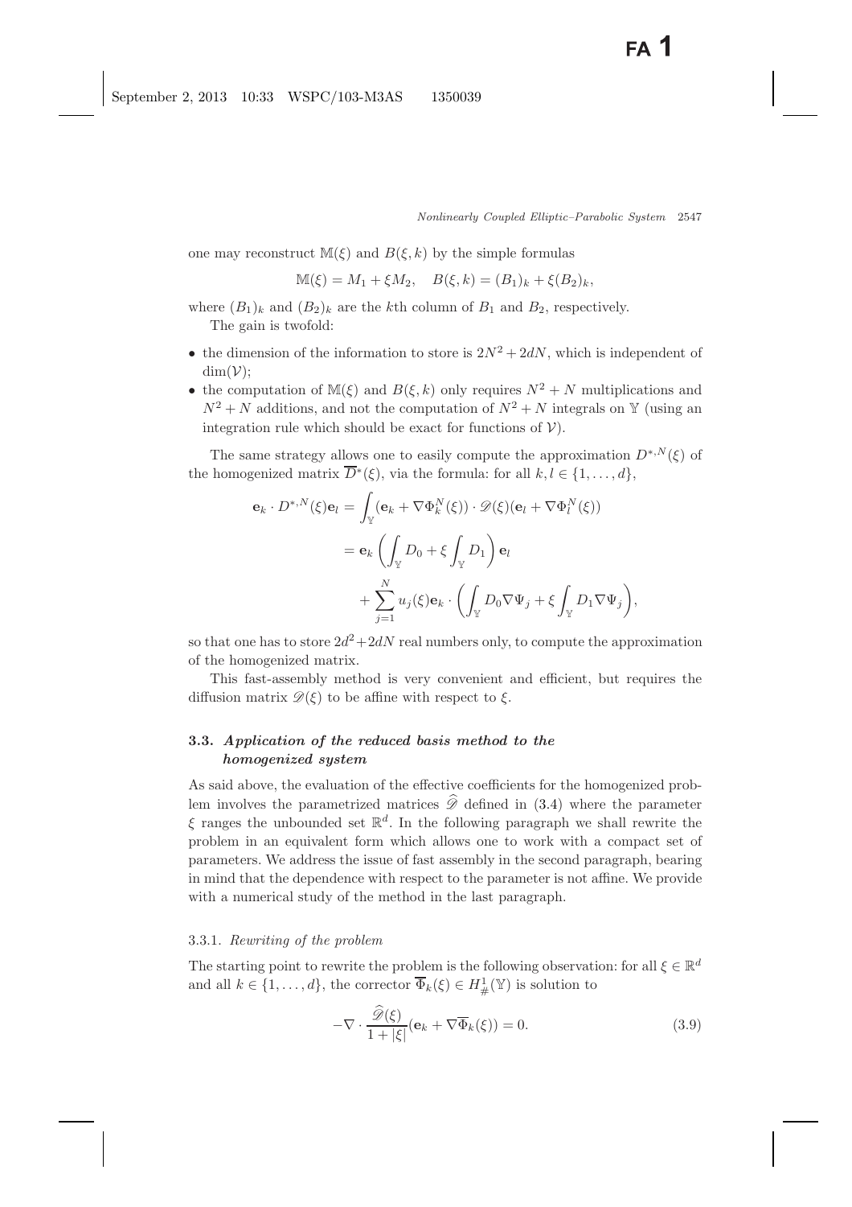one may reconstruct $\mathbb{M}(\xi)$ and $B(\xi, k)$ by the simple formulas

$$\mathbb{M}(\xi) = M_1 + \xi M_2, \quad B(\xi, k) = (B_1)_k + \xi (B_2)_k,$$

where $(B_1)_k$ and $(B_2)_k$ are the $k$th column of $B_1$ and $B_2$, respectively.

The gain is twofold:

- the dimension of the information to store is $2N^2 + 2dN$, which is independent of $\dim(\mathcal{V})$;
- the computation of $\mathbb{M}(\xi)$ and $B(\xi, k)$ only requires $N^2 + N$ multiplications and $N^2 + N$ additions, and not the computation of $N^2 + N$ integrals on $\mathbb{Y}$ (using an integration rule which should be exact for functions of $\mathcal{V}$).

The same strategy allows one to easily compute the approximation $D^{*,N}(\xi)$ of the homogenized matrix $\overline{D}^*(\xi)$, via the formula: for all $k, l \in \{1, \ldots, d\}$,

$$\begin{aligned}
\mathbf{e}_k \cdot D^{*,N}(\xi)\mathbf{e}_l &= \int_{\mathbb{Y}} (\mathbf{e}_k + \nabla \Phi_k^N(\xi)) \cdot \mathscr{D}(\xi)(\mathbf{e}_l + \nabla \Phi_l^N(\xi)) \\
&= \mathbf{e}_k \left( \int_{\mathbb{Y}} D_0 + \xi \int_{\mathbb{Y}} D_1 \right) \mathbf{e}_l \\
&\quad + \sum_{j=1}^{N} u_j(\xi) \mathbf{e}_k \cdot \left( \int_{\mathbb{Y}} D_0 \nabla \Psi_j + \xi \int_{\mathbb{Y}} D_1 \nabla \Psi_j \right),
\end{aligned}$$

so that one has to store $2d^2 + 2dN$ real numbers only, to compute the approximation of the homogenized matrix.

This fast-assembly method is very convenient and efficient, but requires the diffusion matrix $\mathscr{D}(\xi)$ to be affine with respect to $\xi$.

### 3.3. *Application of the reduced basis method to the homogenized system*

As said above, the evaluation of the effective coefficients for the homogenized problem involves the parametrized matrices $\widehat{\mathscr{D}}$ defined in (3.4) where the parameter $\xi$ ranges the unbounded set $\mathbb{R}^d$. In the following paragraph we shall rewrite the problem in an equivalent form which allows one to work with a compact set of parameters. We address the issue of fast assembly in the second paragraph, bearing in mind that the dependence with respect to the parameter is not affine. We provide with a numerical study of the method in the last paragraph.

#### 3.3.1. *Rewriting of the problem*

The starting point to rewrite the problem is the following observation: for all $\xi \in \mathbb{R}^d$ and all $k \in \{1, \ldots, d\}$, the corrector $\overline{\Phi}_k(\xi) \in H^1_\#(\mathbb{Y})$ is solution to

$$-\nabla \cdot \frac{\widehat{\mathscr{D}}(\xi)}{1 + |\xi|}(\mathbf{e}_k + \nabla \overline{\Phi}_k(\xi)) = 0. \tag{3.9}$$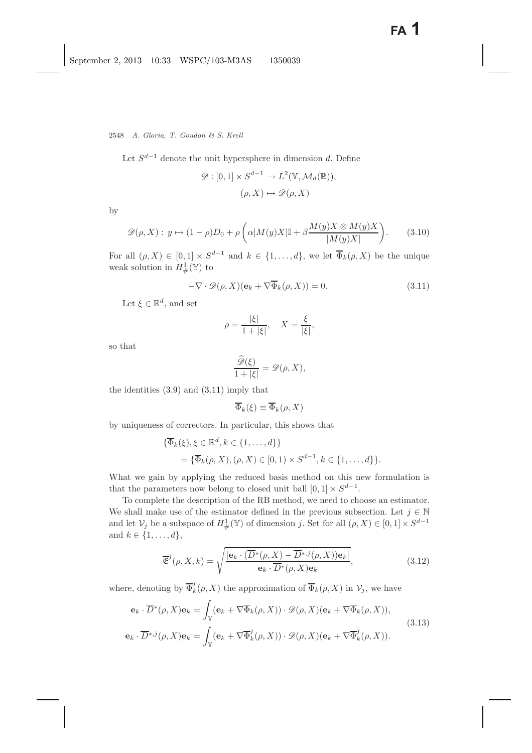Let $S^{d-1}$ denote the unit hypersphere in dimension $d$. Define

$$
\mathscr{D} : [0,1] \times S^{d-1} \to L^2(\mathbb{Y}, \mathcal{M}_d(\mathbb{R})),
$$
$$
(\rho, X) \mapsto \mathscr{D}(\rho, X)
$$

by

$$
\mathscr{D}(\rho, X) : y \mapsto (1-\rho)D_0 + \rho\left(\alpha |M(y)X|\mathbb{I} + \beta \frac{M(y)X \otimes M(y)X}{|M(y)X|}\right). \tag{3.10}
$$

For all $(\rho, X) \in [0,1] \times S^{d-1}$ and $k \in \{1, \ldots, d\}$, we let $\overline{\Phi}_k(\rho, X)$ be the unique weak solution in $H^1_\#(\mathbb{Y})$ to

$$
-\nabla \cdot \mathscr{D}(\rho, X)(\mathbf{e}_k + \nabla \overline{\Phi}_k(\rho, X)) = 0. \tag{3.11}
$$

Let $\xi \in \mathbb{R}^d$, and set

$$
\rho = \frac{|\xi|}{1+|\xi|}, \quad X = \frac{\xi}{|\xi|},
$$

so that

$$
\frac{\widehat{\mathscr{D}}(\xi)}{1+|\xi|} = \mathscr{D}(\rho, X),
$$

the identities (3.9) and (3.11) imply that

$$
\overline{\Phi}_k(\xi) \equiv \overline{\Phi}_k(\rho, X)
$$

by uniqueness of correctors. In particular, this shows that

$$
\begin{aligned}
&\{\overline{\Phi}_k(\xi), \xi \in \mathbb{R}^d, k \in \{1, \ldots, d\}\} \\
&\quad = \{\overline{\Phi}_k(\rho, X), (\rho, X) \in [0,1) \times S^{d-1}, k \in \{1, \ldots, d\}\}.
\end{aligned}
$$

What we gain by applying the reduced basis method on this new formulation is that the parameters now belong to closed unit ball $[0,1] \times S^{d-1}$.

To complete the description of the RB method, we need to choose an estimator. We shall make use of the estimator defined in the previous subsection. Let $j \in \mathbb{N}$ and let $\mathcal{V}_j$ be a subspace of $H^1_\#(\mathbb{Y})$ of dimension $j$. Set for all $(\rho, X) \in [0,1] \times S^{d-1}$ and $k \in \{1, \ldots, d\}$,

$$
\overline{\mathfrak{E}}^j(\rho, X, k) = \sqrt{\frac{|\mathbf{e}_k \cdot (\overline{D}^*(\rho, X) - \overline{D}^{*,j}(\rho, X))\mathbf{e}_k|}{\mathbf{e}_k \cdot \overline{D}^*(\rho, X)\mathbf{e}_k}}, \tag{3.12}
$$

where, denoting by $\overline{\Phi}^j_k(\rho, X)$ the approximation of $\overline{\Phi}_k(\rho, X)$ in $\mathcal{V}_j$, we have

$$
\begin{aligned}
\mathbf{e}_k \cdot \overline{D}^*(\rho, X)\mathbf{e}_k &= \int_{\mathbb{Y}} (\mathbf{e}_k + \nabla \overline{\Phi}_k(\rho, X)) \cdot \mathscr{D}(\rho, X)(\mathbf{e}_k + \nabla \overline{\Phi}_k(\rho, X)), \\
\mathbf{e}_k \cdot \overline{D}^{*,j}(\rho, X)\mathbf{e}_k &= \int_{\mathbb{Y}} (\mathbf{e}_k + \nabla \overline{\Phi}^j_k(\rho, X)) \cdot \mathscr{D}(\rho, X)(\mathbf{e}_k + \nabla \overline{\Phi}^j_k(\rho, X)).
\end{aligned} \tag{3.13}
$$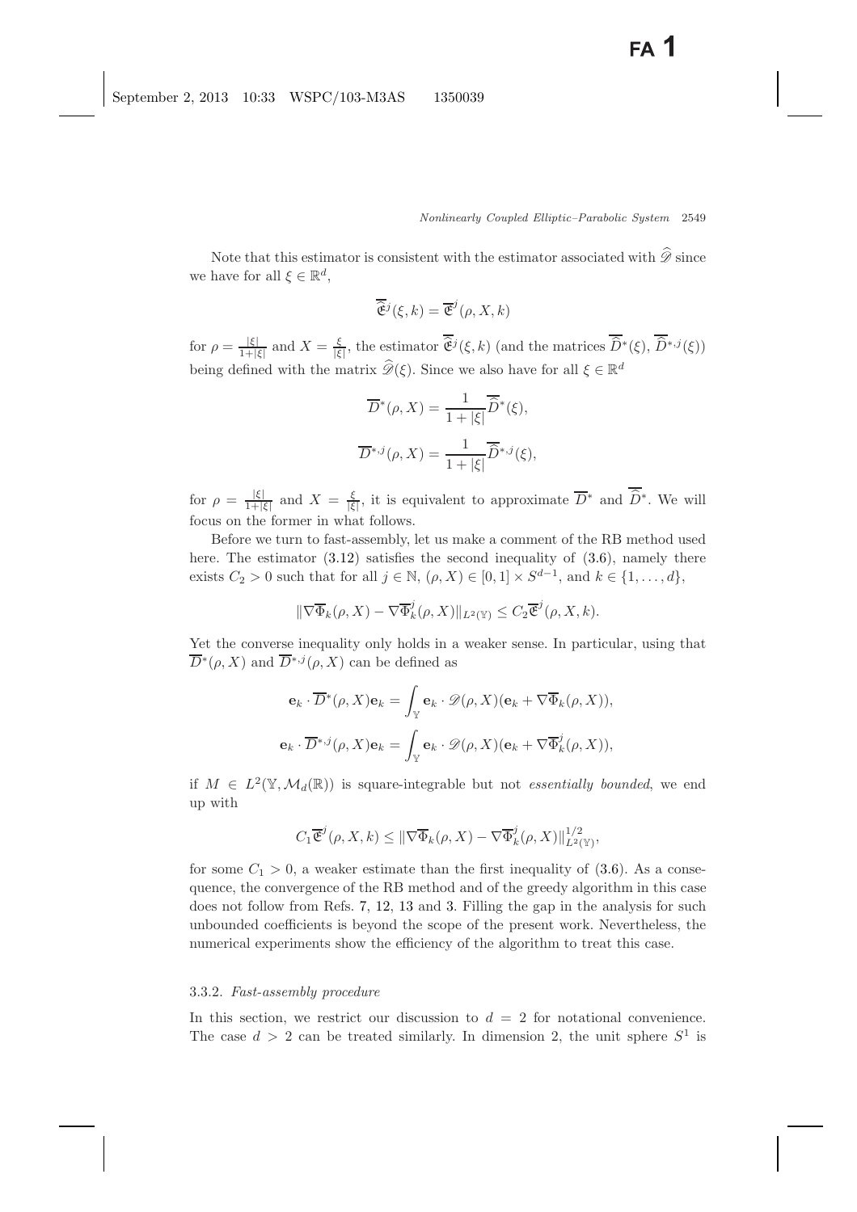Note that this estimator is consistent with the estimator associated with $\widehat{\mathscr{D}}$ since we have for all $\xi \in \mathbb{R}^d$,

$$\overline{\widehat{\mathfrak{E}}}^j(\xi, k) = \overline{\mathfrak{E}}^j(\rho, X, k)$$

for $\rho = \frac{|\xi|}{1+|\xi|}$ and $X = \frac{\xi}{|\xi|}$, the estimator $\overline{\widehat{\mathfrak{E}}}^j(\xi, k)$ (and the matrices $\overline{\widehat{D}}^*(\xi)$, $\overline{\widehat{D}}^{*,j}(\xi)$) being defined with the matrix $\widehat{\mathscr{D}}(\xi)$. Since we also have for all $\xi \in \mathbb{R}^d$

$$\overline{D}^*(\rho, X) = \frac{1}{1+|\xi|}\overline{\widehat{D}}^*(\xi),$$

$$\overline{D}^{*,j}(\rho, X) = \frac{1}{1+|\xi|}\overline{\widehat{D}}^{*,j}(\xi),$$

for $\rho = \frac{|\xi|}{1+|\xi|}$ and $X = \frac{\xi}{|\xi|}$, it is equivalent to approximate $\overline{D}^*$ and $\overline{\widehat{D}}^*$. We will focus on the former in what follows.

Before we turn to fast-assembly, let us make a comment of the RB method used here. The estimator (3.12) satisfies the second inequality of (3.6), namely there exists $C_2 > 0$ such that for all $j \in \mathbb{N}$, $(\rho, X) \in [0,1] \times S^{d-1}$, and $k \in \{1, \dots, d\}$,

$$\|\nabla\overline{\Phi}_k(\rho, X) - \nabla\overline{\Phi}_k^j(\rho, X)\|_{L^2(\mathbb{Y})} \leq C_2 \overline{\mathfrak{E}}^j(\rho, X, k).$$

Yet the converse inequality only holds in a weaker sense. In particular, using that $\overline{D}^*(\rho, X)$ and $\overline{D}^{*,j}(\rho, X)$ can be defined as

$$\mathbf{e}_k \cdot \overline{D}^*(\rho, X)\mathbf{e}_k = \int_{\mathbb{Y}} \mathbf{e}_k \cdot \mathscr{D}(\rho, X)(\mathbf{e}_k + \nabla\overline{\Phi}_k(\rho, X)),$$

$$\mathbf{e}_k \cdot \overline{D}^{*,j}(\rho, X)\mathbf{e}_k = \int_{\mathbb{Y}} \mathbf{e}_k \cdot \mathscr{D}(\rho, X)(\mathbf{e}_k + \nabla\overline{\Phi}_k^j(\rho, X)),$$

if $M \in L^2(\mathbb{Y}, \mathcal{M}_d(\mathbb{R}))$ is square-integrable but not *essentially bounded*, we end up with

$$C_1 \overline{\mathfrak{E}}^j(\rho, X, k) \leq \|\nabla\overline{\Phi}_k(\rho, X) - \nabla\overline{\Phi}_k^j(\rho, X)\|_{L^2(\mathbb{Y})}^{1/2},$$

for some $C_1 > 0$, a weaker estimate than the first inequality of (3.6). As a consequence, the convergence of the RB method and of the greedy algorithm in this case does not follow from Refs. 7, 12, 13 and 3. Filling the gap in the analysis for such unbounded coefficients is beyond the scope of the present work. Nevertheless, the numerical experiments show the efficiency of the algorithm to treat this case.

### 3.3.2. *Fast-assembly procedure*

In this section, we restrict our discussion to $d = 2$ for notational convenience. The case $d > 2$ can be treated similarly. In dimension 2, the unit sphere $S^1$ is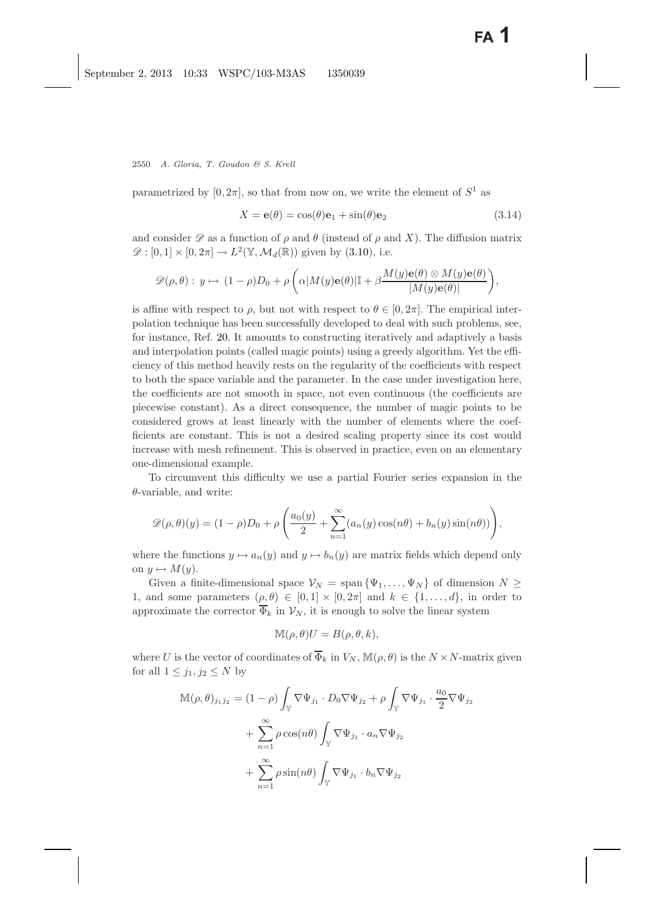parametrized by $[0, 2\pi]$, so that from now on, we write the element of $S^1$ as

$$X = \mathbf{e}(\theta) = \cos(\theta)\mathbf{e}_1 + \sin(\theta)\mathbf{e}_2 \tag{3.14}$$

and consider $\mathscr{D}$ as a function of $\rho$ and $\theta$ (instead of $\rho$ and $X$). The diffusion matrix $\mathscr{D} : [0, 1] \times [0, 2\pi] \to L^2(\mathbb{Y}, \mathcal{M}_d(\mathbb{R}))$ given by (3.10), i.e.

$$\mathscr{D}(\rho, \theta) : \; y \mapsto (1 - \rho)D_0 + \rho \left( \alpha |M(y)\mathbf{e}(\theta)|\mathbb{I} + \beta \frac{M(y)\mathbf{e}(\theta) \otimes M(y)\mathbf{e}(\theta)}{|M(y)\mathbf{e}(\theta)|} \right),$$

is affine with respect to $\rho$, but not with respect to $\theta \in [0, 2\pi]$. The empirical interpolation technique has been successfully developed to deal with such problems, see, for instance, Ref. 20. It amounts to constructing iteratively and adaptively a basis and interpolation points (called magic points) using a greedy algorithm. Yet the efficiency of this method heavily rests on the regularity of the coefficients with respect to both the space variable and the parameter. In the case under investigation here, the coefficients are not smooth in space, not even continuous (the coefficients are piecewise constant). As a direct consequence, the number of magic points to be considered grows at least linearly with the number of elements where the coefficients are constant. This is not a desired scaling property since its cost would increase with mesh refinement. This is observed in practice, even on an elementary one-dimensional example.

To circumvent this difficulty we use a partial Fourier series expansion in the $\theta$-variable, and write:

$$\mathscr{D}(\rho, \theta)(y) = (1 - \rho)D_0 + \rho \left( \frac{a_0(y)}{2} + \sum_{n=1}^{\infty} (a_n(y)\cos(n\theta) + b_n(y)\sin(n\theta)) \right),$$

where the functions $y \mapsto a_n(y)$ and $y \mapsto b_n(y)$ are matrix fields which depend only on $y \mapsto M(y)$.

Given a finite-dimensional space $\mathcal{V}_N = \operatorname{span}\{\Psi_1, \ldots, \Psi_N\}$ of dimension $N \geq 1$, and some parameters $(\rho, \theta) \in [0, 1] \times [0, 2\pi]$ and $k \in \{1, \ldots, d\}$, in order to approximate the corrector $\overline{\Phi}_k$ in $\mathcal{V}_N$, it is enough to solve the linear system

$$\mathbb{M}(\rho, \theta)U = B(\rho, \theta, k),$$

where $U$ is the vector of coordinates of $\overline{\Phi}_k$ in $V_N$, $\mathbb{M}(\rho, \theta)$ is the $N \times N$-matrix given for all $1 \leq j_1, j_2 \leq N$ by

$$\begin{aligned}
\mathbb{M}(\rho, \theta)_{j_1 j_2} = {} & (1 - \rho) \int_{\mathbb{Y}} \nabla \Psi_{j_1} \cdot D_0 \nabla \Psi_{j_2} + \rho \int_{\mathbb{Y}} \nabla \Psi_{j_1} \cdot \frac{a_0}{2} \nabla \Psi_{j_2} \\
& + \sum_{n=1}^{\infty} \rho \cos(n\theta) \int_{\mathbb{Y}} \nabla \Psi_{j_1} \cdot a_n \nabla \Psi_{j_2} \\
& + \sum_{n=1}^{\infty} \rho \sin(n\theta) \int_{\mathbb{Y}} \nabla \Psi_{j_1} \cdot b_n \nabla \Psi_{j_2}
\end{aligned}$$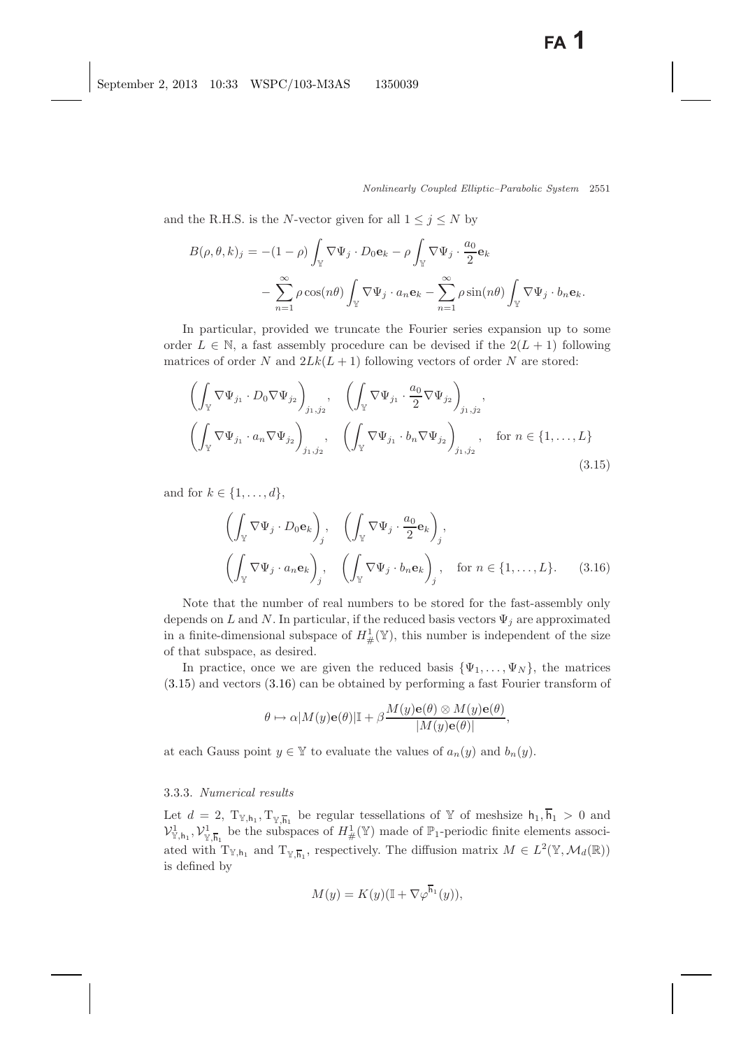and the R.H.S. is the $N$-vector given for all $1 \le j \le N$ by

$$
\begin{aligned}
B(\rho,\theta,k)_j = -(1-\rho)\int_{\mathbb{Y}} \nabla\Psi_j \cdot D_0 \mathbf{e}_k - \rho \int_{\mathbb{Y}} \nabla\Psi_j \cdot \frac{a_0}{2}\mathbf{e}_k \\
- \sum_{n=1}^{\infty} \rho\cos(n\theta)\int_{\mathbb{Y}} \nabla\Psi_j \cdot a_n \mathbf{e}_k - \sum_{n=1}^{\infty} \rho \sin(n\theta)\int_{\mathbb{Y}} \nabla\Psi_j \cdot b_n \mathbf{e}_k.
\end{aligned}
$$

In particular, provided we truncate the Fourier series expansion up to some order $L \in \mathbb{N}$, a fast assembly procedure can be devised if the $2(L+1)$ following matrices of order $N$ and $2Lk(L+1)$ following vectors of order $N$ are stored:

$$
\begin{aligned}
&\left(\int_{\mathbb{Y}} \nabla\Psi_{j_1} \cdot D_0 \nabla\Psi_{j_2}\right)_{j_1,j_2}, \quad \left(\int_{\mathbb{Y}} \nabla\Psi_{j_1} \cdot \frac{a_0}{2} \nabla\Psi_{j_2}\right)_{j_1,j_2}, \\
&\left(\int_{\mathbb{Y}} \nabla\Psi_{j_1} \cdot a_n \nabla\Psi_{j_2}\right)_{j_1,j_2}, \quad \left(\int_{\mathbb{Y}} \nabla\Psi_{j_1} \cdot b_n \nabla\Psi_{j_2}\right)_{j_1,j_2}, \quad \text{for } n \in \{1,\ldots,L\}
\end{aligned} \tag{3.15}
$$

and for $k \in \{1,\ldots,d\}$,

$$
\begin{aligned}
&\left(\int_{\mathbb{Y}} \nabla\Psi_j \cdot D_0 \mathbf{e}_k\right)_j, \quad \left(\int_{\mathbb{Y}} \nabla\Psi_j \cdot \frac{a_0}{2}\mathbf{e}_k\right)_j, \\
&\left(\int_{\mathbb{Y}} \nabla\Psi_j \cdot a_n \mathbf{e}_k\right)_j, \quad \left(\int_{\mathbb{Y}} \nabla\Psi_j \cdot b_n \mathbf{e}_k\right)_j, \quad \text{for } n \in \{1,\ldots,L\}.
\end{aligned} \tag{3.16}
$$

Note that the number of real numbers to be stored for the fast-assembly only depends on $L$ and $N$. In particular, if the reduced basis vectors $\Psi_j$ are approximated in a finite-dimensional subspace of $H^1_\#(\mathbb{Y})$, this number is independent of the size of that subspace, as desired.

In practice, once we are given the reduced basis $\{\Psi_1,\ldots,\Psi_N\}$, the matrices (3.15) and vectors (3.16) can be obtained by performing a fast Fourier transform of

$$
\theta \mapsto \alpha|M(y)\mathbf{e}(\theta)|\mathbb{I} + \beta\frac{M(y)\mathbf{e}(\theta)\otimes M(y)\mathbf{e}(\theta)}{|M(y)\mathbf{e}(\theta)|},
$$

at each Gauss point $y \in \mathbb{Y}$ to evaluate the values of $a_n(y)$ and $b_n(y)$.

#### 3.3.3. *Numerical results*

Let $d = 2$, $\mathrm{T}_{\mathbb{Y},\mathsf{h}_1}, \mathrm{T}_{\mathbb{Y},\overline{\mathsf{h}}_1}$ be regular tessellations of $\mathbb{Y}$ of meshsize $\mathsf{h}_1, \overline{\mathsf{h}}_1 > 0$ and $\mathcal{V}^1_{\mathbb{Y},\mathsf{h}_1}, \mathcal{V}^1_{\mathbb{Y},\overline{\mathsf{h}}_1}$ be the subspaces of $H^1_\#(\mathbb{Y})$ made of $\mathbb{P}_1$-periodic finite elements associated with $\mathrm{T}_{\mathbb{Y},\mathsf{h}_1}$ and $\mathrm{T}_{\mathbb{Y},\overline{\mathsf{h}}_1}$, respectively. The diffusion matrix $M \in L^2(\mathbb{Y},\mathcal{M}_d(\mathbb{R}))$ is defined by

$$
M(y) = K(y)(\mathbb{I} + \nabla\varphi^{\overline{\mathsf{h}}_1}(y)),
$$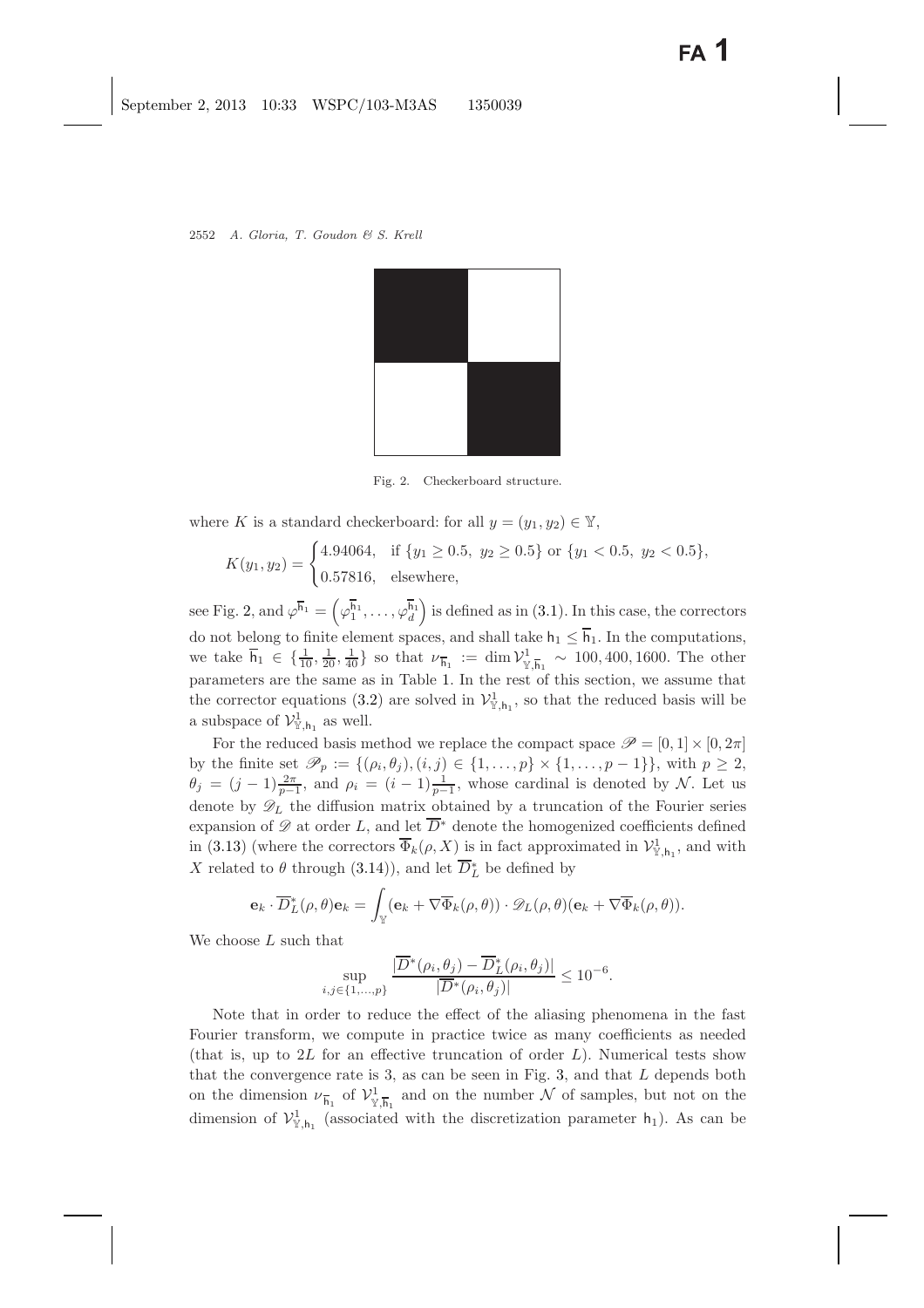Fig. 2. Checkerboard structure.

where $K$ is a standard checkerboard: for all $y = (y_1, y_2) \in \mathbb{Y}$,

$$K(y_1, y_2) = \begin{cases} 4.94064, & \text{if } \{y_1 \geq 0.5,\ y_2 \geq 0.5\} \text{ or } \{y_1 < 0.5,\ y_2 < 0.5\}, \\ 0.57816, & \text{elsewhere,} \end{cases}$$

see Fig. 2, and $\varphi^{\overline{\mathsf{h}}_1} = \left(\varphi_1^{\overline{\mathsf{h}}_1}, \ldots, \varphi_d^{\overline{\mathsf{h}}_1}\right)$ is defined as in (3.1). In this case, the correctors do not belong to finite element spaces, and shall take $\mathsf{h}_1 \leq \overline{\mathsf{h}}_1$. In the computations, we take $\overline{\mathsf{h}}_1 \in \{\frac{1}{10}, \frac{1}{20}, \frac{1}{40}\}$ so that $\nu_{\overline{\mathsf{h}}_1} := \dim \mathcal{V}^1_{\mathbb{Y},\overline{\mathsf{h}}_1} \sim 100, 400, 1600$. The other parameters are the same as in Table 1. In the rest of this section, we assume that the corrector equations (3.2) are solved in $\mathcal{V}^1_{\mathbb{Y},\mathsf{h}_1}$, so that the reduced basis will be a subspace of $\mathcal{V}^1_{\mathbb{Y},\mathsf{h}_1}$ as well.

For the reduced basis method we replace the compact space $\mathscr{P} = [0,1] \times [0, 2\pi]$ by the finite set $\mathscr{P}_p := \{(\rho_i, \theta_j), (i,j) \in \{1, \ldots, p\} \times \{1, \ldots, p-1\}\}$, with $p \geq 2$, $\theta_j = (j-1)\frac{2\pi}{p-1}$, and $\rho_i = (i-1)\frac{1}{p-1}$, whose cardinal is denoted by $\mathcal{N}$. Let us denote by $\mathscr{D}_L$ the diffusion matrix obtained by a truncation of the Fourier series expansion of $\mathscr{D}$ at order $L$, and let $\overline{D}^*$ denote the homogenized coefficients defined in (3.13) (where the correctors $\overline{\Phi}_k(\rho, X)$ is in fact approximated in $\mathcal{V}^1_{\mathbb{Y},\mathsf{h}_1}$, and with $X$ related to $\theta$ through (3.14)), and let $\overline{D}^*_L$ be defined by

$$\mathbf{e}_k \cdot \overline{D}^*_L(\rho, \theta)\mathbf{e}_k = \int_{\mathbb{Y}} (\mathbf{e}_k + \nabla\overline{\Phi}_k(\rho, \theta)) \cdot \mathscr{D}_L(\rho, \theta)(\mathbf{e}_k + \nabla\overline{\Phi}_k(\rho, \theta)).$$

We choose $L$ such that

$$\sup_{i,j \in \{1,\ldots,p\}} \frac{|\overline{D}^*(\rho_i, \theta_j) - \overline{D}^*_L(\rho_i, \theta_j)|}{|\overline{D}^*(\rho_i, \theta_j)|} \leq 10^{-6}.$$

Note that in order to reduce the effect of the aliasing phenomena in the fast Fourier transform, we compute in practice twice as many coefficients as needed (that is, up to $2L$ for an effective truncation of order $L$). Numerical tests show that the convergence rate is 3, as can be seen in Fig. 3, and that $L$ depends both on the dimension $\nu_{\overline{\mathsf{h}}_1}$ of $\mathcal{V}^1_{\mathbb{Y},\overline{\mathsf{h}}_1}$ and on the number $\mathcal{N}$ of samples, but not on the dimension of $\mathcal{V}^1_{\mathbb{Y},\mathsf{h}_1}$ (associated with the discretization parameter $\mathsf{h}_1$). As can be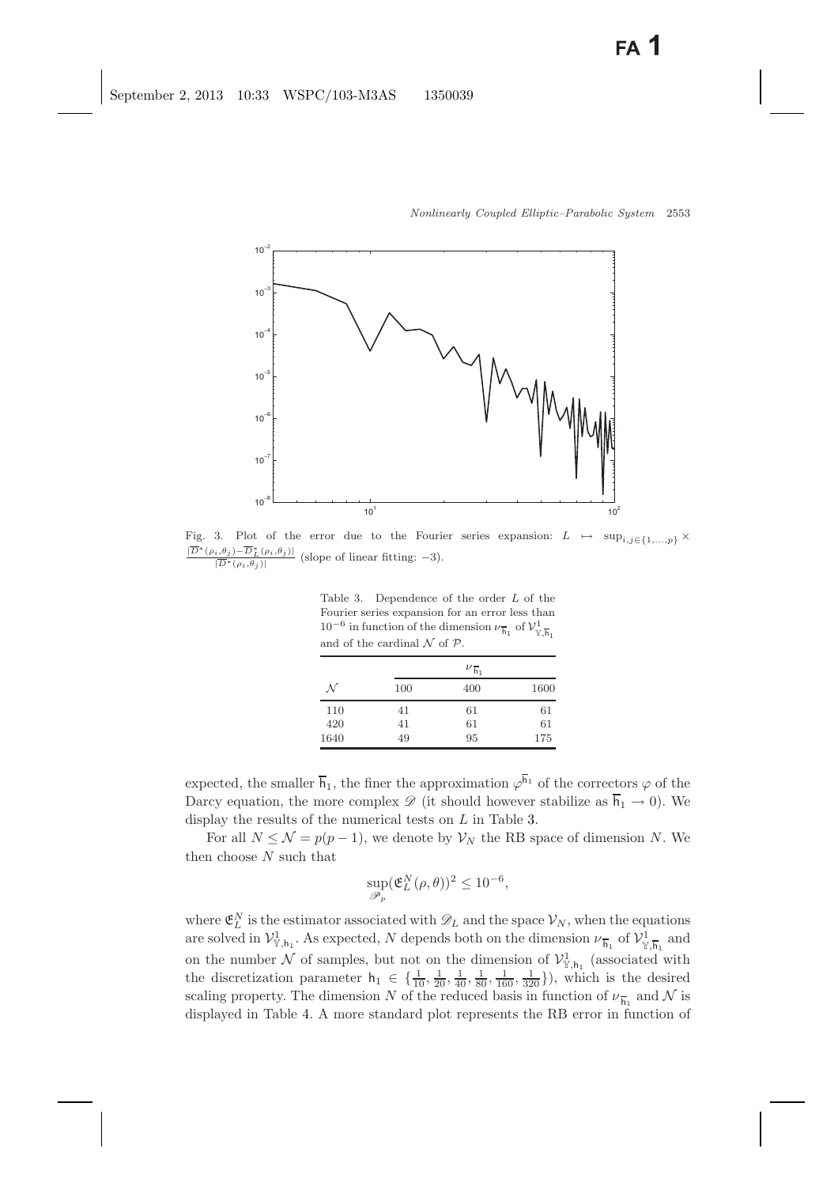Fig. 3. Plot of the error due to the Fourier series expansion: $L \mapsto \sup_{i,j\in\{1,\ldots,p\}} \times \frac{|\overline{D}^*(\rho_i,\theta_j) - \overline{D}_L^*(\rho_i,\theta_j)|}{|\overline{D}^*(\rho_i,\theta_j)|}$ (slope of linear fitting: $-3$).

Table 3. Dependence of the order $L$ of the Fourier series expansion for an error less than $10^{-6}$ in function of the dimension $\nu_{\overline{\mathsf{h}}_1}$ of $\mathcal{V}^1_{\mathbb{Y},\overline{\mathsf{h}}_1}$ and of the cardinal $\mathcal{N}$ of $\mathcal{P}$.

| | $\nu_{\overline{\mathsf{h}}_1}$ | | |
|---|---|---|---|
| $\mathcal{N}$ | 100 | 400 | 1600 |
| 110 | 41 | 61 | 61 |
| 420 | 41 | 61 | 61 |
| 1640 | 49 | 95 | 175 |

expected, the smaller $\overline{\mathsf{h}}_1$, the finer the approximation $\varphi^{\overline{\mathsf{h}}_1}$ of the correctors $\varphi$ of the Darcy equation, the more complex $\mathscr{D}$ (it should however stabilize as $\overline{\mathsf{h}}_1 \to 0$). We display the results of the numerical tests on $L$ in Table 3.

For all $N \leq \mathcal{N} = p(p-1)$, we denote by $\mathcal{V}_N$ the RB space of dimension $N$. We then choose $N$ such that

$$\sup_{\mathscr{P}_p} (\mathfrak{E}_L^N(\rho,\theta))^2 \leq 10^{-6},$$

where $\mathfrak{E}_L^N$ is the estimator associated with $\mathscr{D}_L$ and the space $\mathcal{V}_N$, when the equations are solved in $\mathcal{V}^1_{\mathbb{Y},\mathsf{h}_1}$. As expected, $N$ depends both on the dimension $\nu_{\overline{\mathsf{h}}_1}$ of $\mathcal{V}^1_{\mathbb{Y},\overline{\mathsf{h}}_1}$ and on the number $\mathcal{N}$ of samples, but not on the dimension of $\mathcal{V}^1_{\mathbb{Y},\mathsf{h}_1}$ (associated with the discretization parameter $\mathsf{h}_1 \in \{\frac{1}{10}, \frac{1}{20}, \frac{1}{40}, \frac{1}{80}, \frac{1}{160}, \frac{1}{320}\}$), which is the desired scaling property. The dimension $N$ of the reduced basis in function of $\nu_{\overline{\mathsf{h}}_1}$ and $\mathcal{N}$ is displayed in Table 4. A more standard plot represents the RB error in function of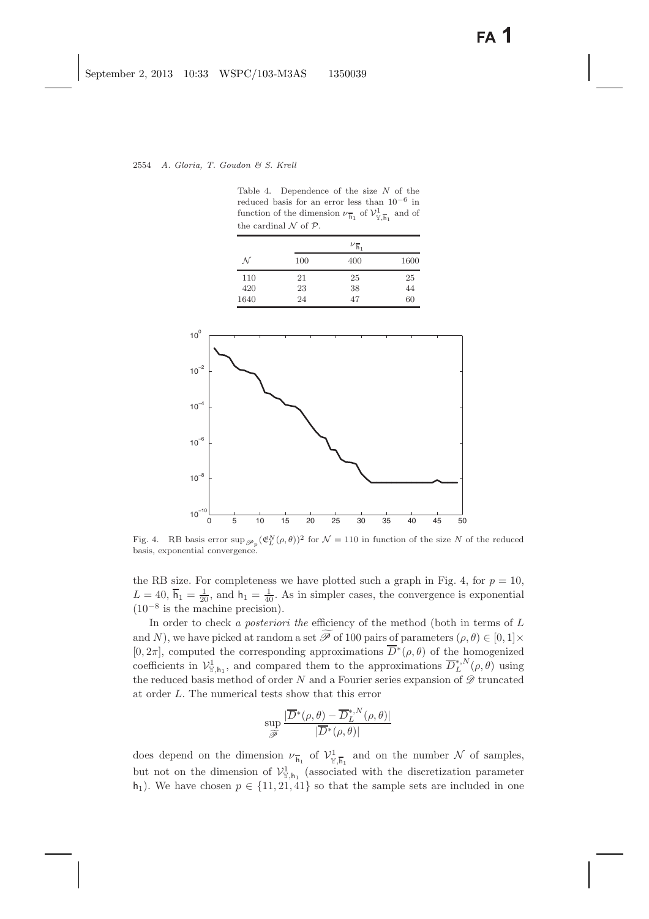Table 4. Dependence of the size $N$ of the reduced basis for an error less than $10^{-6}$ in function of the dimension $\nu_{\overline{\mathsf{h}}_1}$ of $\mathcal{V}^1_{\mathbb{Y},\overline{\mathsf{h}}_1}$ and of the cardinal $\mathcal{N}$ of $\mathcal{P}$.

| | $\nu_{\overline{\mathsf{h}}_1}$ | | |
|---|---|---|---|
| $\mathcal{N}$ | 100 | 400 | 1600 |
| 110 | 21 | 25 | 25 |
| 420 | 23 | 38 | 44 |
| 1640 | 24 | 47 | 60 |

Fig. 4. RB basis error $\sup_{\mathscr{P}_p}(\mathfrak{E}^N_L(\rho,\theta))^2$ for $\mathcal{N} = 110$ in function of the size $N$ of the reduced basis, exponential convergence.

the RB size. For completeness we have plotted such a graph in Fig. 4, for $p = 10$, $L = 40$, $\overline{\mathsf{h}}_1 = \frac{1}{20}$, and $\mathsf{h}_1 = \frac{1}{40}$. As in simpler cases, the convergence is exponential ($10^{-8}$ is the machine precision).

In order to check *a posteriori the* efficiency of the method (both in terms of $L$ and $N$), we have picked at random a set $\widetilde{\mathscr{P}}$ of 100 pairs of parameters $(\rho,\theta) \in [0,1]\times[0,2\pi]$, computed the corresponding approximations $\overline{D}^*(\rho,\theta)$ of the homogenized coefficients in $\mathcal{V}^1_{\mathbb{Y},\mathsf{h}_1}$, and compared them to the approximations $\overline{D}^{*,N}_L(\rho,\theta)$ using the reduced basis method of order $N$ and a Fourier series expansion of $\mathscr{D}$ truncated at order $L$. The numerical tests show that this error

$$\sup_{\widetilde{\mathscr{P}}} \frac{|\overline{D}^*(\rho,\theta) - \overline{D}^{*,N}_L(\rho,\theta)|}{|\overline{D}^*(\rho,\theta)|}$$

does depend on the dimension $\nu_{\overline{\mathsf{h}}_1}$ of $\mathcal{V}^1_{\mathbb{Y},\overline{\mathsf{h}}_1}$ and on the number $\mathcal{N}$ of samples, but not on the dimension of $\mathcal{V}^1_{\mathbb{Y},\mathsf{h}_1}$ (associated with the discretization parameter $\mathsf{h}_1$). We have chosen $p \in \{11, 21, 41\}$ so that the sample sets are included in one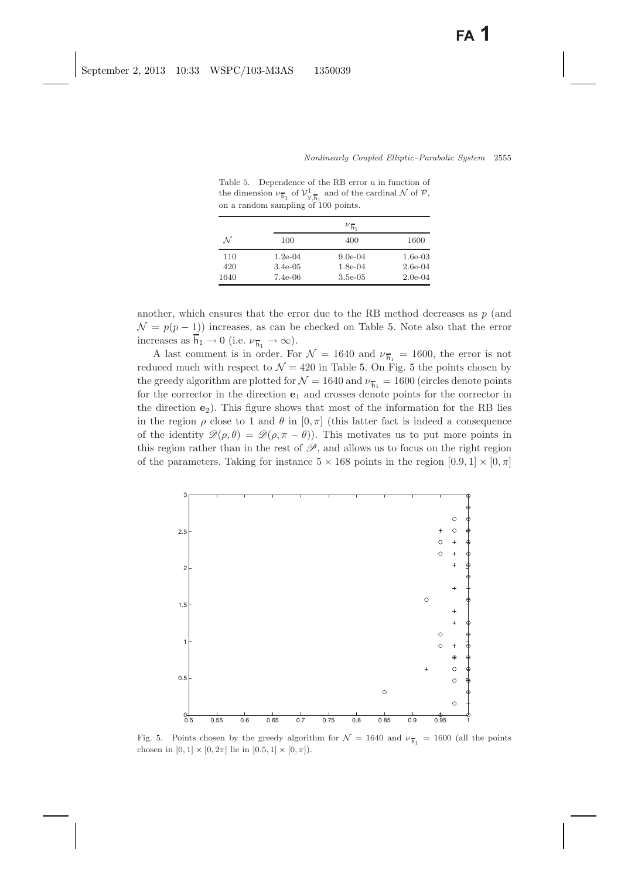Table 5. Dependence of the RB error u in function of the dimension $\nu_{\overline{\mathsf{h}}_1}$ of $\mathcal{V}^1_{\mathbb{Y},\overline{\mathsf{h}}_1}$ and of the cardinal $\mathcal{N}$ of $\mathcal{P}$, on a random sampling of 100 points.

| | $\nu_{\overline{\mathsf{h}}_1}$ | | |
|---|---|---|---|
| $\mathcal{N}$ | 100 | 400 | 1600 |
| 110 | 1.2e-04 | 9.0e-04 | 1.6e-03 |
| 420 | 3.4e-05 | 1.8e-04 | 2.6e-04 |
| 1640 | 7.4e-06 | 3.5e-05 | 2.0e-04 |

another, which ensures that the error due to the RB method decreases as $p$ (and $\mathcal{N} = p(p-1)$) increases, as can be checked on Table 5. Note also that the error increases as $\overline{\mathsf{h}}_1 \to 0$ (i.e. $\nu_{\overline{\mathsf{h}}_1} \to \infty$).

A last comment is in order. For $\mathcal{N} = 1640$ and $\nu_{\overline{\mathsf{h}}_1} = 1600$, the error is not reduced much with respect to $\mathcal{N} = 420$ in Table 5. On Fig. 5 the points chosen by the greedy algorithm are plotted for $\mathcal{N} = 1640$ and $\nu_{\overline{\mathsf{h}}_1} = 1600$ (circles denote points for the corrector in the direction $\mathbf{e}_1$ and crosses denote points for the corrector in the direction $\mathbf{e}_2$). This figure shows that most of the information for the RB lies in the region $\rho$ close to 1 and $\theta$ in $[0,\pi]$ (this latter fact is indeed a consequence of the identity $\mathscr{D}(\rho,\theta) = \mathscr{D}(\rho,\pi-\theta)$). This motivates us to put more points in this region rather than in the rest of $\mathscr{P}$, and allows us to focus on the right region of the parameters. Taking for instance $5 \times 168$ points in the region $[0.9, 1] \times [0, \pi]$

Fig. 5. Points chosen by the greedy algorithm for $\mathcal{N} = 1640$ and $\nu_{\overline{\mathsf{h}}_1} = 1600$ (all the points chosen in $[0,1] \times [0, 2\pi]$ lie in $[0.5, 1] \times [0, \pi]$).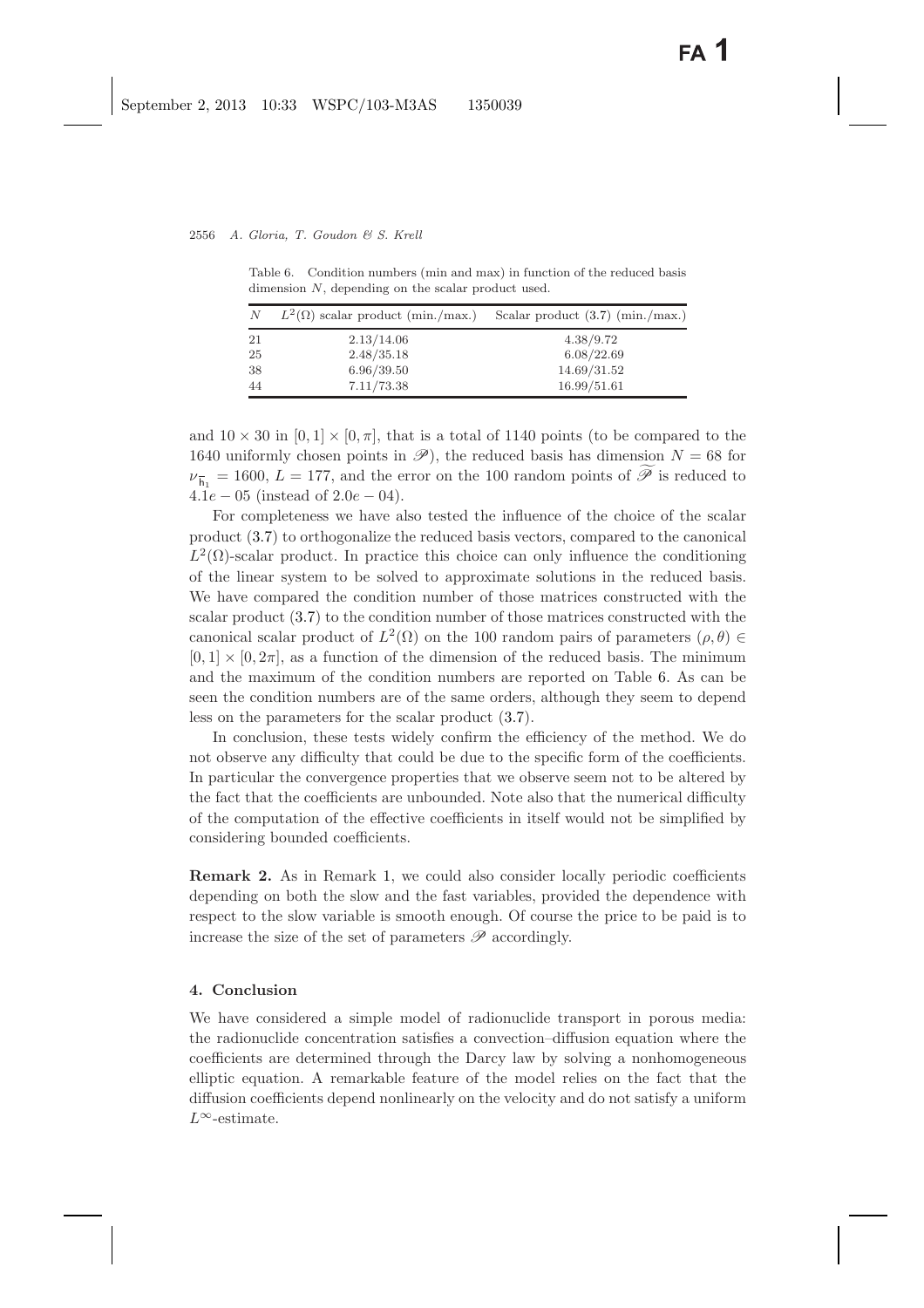Table 6. Condition numbers (min and max) in function of the reduced basis dimension $N$, depending on the scalar product used.

| $N$ | $L^2(\Omega)$ scalar product (min./max.) | Scalar product (3.7) (min./max.) |
|---|---|---|
| 21 | 2.13/14.06 | 4.38/9.72 |
| 25 | 2.48/35.18 | 6.08/22.69 |
| 38 | 6.96/39.50 | 14.69/31.52 |
| 44 | 7.11/73.38 | 16.99/51.61 |

and $10 \times 30$ in $[0,1] \times [0,\pi]$, that is a total of 1140 points (to be compared to the 1640 uniformly chosen points in $\mathscr{P}$), the reduced basis has dimension $N = 68$ for $\nu_{\overline{\mathfrak{h}}_1} = 1600$, $L = 177$, and the error on the 100 random points of $\widetilde{\mathscr{P}}$ is reduced to $4.1e-05$ (instead of $2.0e-04$).

For completeness we have also tested the influence of the choice of the scalar product (3.7) to orthogonalize the reduced basis vectors, compared to the canonical $L^2(\Omega)$-scalar product. In practice this choice can only influence the conditioning of the linear system to be solved to approximate solutions in the reduced basis. We have compared the condition number of those matrices constructed with the scalar product (3.7) to the condition number of those matrices constructed with the canonical scalar product of $L^2(\Omega)$ on the 100 random pairs of parameters $(\rho, \theta) \in [0,1] \times [0,2\pi]$, as a function of the dimension of the reduced basis. The minimum and the maximum of the condition numbers are reported on Table 6. As can be seen the condition numbers are of the same orders, although they seem to depend less on the parameters for the scalar product (3.7).

In conclusion, these tests widely confirm the efficiency of the method. We do not observe any difficulty that could be due to the specific form of the coefficients. In particular the convergence properties that we observe seem not to be altered by the fact that the coefficients are unbounded. Note also that the numerical difficulty of the computation of the effective coefficients in itself would not be simplified by considering bounded coefficients.

**Remark 2.** As in Remark 1, we could also consider locally periodic coefficients depending on both the slow and the fast variables, provided the dependence with respect to the slow variable is smooth enough. Of course the price to be paid is to increase the size of the set of parameters $\mathscr{P}$ accordingly.

## 4. Conclusion

We have considered a simple model of radionuclide transport in porous media: the radionuclide concentration satisfies a convection–diffusion equation where the coefficients are determined through the Darcy law by solving a nonhomogeneous elliptic equation. A remarkable feature of the model relies on the fact that the diffusion coefficients depend nonlinearly on the velocity and do not satisfy a uniform $L^\infty$-estimate.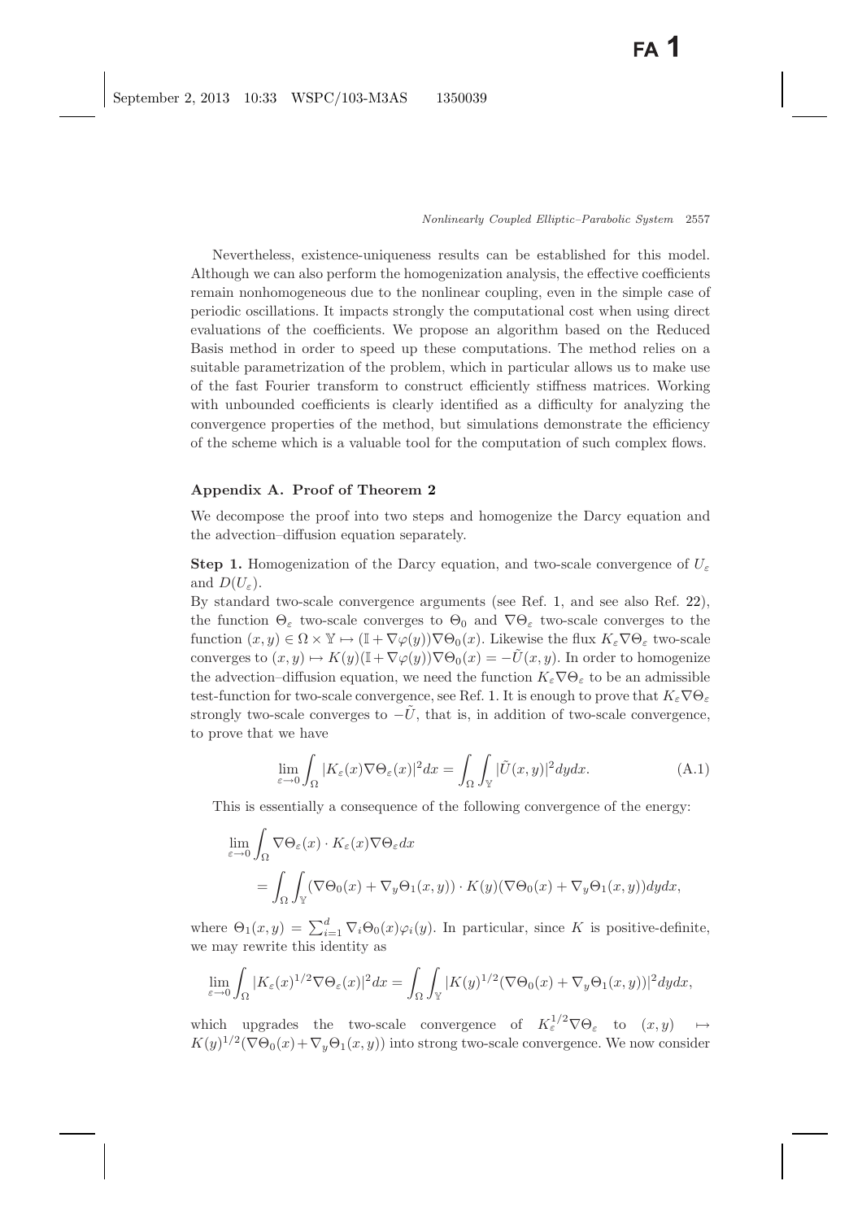Nevertheless, existence-uniqueness results can be established for this model. Although we can also perform the homogenization analysis, the effective coefficients remain nonhomogeneous due to the nonlinear coupling, even in the simple case of periodic oscillations. It impacts strongly the computational cost when using direct evaluations of the coefficients. We propose an algorithm based on the Reduced Basis method in order to speed up these computations. The method relies on a suitable parametrization of the problem, which in particular allows us to make use of the fast Fourier transform to construct efficiently stiffness matrices. Working with unbounded coefficients is clearly identified as a difficulty for analyzing the convergence properties of the method, but simulations demonstrate the efficiency of the scheme which is a valuable tool for the computation of such complex flows.

## Appendix A. Proof of Theorem 2

We decompose the proof into two steps and homogenize the Darcy equation and the advection–diffusion equation separately.

**Step 1.** Homogenization of the Darcy equation, and two-scale convergence of $U_\varepsilon$ and $D(U_\varepsilon)$.

By standard two-scale convergence arguments (see Ref. 1, and see also Ref. 22), the function $\Theta_\varepsilon$ two-scale converges to $\Theta_0$ and $\nabla\Theta_\varepsilon$ two-scale converges to the function $(x, y) \in \Omega \times \mathbb{Y} \mapsto (\mathbb{I} + \nabla\varphi(y))\nabla\Theta_0(x)$. Likewise the flux $K_\varepsilon\nabla\Theta_\varepsilon$ two-scale converges to $(x, y) \mapsto K(y)(\mathbb{I} + \nabla\varphi(y))\nabla\Theta_0(x) = -\tilde{U}(x, y)$. In order to homogenize the advection–diffusion equation, we need the function $K_\varepsilon\nabla\Theta_\varepsilon$ to be an admissible test-function for two-scale convergence, see Ref. 1. It is enough to prove that $K_\varepsilon\nabla\Theta_\varepsilon$ strongly two-scale converges to $-\tilde{U}$, that is, in addition of two-scale convergence, to prove that we have

$$\lim_{\varepsilon\to 0}\int_\Omega |K_\varepsilon(x)\nabla\Theta_\varepsilon(x)|^2 dx = \int_\Omega\int_{\mathbb{Y}} |\tilde{U}(x, y)|^2 dy dx. \tag{A.1}$$

This is essentially a consequence of the following convergence of the energy:

$$\begin{aligned}
\lim_{\varepsilon\to 0}\int_\Omega &\nabla\Theta_\varepsilon(x)\cdot K_\varepsilon(x)\nabla\Theta_\varepsilon dx \\
&= \int_\Omega\int_{\mathbb{Y}} (\nabla\Theta_0(x) + \nabla_y\Theta_1(x, y))\cdot K(y)(\nabla\Theta_0(x) + \nabla_y\Theta_1(x, y)) dy dx,
\end{aligned}$$

where $\Theta_1(x, y) = \sum_{i=1}^d \nabla_i\Theta_0(x)\varphi_i(y)$. In particular, since $K$ is positive-definite, we may rewrite this identity as

$$\lim_{\varepsilon\to 0}\int_\Omega |K_\varepsilon(x)^{1/2}\nabla\Theta_\varepsilon(x)|^2 dx = \int_\Omega\int_{\mathbb{Y}} |K(y)^{1/2}(\nabla\Theta_0(x) + \nabla_y\Theta_1(x, y))|^2 dy dx,$$

which upgrades the two-scale convergence of $K_\varepsilon^{1/2}\nabla\Theta_\varepsilon$ to $(x, y) \mapsto K(y)^{1/2}(\nabla\Theta_0(x) + \nabla_y\Theta_1(x, y))$ into strong two-scale convergence. We now consider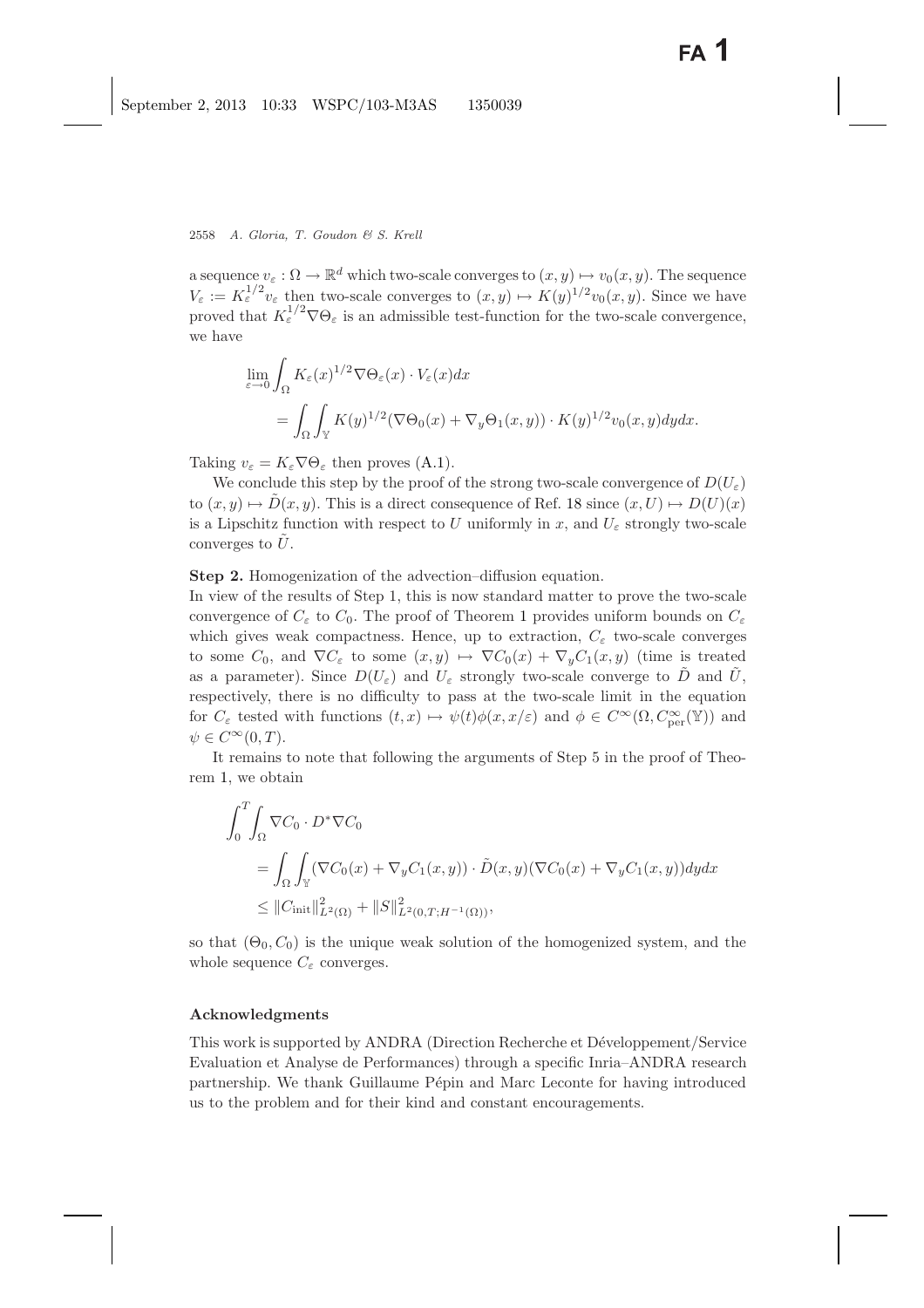a sequence $v_\varepsilon : \Omega \to \mathbb{R}^d$ which two-scale converges to $(x,y) \mapsto v_0(x,y)$. The sequence $V_\varepsilon := K_\varepsilon^{1/2} v_\varepsilon$ then two-scale converges to $(x,y) \mapsto K(y)^{1/2} v_0(x,y)$. Since we have proved that $K_\varepsilon^{1/2}\nabla\Theta_\varepsilon$ is an admissible test-function for the two-scale convergence, we have

$$
\begin{aligned}
\lim_{\varepsilon\to 0} \int_\Omega & K_\varepsilon(x)^{1/2}\nabla\Theta_\varepsilon(x)\cdot V_\varepsilon(x)dx \\
&= \int_\Omega\int_{\mathbb{Y}} K(y)^{1/2}(\nabla\Theta_0(x) + \nabla_y\Theta_1(x,y))\cdot K(y)^{1/2}v_0(x,y)dydx.
\end{aligned}
$$

Taking $v_\varepsilon = K_\varepsilon\nabla\Theta_\varepsilon$ then proves (A.1).

We conclude this step by the proof of the strong two-scale convergence of $D(U_\varepsilon)$ to $(x,y) \mapsto \tilde{D}(x,y)$. This is a direct consequence of Ref. 18 since $(x,U) \mapsto D(U)(x)$ is a Lipschitz function with respect to $U$ uniformly in $x$, and $U_\varepsilon$ strongly two-scale converges to $\tilde{U}$.

**Step 2.** Homogenization of the advection–diffusion equation.

In view of the results of Step 1, this is now standard matter to prove the two-scale convergence of $C_\varepsilon$ to $C_0$. The proof of Theorem 1 provides uniform bounds on $C_\varepsilon$ which gives weak compactness. Hence, up to extraction, $C_\varepsilon$ two-scale converges to some $C_0$, and $\nabla C_\varepsilon$ to some $(x,y) \mapsto \nabla C_0(x) + \nabla_y C_1(x,y)$ (time is treated as a parameter). Since $D(U_\varepsilon)$ and $U_\varepsilon$ strongly two-scale converge to $\tilde{D}$ and $\tilde{U}$, respectively, there is no difficulty to pass at the two-scale limit in the equation for $C_\varepsilon$ tested with functions $(t,x) \mapsto \psi(t)\phi(x,x/\varepsilon)$ and $\phi \in C^\infty(\Omega, C^\infty_{\mathrm{per}}(\mathbb{Y}))$ and $\psi \in C^\infty(0,T)$.

It remains to note that following the arguments of Step 5 in the proof of Theorem 1, we obtain

$$
\begin{aligned}
\int_0^T\int_\Omega & \nabla C_0 \cdot D^*\nabla C_0 \\
&= \int_\Omega\int_{\mathbb{Y}} (\nabla C_0(x) + \nabla_y C_1(x,y))\cdot \tilde{D}(x,y)(\nabla C_0(x) + \nabla_y C_1(x,y))dydx \\
&\leq \|C_{\mathrm{init}}\|^2_{L^2(\Omega)} + \|S\|^2_{L^2(0,T;H^{-1}(\Omega))},
\end{aligned}
$$

so that $(\Theta_0, C_0)$ is the unique weak solution of the homogenized system, and the whole sequence $C_\varepsilon$ converges.

## Acknowledgments

This work is supported by ANDRA (Direction Recherche et Développement/Service Evaluation et Analyse de Performances) through a specific Inria–ANDRA research partnership. We thank Guillaume Pépin and Marc Leconte for having introduced us to the problem and for their kind and constant encouragements.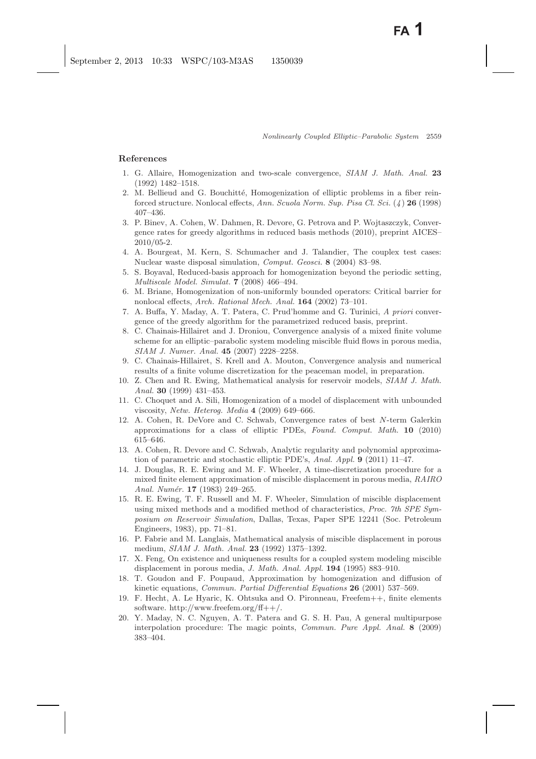## References

1. G. Allaire, Homogenization and two-scale convergence, *SIAM J. Math. Anal.* **23** (1992) 1482–1518.
2. M. Bellieud and G. Bouchitté, Homogenization of elliptic problems in a fiber reinforced structure. Nonlocal effects, *Ann. Scuola Norm. Sup. Pisa Cl. Sci.* (*4*) **26** (1998) 407–436.
3. P. Binev, A. Cohen, W. Dahmen, R. Devore, G. Petrova and P. Wojtaszczyk, Convergence rates for greedy algorithms in reduced basis methods (2010), preprint AICES–2010/05-2.
4. A. Bourgeat, M. Kern, S. Schumacher and J. Talandier, The couplex test cases: Nuclear waste disposal simulation, *Comput. Geosci.* **8** (2004) 83–98.
5. S. Boyaval, Reduced-basis approach for homogenization beyond the periodic setting, *Multiscale Model. Simulat.* **7** (2008) 466–494.
6. M. Briane, Homogenization of non-uniformly bounded operators: Critical barrier for nonlocal effects, *Arch. Rational Mech. Anal.* **164** (2002) 73–101.
7. A. Buffa, Y. Maday, A. T. Patera, C. Prud'homme and G. Turinici, *A priori* convergence of the greedy algorithm for the parametrized reduced basis, preprint.
8. C. Chainais-Hillairet and J. Droniou, Convergence analysis of a mixed finite volume scheme for an elliptic–parabolic system modeling miscible fluid flows in porous media, *SIAM J. Numer. Anal.* **45** (2007) 2228–2258.
9. C. Chainais-Hillairet, S. Krell and A. Mouton, Convergence analysis and numerical results of a finite volume discretization for the peaceman model, in preparation.
10. Z. Chen and R. Ewing, Mathematical analysis for reservoir models, *SIAM J. Math. Anal.* **30** (1999) 431–453.
11. C. Choquet and A. Sili, Homogenization of a model of displacement with unbounded viscosity, *Netw. Heterog. Media* **4** (2009) 649–666.
12. A. Cohen, R. DeVore and C. Schwab, Convergence rates of best $N$-term Galerkin approximations for a class of elliptic PDEs, *Found. Comput. Math.* **10** (2010) 615–646.
13. A. Cohen, R. Devore and C. Schwab, Analytic regularity and polynomial approximation of parametric and stochastic elliptic PDE's, *Anal. Appl.* **9** (2011) 11–47.
14. J. Douglas, R. E. Ewing and M. F. Wheeler, A time-discretization procedure for a mixed finite element approximation of miscible displacement in porous media, *RAIRO Anal. Numér.* **17** (1983) 249–265.
15. R. E. Ewing, T. F. Russell and M. F. Wheeler, Simulation of miscible displacement using mixed methods and a modified method of characteristics, *Proc. 7th SPE Symposium on Reservoir Simulation*, Dallas, Texas, Paper SPE 12241 (Soc. Petroleum Engineers, 1983), pp. 71–81.
16. P. Fabrie and M. Langlais, Mathematical analysis of miscible displacement in porous medium, *SIAM J. Math. Anal.* **23** (1992) 1375–1392.
17. X. Feng, On existence and uniqueness results for a coupled system modeling miscible displacement in porous media, *J. Math. Anal. Appl.* **194** (1995) 883–910.
18. T. Goudon and F. Poupaud, Approximation by homogenization and diffusion of kinetic equations, *Commun. Partial Differential Equations* **26** (2001) 537–569.
19. F. Hecht, A. Le Hyaric, K. Ohtsuka and O. Pironneau, Freefem++, finite elements software. http://www.freefem.org/ff++/.
20. Y. Maday, N. C. Nguyen, A. T. Patera and G. S. H. Pau, A general multipurpose interpolation procedure: The magic points, *Commun. Pure Appl. Anal.* **8** (2009) 383–404.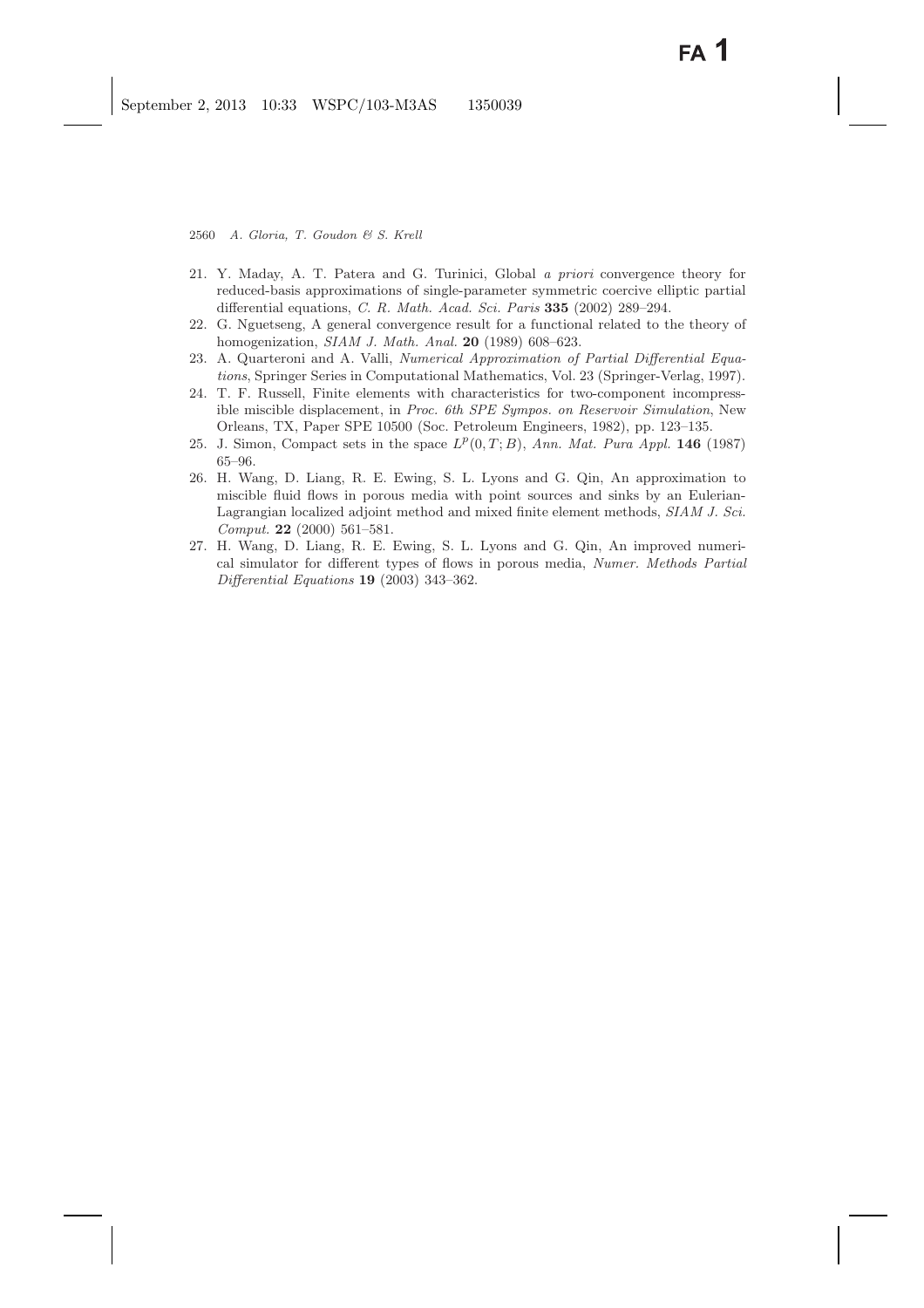21. Y. Maday, A. T. Patera and G. Turinici, Global *a priori* convergence theory for reduced-basis approximations of single-parameter symmetric coercive elliptic partial differential equations, *C. R. Math. Acad. Sci. Paris* **335** (2002) 289–294.
22. G. Nguetseng, A general convergence result for a functional related to the theory of homogenization, *SIAM J. Math. Anal.* **20** (1989) 608–623.
23. A. Quarteroni and A. Valli, *Numerical Approximation of Partial Differential Equations*, Springer Series in Computational Mathematics, Vol. 23 (Springer-Verlag, 1997).
24. T. F. Russell, Finite elements with characteristics for two-component incompressible miscible displacement, in *Proc. 6th SPE Sympos. on Reservoir Simulation*, New Orleans, TX, Paper SPE 10500 (Soc. Petroleum Engineers, 1982), pp. 123–135.
25. J. Simon, Compact sets in the space $L^p(0, T; B)$, *Ann. Mat. Pura Appl.* **146** (1987) 65–96.
26. H. Wang, D. Liang, R. E. Ewing, S. L. Lyons and G. Qin, An approximation to miscible fluid flows in porous media with point sources and sinks by an Eulerian-Lagrangian localized adjoint method and mixed finite element methods, *SIAM J. Sci. Comput.* **22** (2000) 561–581.
27. H. Wang, D. Liang, R. E. Ewing, S. L. Lyons and G. Qin, An improved numerical simulator for different types of flows in porous media, *Numer. Methods Partial Differential Equations* **19** (2003) 343–362.